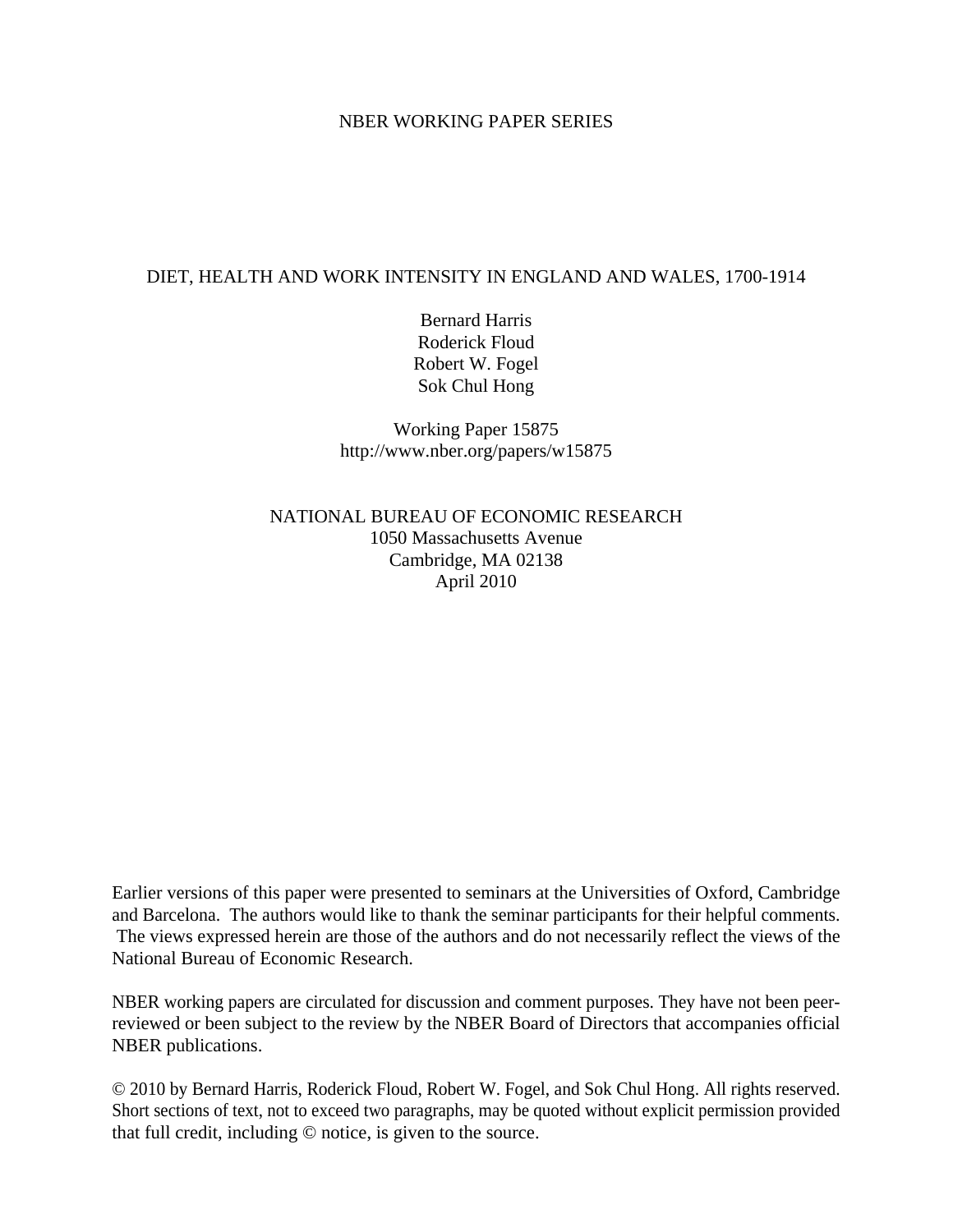NBER WORKING PAPER SERIES

# DIET, HEALTH AND WORK INTENSITY IN ENGLAND AND WALES, 1700-1914

Bernard Harris
Roderick Floud
Robert W. Fogel
Sok Chul Hong

Working Paper 15875
http://www.nber.org/papers/w15875

NATIONAL BUREAU OF ECONOMIC RESEARCH
1050 Massachusetts Avenue
Cambridge, MA 02138
April 2010

Earlier versions of this paper were presented to seminars at the Universities of Oxford, Cambridge and Barcelona. The authors would like to thank the seminar participants for their helpful comments. The views expressed herein are those of the authors and do not necessarily reflect the views of the National Bureau of Economic Research.

NBER working papers are circulated for discussion and comment purposes. They have not been peer-reviewed or been subject to the review by the NBER Board of Directors that accompanies official NBER publications.

© 2010 by Bernard Harris, Roderick Floud, Robert W. Fogel, and Sok Chul Hong. All rights reserved. Short sections of text, not to exceed two paragraphs, may be quoted without explicit permission provided that full credit, including © notice, is given to the source.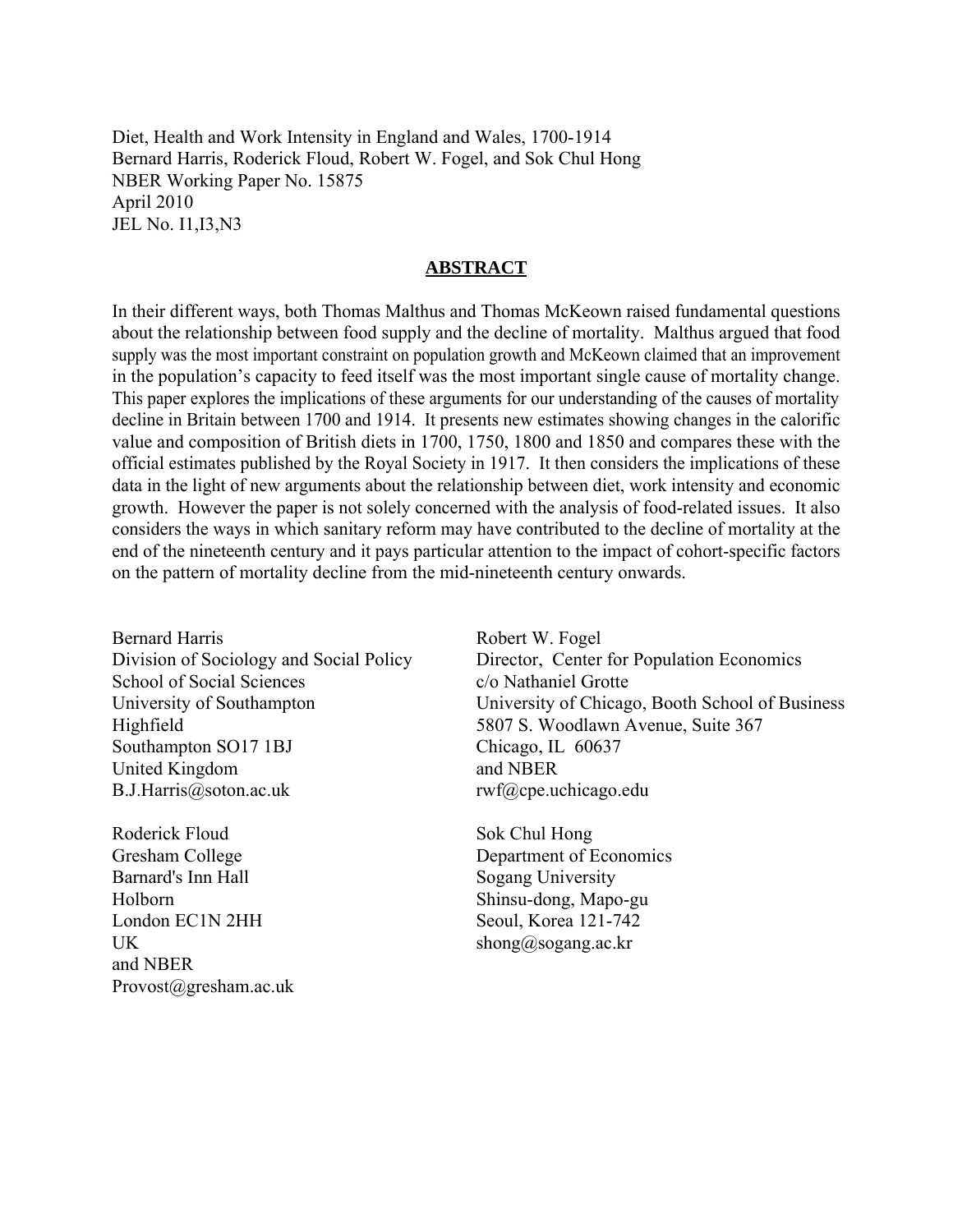Diet, Health and Work Intensity in England and Wales, 1700-1914
Bernard Harris, Roderick Floud, Robert W. Fogel, and Sok Chul Hong
NBER Working Paper No. 15875
April 2010
JEL No. I1,I3,N3

## ABSTRACT

In their different ways, both Thomas Malthus and Thomas McKeown raised fundamental questions about the relationship between food supply and the decline of mortality. Malthus argued that food supply was the most important constraint on population growth and McKeown claimed that an improvement in the population's capacity to feed itself was the most important single cause of mortality change. This paper explores the implications of these arguments for our understanding of the causes of mortality decline in Britain between 1700 and 1914. It presents new estimates showing changes in the calorific value and composition of British diets in 1700, 1750, 1800 and 1850 and compares these with the official estimates published by the Royal Society in 1917. It then considers the implications of these data in the light of new arguments about the relationship between diet, work intensity and economic growth. However the paper is not solely concerned with the analysis of food-related issues. It also considers the ways in which sanitary reform may have contributed to the decline of mortality at the end of the nineteenth century and it pays particular attention to the impact of cohort-specific factors on the pattern of mortality decline from the mid-nineteenth century onwards.

Bernard Harris
Division of Sociology and Social Policy
School of Social Sciences
University of Southampton
Highfield
Southampton SO17 1BJ
United Kingdom
B.J.Harris@soton.ac.uk

Roderick Floud
Gresham College
Barnard's Inn Hall
Holborn
London EC1N 2HH
UK
and NBER
Provost@gresham.ac.uk

Robert W. Fogel
Director, Center for Population Economics
c/o Nathaniel Grotte
University of Chicago, Booth School of Business
5807 S. Woodlawn Avenue, Suite 367
Chicago, IL 60637
and NBER
rwf@cpe.uchicago.edu

Sok Chul Hong
Department of Economics
Sogang University
Shinsu-dong, Mapo-gu
Seoul, Korea 121-742
shong@sogang.ac.kr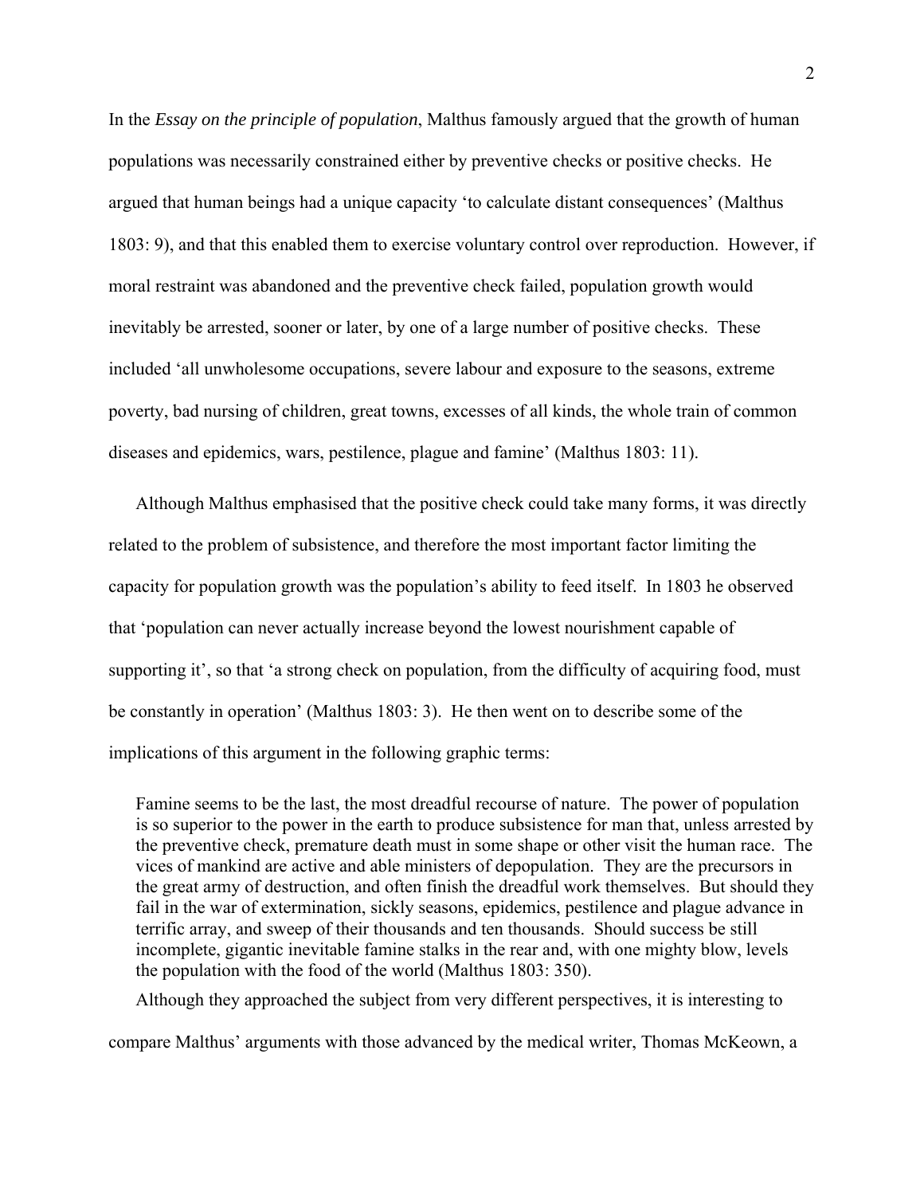In the *Essay on the principle of population*, Malthus famously argued that the growth of human populations was necessarily constrained either by preventive checks or positive checks. He argued that human beings had a unique capacity 'to calculate distant consequences' (Malthus 1803: 9), and that this enabled them to exercise voluntary control over reproduction. However, if moral restraint was abandoned and the preventive check failed, population growth would inevitably be arrested, sooner or later, by one of a large number of positive checks. These included 'all unwholesome occupations, severe labour and exposure to the seasons, extreme poverty, bad nursing of children, great towns, excesses of all kinds, the whole train of common diseases and epidemics, wars, pestilence, plague and famine' (Malthus 1803: 11).

Although Malthus emphasised that the positive check could take many forms, it was directly related to the problem of subsistence, and therefore the most important factor limiting the capacity for population growth was the population's ability to feed itself. In 1803 he observed that 'population can never actually increase beyond the lowest nourishment capable of supporting it', so that 'a strong check on population, from the difficulty of acquiring food, must be constantly in operation' (Malthus 1803: 3). He then went on to describe some of the implications of this argument in the following graphic terms:

> Famine seems to be the last, the most dreadful recourse of nature. The power of population is so superior to the power in the earth to produce subsistence for man that, unless arrested by the preventive check, premature death must in some shape or other visit the human race. The vices of mankind are active and able ministers of depopulation. They are the precursors in the great army of destruction, and often finish the dreadful work themselves. But should they fail in the war of extermination, sickly seasons, epidemics, pestilence and plague advance in terrific array, and sweep of their thousands and ten thousands. Should success be still incomplete, gigantic inevitable famine stalks in the rear and, with one mighty blow, levels the population with the food of the world (Malthus 1803: 350).

Although they approached the subject from very different perspectives, it is interesting to compare Malthus' arguments with those advanced by the medical writer, Thomas McKeown, a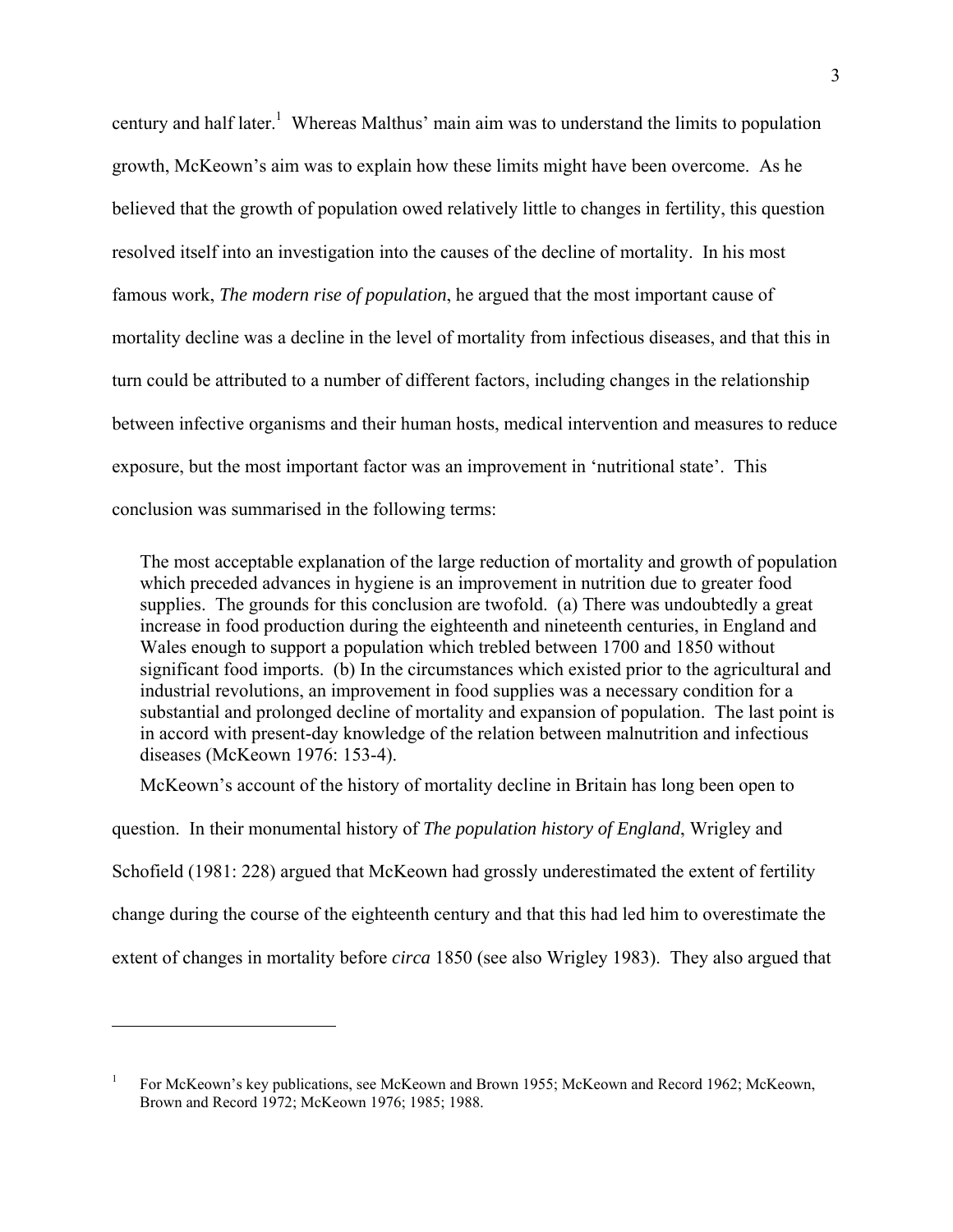century and half later.[1] Whereas Malthus' main aim was to understand the limits to population growth, McKeown's aim was to explain how these limits might have been overcome. As he believed that the growth of population owed relatively little to changes in fertility, this question resolved itself into an investigation into the causes of the decline of mortality. In his most famous work, *The modern rise of population*, he argued that the most important cause of mortality decline was a decline in the level of mortality from infectious diseases, and that this in turn could be attributed to a number of different factors, including changes in the relationship between infective organisms and their human hosts, medical intervention and measures to reduce exposure, but the most important factor was an improvement in 'nutritional state'. This conclusion was summarised in the following terms:

> The most acceptable explanation of the large reduction of mortality and growth of population which preceded advances in hygiene is an improvement in nutrition due to greater food supplies. The grounds for this conclusion are twofold. (a) There was undoubtedly a great increase in food production during the eighteenth and nineteenth centuries, in England and Wales enough to support a population which trebled between 1700 and 1850 without significant food imports. (b) In the circumstances which existed prior to the agricultural and industrial revolutions, an improvement in food supplies was a necessary condition for a substantial and prolonged decline of mortality and expansion of population. The last point is in accord with present-day knowledge of the relation between malnutrition and infectious diseases (McKeown 1976: 153-4).

McKeown's account of the history of mortality decline in Britain has long been open to question. In their monumental history of *The population history of England*, Wrigley and Schofield (1981: 228) argued that McKeown had grossly underestimated the extent of fertility change during the course of the eighteenth century and that this had led him to overestimate the extent of changes in mortality before *circa* 1850 (see also Wrigley 1983). They also argued that

[1] For McKeown's key publications, see McKeown and Brown 1955; McKeown and Record 1962; McKeown, Brown and Record 1972; McKeown 1976; 1985; 1988.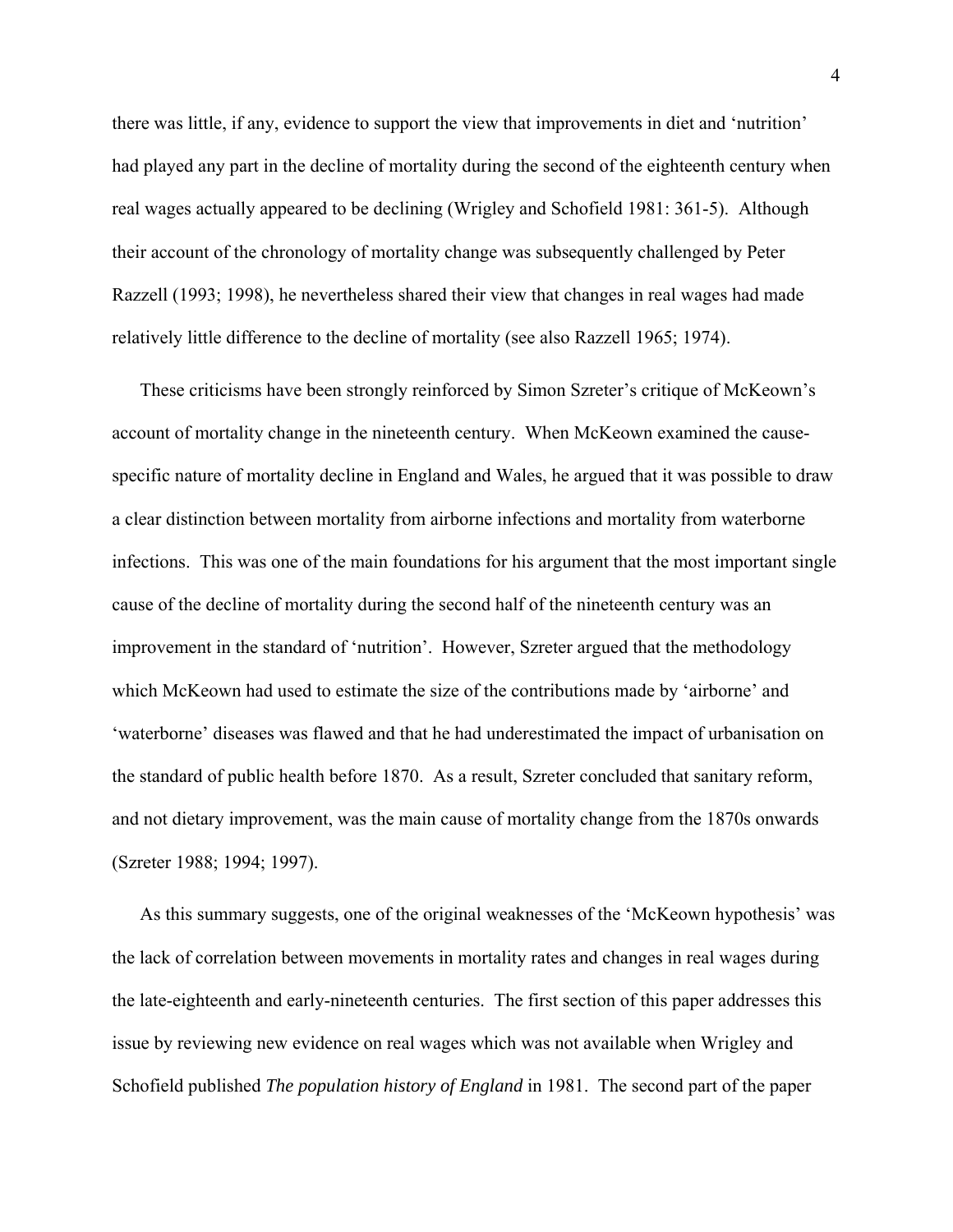there was little, if any, evidence to support the view that improvements in diet and 'nutrition' had played any part in the decline of mortality during the second of the eighteenth century when real wages actually appeared to be declining (Wrigley and Schofield 1981: 361-5). Although their account of the chronology of mortality change was subsequently challenged by Peter Razzell (1993; 1998), he nevertheless shared their view that changes in real wages had made relatively little difference to the decline of mortality (see also Razzell 1965; 1974).

These criticisms have been strongly reinforced by Simon Szreter's critique of McKeown's account of mortality change in the nineteenth century. When McKeown examined the cause-specific nature of mortality decline in England and Wales, he argued that it was possible to draw a clear distinction between mortality from airborne infections and mortality from waterborne infections. This was one of the main foundations for his argument that the most important single cause of the decline of mortality during the second half of the nineteenth century was an improvement in the standard of 'nutrition'. However, Szreter argued that the methodology which McKeown had used to estimate the size of the contributions made by 'airborne' and 'waterborne' diseases was flawed and that he had underestimated the impact of urbanisation on the standard of public health before 1870. As a result, Szreter concluded that sanitary reform, and not dietary improvement, was the main cause of mortality change from the 1870s onwards (Szreter 1988; 1994; 1997).

As this summary suggests, one of the original weaknesses of the 'McKeown hypothesis' was the lack of correlation between movements in mortality rates and changes in real wages during the late-eighteenth and early-nineteenth centuries. The first section of this paper addresses this issue by reviewing new evidence on real wages which was not available when Wrigley and Schofield published *The population history of England* in 1981. The second part of the paper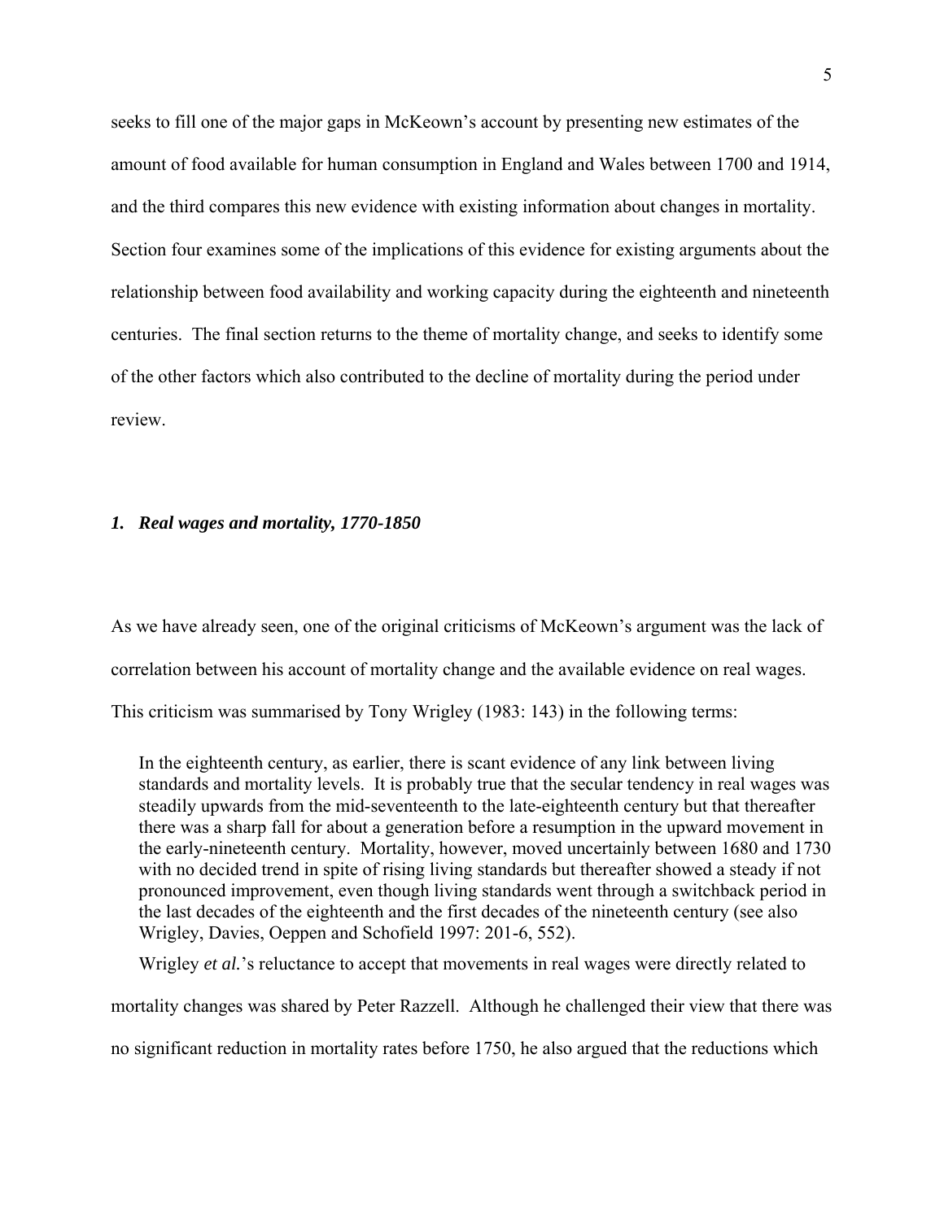seeks to fill one of the major gaps in McKeown's account by presenting new estimates of the amount of food available for human consumption in England and Wales between 1700 and 1914, and the third compares this new evidence with existing information about changes in mortality. Section four examines some of the implications of this evidence for existing arguments about the relationship between food availability and working capacity during the eighteenth and nineteenth centuries. The final section returns to the theme of mortality change, and seeks to identify some of the other factors which also contributed to the decline of mortality during the period under review.

### *1. Real wages and mortality, 1770-1850*

As we have already seen, one of the original criticisms of McKeown's argument was the lack of correlation between his account of mortality change and the available evidence on real wages. This criticism was summarised by Tony Wrigley (1983: 143) in the following terms:

> In the eighteenth century, as earlier, there is scant evidence of any link between living standards and mortality levels. It is probably true that the secular tendency in real wages was steadily upwards from the mid-seventeenth to the late-eighteenth century but that thereafter there was a sharp fall for about a generation before a resumption in the upward movement in the early-nineteenth century. Mortality, however, moved uncertainly between 1680 and 1730 with no decided trend in spite of rising living standards but thereafter showed a steady if not pronounced improvement, even though living standards went through a switchback period in the last decades of the eighteenth and the first decades of the nineteenth century (see also Wrigley, Davies, Oeppen and Schofield 1997: 201-6, 552).

Wrigley *et al.*'s reluctance to accept that movements in real wages were directly related to mortality changes was shared by Peter Razzell. Although he challenged their view that there was no significant reduction in mortality rates before 1750, he also argued that the reductions which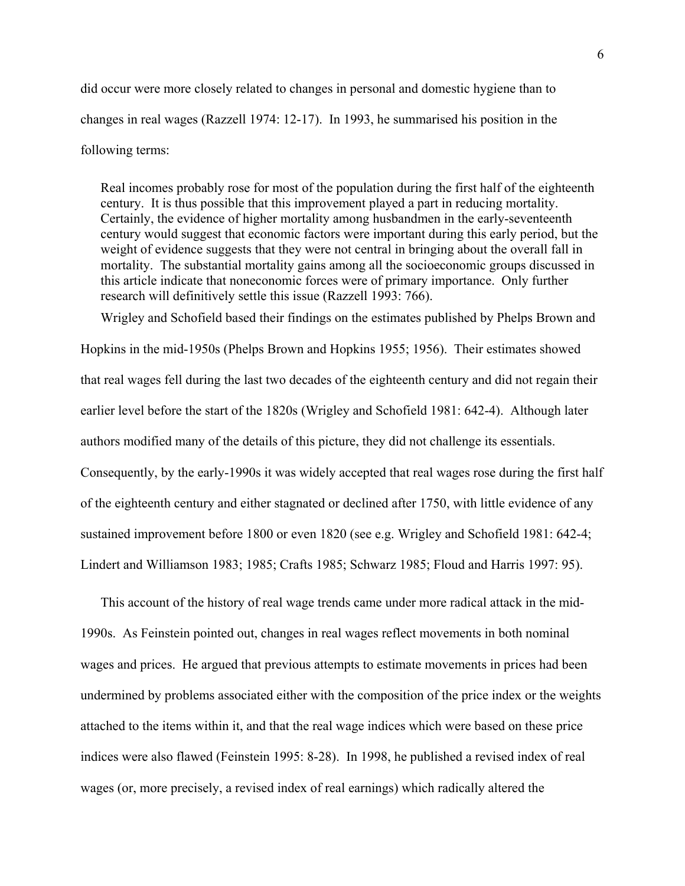did occur were more closely related to changes in personal and domestic hygiene than to changes in real wages (Razzell 1974: 12-17). In 1993, he summarised his position in the following terms:

> Real incomes probably rose for most of the population during the first half of the eighteenth century. It is thus possible that this improvement played a part in reducing mortality. Certainly, the evidence of higher mortality among husbandmen in the early-seventeenth century would suggest that economic factors were important during this early period, but the weight of evidence suggests that they were not central in bringing about the overall fall in mortality. The substantial mortality gains among all the socioeconomic groups discussed in this article indicate that noneconomic forces were of primary importance. Only further research will definitively settle this issue (Razzell 1993: 766).

Wrigley and Schofield based their findings on the estimates published by Phelps Brown and Hopkins in the mid-1950s (Phelps Brown and Hopkins 1955; 1956). Their estimates showed that real wages fell during the last two decades of the eighteenth century and did not regain their earlier level before the start of the 1820s (Wrigley and Schofield 1981: 642-4). Although later authors modified many of the details of this picture, they did not challenge its essentials. Consequently, by the early-1990s it was widely accepted that real wages rose during the first half of the eighteenth century and either stagnated or declined after 1750, with little evidence of any sustained improvement before 1800 or even 1820 (see e.g. Wrigley and Schofield 1981: 642-4; Lindert and Williamson 1983; 1985; Crafts 1985; Schwarz 1985; Floud and Harris 1997: 95).

This account of the history of real wage trends came under more radical attack in the mid-1990s. As Feinstein pointed out, changes in real wages reflect movements in both nominal wages and prices. He argued that previous attempts to estimate movements in prices had been undermined by problems associated either with the composition of the price index or the weights attached to the items within it, and that the real wage indices which were based on these price indices were also flawed (Feinstein 1995: 8-28). In 1998, he published a revised index of real wages (or, more precisely, a revised index of real earnings) which radically altered the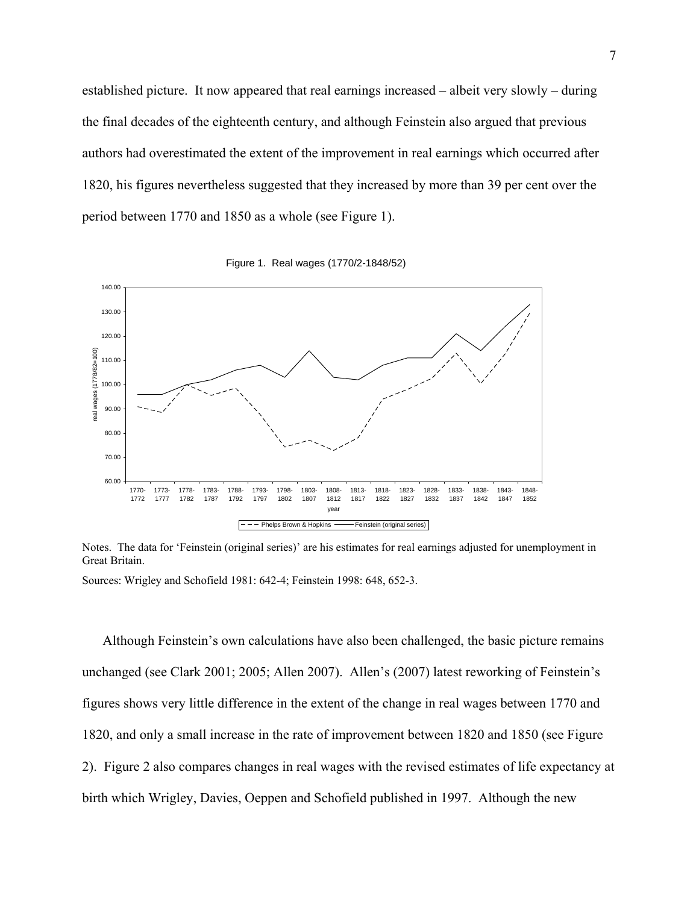established picture. It now appeared that real earnings increased – albeit very slowly – during the final decades of the eighteenth century, and although Feinstein also argued that previous authors had overestimated the extent of the improvement in real earnings which occurred after 1820, his figures nevertheless suggested that they increased by more than 39 per cent over the period between 1770 and 1850 as a whole (see Figure 1).

Figure 1. Real wages (1770/2-1848/52)

Notes. The data for 'Feinstein (original series)' are his estimates for real earnings adjusted for unemployment in Great Britain.

Sources: Wrigley and Schofield 1981: 642-4; Feinstein 1998: 648, 652-3.

Although Feinstein's own calculations have also been challenged, the basic picture remains unchanged (see Clark 2001; 2005; Allen 2007). Allen's (2007) latest reworking of Feinstein's figures shows very little difference in the extent of the change in real wages between 1770 and 1820, and only a small increase in the rate of improvement between 1820 and 1850 (see Figure 2). Figure 2 also compares changes in real wages with the revised estimates of life expectancy at birth which Wrigley, Davies, Oeppen and Schofield published in 1997. Although the new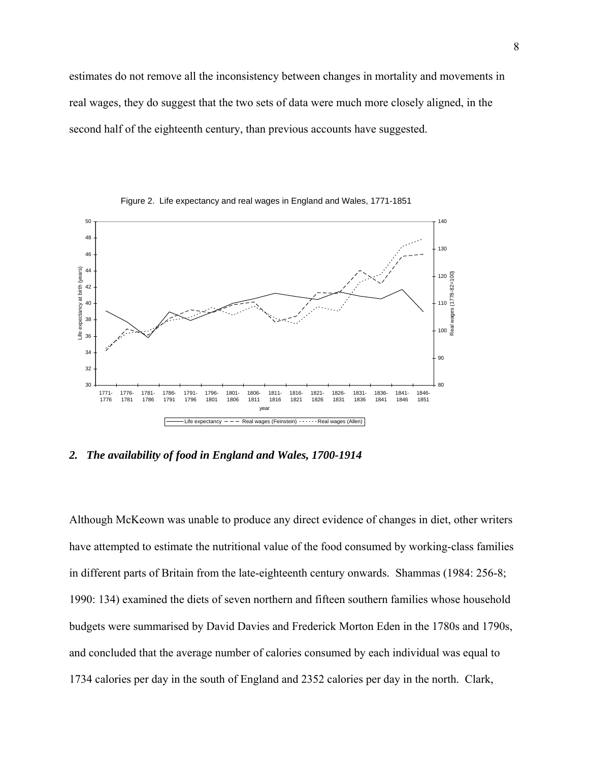estimates do not remove all the inconsistency between changes in mortality and movements in real wages, they do suggest that the two sets of data were much more closely aligned, in the second half of the eighteenth century, than previous accounts have suggested.

Figure 2. Life expectancy and real wages in England and Wales, 1771-1851

## *2. The availability of food in England and Wales, 1700-1914*

Although McKeown was unable to produce any direct evidence of changes in diet, other writers have attempted to estimate the nutritional value of the food consumed by working-class families in different parts of Britain from the late-eighteenth century onwards. Shammas (1984: 256-8; 1990: 134) examined the diets of seven northern and fifteen southern families whose household budgets were summarised by David Davies and Frederick Morton Eden in the 1780s and 1790s, and concluded that the average number of calories consumed by each individual was equal to 1734 calories per day in the south of England and 2352 calories per day in the north. Clark,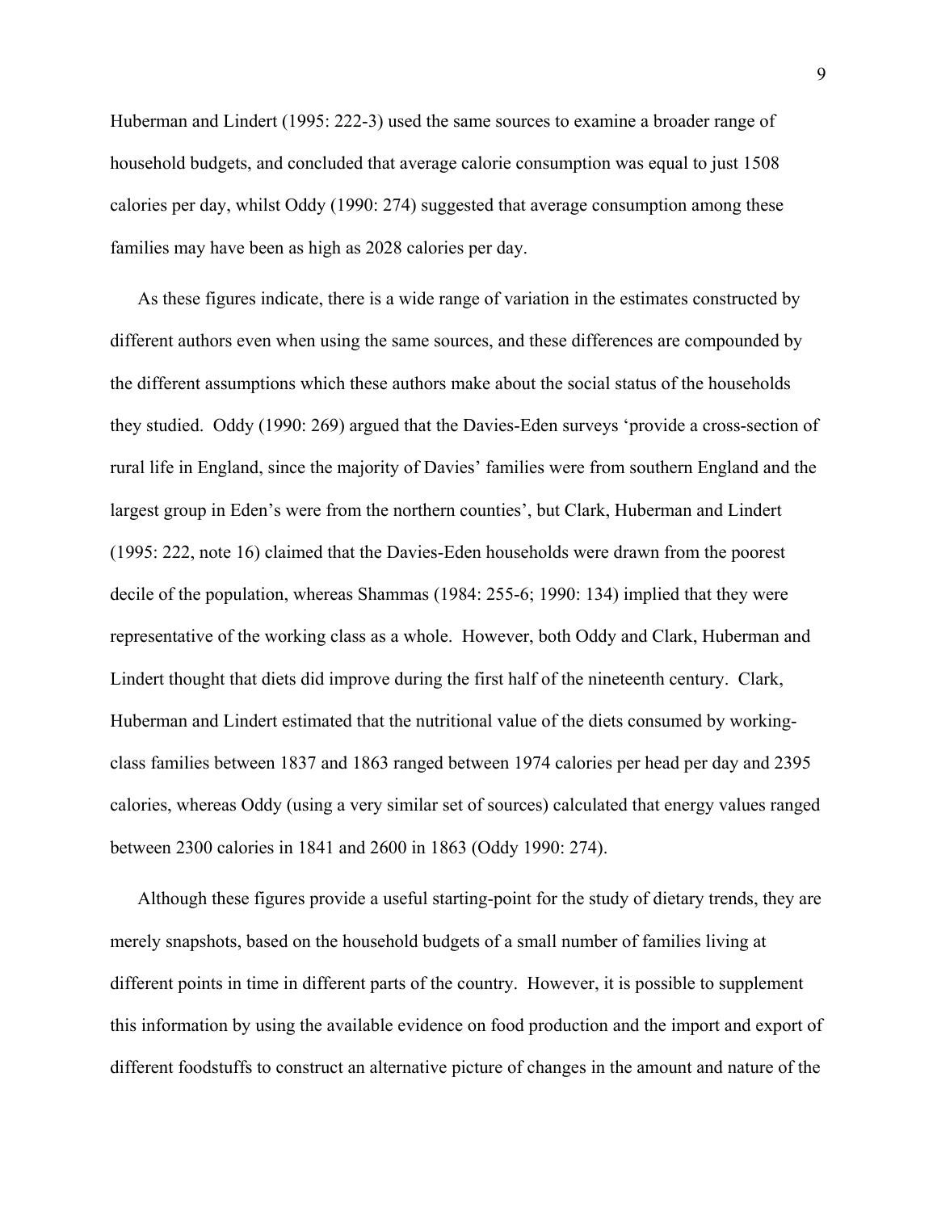Huberman and Lindert (1995: 222-3) used the same sources to examine a broader range of household budgets, and concluded that average calorie consumption was equal to just 1508 calories per day, whilst Oddy (1990: 274) suggested that average consumption among these families may have been as high as 2028 calories per day.

As these figures indicate, there is a wide range of variation in the estimates constructed by different authors even when using the same sources, and these differences are compounded by the different assumptions which these authors make about the social status of the households they studied. Oddy (1990: 269) argued that the Davies-Eden surveys 'provide a cross-section of rural life in England, since the majority of Davies' families were from southern England and the largest group in Eden's were from the northern counties', but Clark, Huberman and Lindert (1995: 222, note 16) claimed that the Davies-Eden households were drawn from the poorest decile of the population, whereas Shammas (1984: 255-6; 1990: 134) implied that they were representative of the working class as a whole. However, both Oddy and Clark, Huberman and Lindert thought that diets did improve during the first half of the nineteenth century. Clark, Huberman and Lindert estimated that the nutritional value of the diets consumed by working-class families between 1837 and 1863 ranged between 1974 calories per head per day and 2395 calories, whereas Oddy (using a very similar set of sources) calculated that energy values ranged between 2300 calories in 1841 and 2600 in 1863 (Oddy 1990: 274).

Although these figures provide a useful starting-point for the study of dietary trends, they are merely snapshots, based on the household budgets of a small number of families living at different points in time in different parts of the country. However, it is possible to supplement this information by using the available evidence on food production and the import and export of different foodstuffs to construct an alternative picture of changes in the amount and nature of the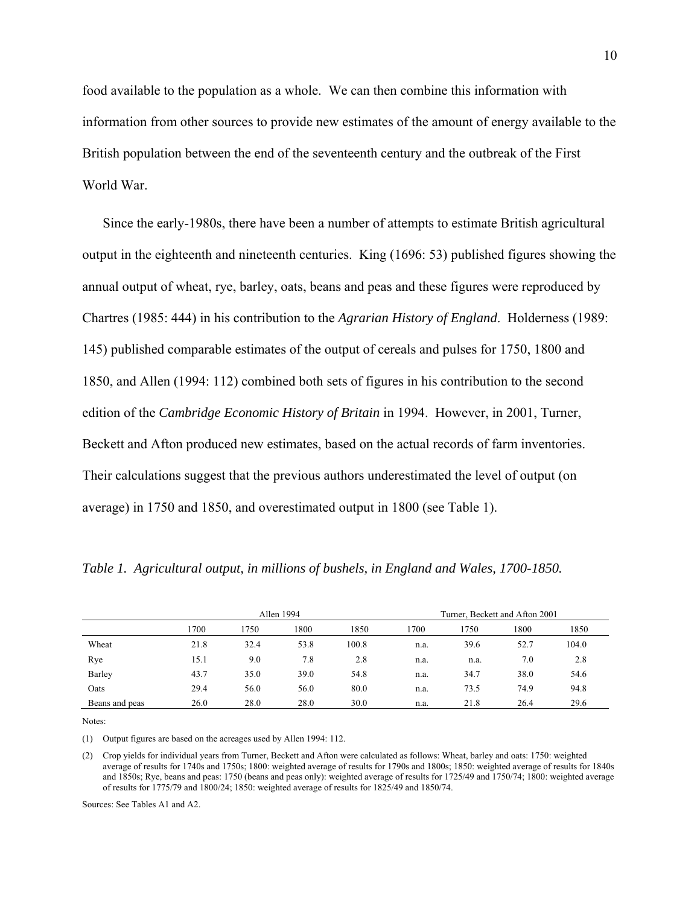food available to the population as a whole. We can then combine this information with information from other sources to provide new estimates of the amount of energy available to the British population between the end of the seventeenth century and the outbreak of the First World War.

Since the early-1980s, there have been a number of attempts to estimate British agricultural output in the eighteenth and nineteenth centuries. King (1696: 53) published figures showing the annual output of wheat, rye, barley, oats, beans and peas and these figures were reproduced by Chartres (1985: 444) in his contribution to the *Agrarian History of England*. Holderness (1989: 145) published comparable estimates of the output of cereals and pulses for 1750, 1800 and 1850, and Allen (1994: 112) combined both sets of figures in his contribution to the second edition of the *Cambridge Economic History of Britain* in 1994. However, in 2001, Turner, Beckett and Afton produced new estimates, based on the actual records of farm inventories. Their calculations suggest that the previous authors underestimated the level of output (on average) in 1750 and 1850, and overestimated output in 1800 (see Table 1).

*Table 1. Agricultural output, in millions of bushels, in England and Wales, 1700-1850.*

| | Allen 1994 | | | | Turner, Beckett and Afton 2001 | | | |
|---|---|---|---|---|---|---|---|---|
| | 1700 | 1750 | 1800 | 1850 | 1700 | 1750 | 1800 | 1850 |
| Wheat | 21.8 | 32.4 | 53.8 | 100.8 | n.a. | 39.6 | 52.7 | 104.0 |
| Rye | 15.1 | 9.0 | 7.8 | 2.8 | n.a. | n.a. | 7.0 | 2.8 |
| Barley | 43.7 | 35.0 | 39.0 | 54.8 | n.a. | 34.7 | 38.0 | 54.6 |
| Oats | 29.4 | 56.0 | 56.0 | 80.0 | n.a. | 73.5 | 74.9 | 94.8 |
| Beans and peas | 26.0 | 28.0 | 28.0 | 30.0 | n.a. | 21.8 | 26.4 | 29.6 |

Notes:

(1) Output figures are based on the acreages used by Allen 1994: 112.

(2) Crop yields for individual years from Turner, Beckett and Afton were calculated as follows: Wheat, barley and oats: 1750: weighted average of results for 1740s and 1750s; 1800: weighted average of results for 1790s and 1800s; 1850: weighted average of results for 1840s and 1850s; Rye, beans and peas: 1750 (beans and peas only): weighted average of results for 1725/49 and 1750/74; 1800: weighted average of results for 1775/79 and 1800/24; 1850: weighted average of results for 1825/49 and 1850/74.

Sources: See Tables A1 and A2.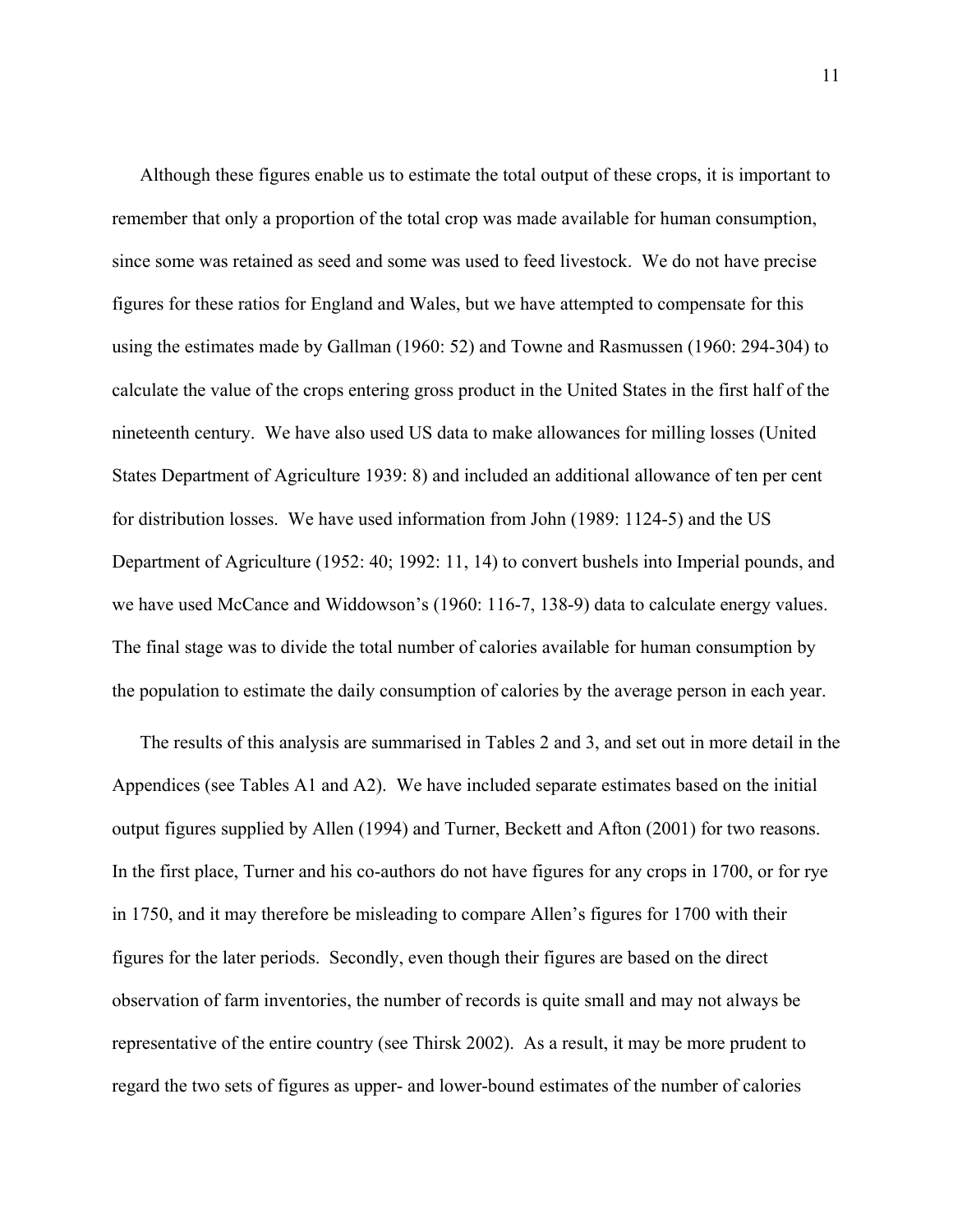Although these figures enable us to estimate the total output of these crops, it is important to remember that only a proportion of the total crop was made available for human consumption, since some was retained as seed and some was used to feed livestock. We do not have precise figures for these ratios for England and Wales, but we have attempted to compensate for this using the estimates made by Gallman (1960: 52) and Towne and Rasmussen (1960: 294-304) to calculate the value of the crops entering gross product in the United States in the first half of the nineteenth century. We have also used US data to make allowances for milling losses (United States Department of Agriculture 1939: 8) and included an additional allowance of ten per cent for distribution losses. We have used information from John (1989: 1124-5) and the US Department of Agriculture (1952: 40; 1992: 11, 14) to convert bushels into Imperial pounds, and we have used McCance and Widdowson's (1960: 116-7, 138-9) data to calculate energy values. The final stage was to divide the total number of calories available for human consumption by the population to estimate the daily consumption of calories by the average person in each year.

The results of this analysis are summarised in Tables 2 and 3, and set out in more detail in the Appendices (see Tables A1 and A2). We have included separate estimates based on the initial output figures supplied by Allen (1994) and Turner, Beckett and Afton (2001) for two reasons. In the first place, Turner and his co-authors do not have figures for any crops in 1700, or for rye in 1750, and it may therefore be misleading to compare Allen's figures for 1700 with their figures for the later periods. Secondly, even though their figures are based on the direct observation of farm inventories, the number of records is quite small and may not always be representative of the entire country (see Thirsk 2002). As a result, it may be more prudent to regard the two sets of figures as upper- and lower-bound estimates of the number of calories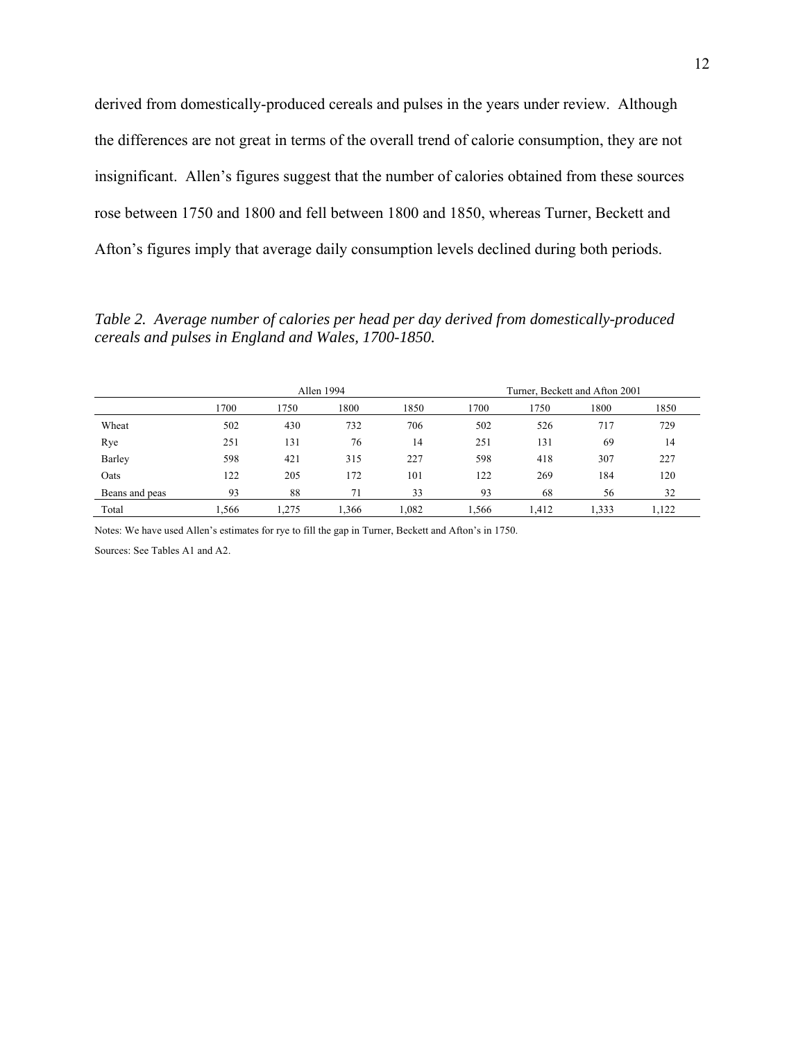derived from domestically-produced cereals and pulses in the years under review. Although the differences are not great in terms of the overall trend of calorie consumption, they are not insignificant. Allen's figures suggest that the number of calories obtained from these sources rose between 1750 and 1800 and fell between 1800 and 1850, whereas Turner, Beckett and Afton's figures imply that average daily consumption levels declined during both periods.

*Table 2. Average number of calories per head per day derived from domestically-produced cereals and pulses in England and Wales, 1700-1850.*

| | Allen 1994 | | | | Turner, Beckett and Afton 2001 | | | |
|---|---|---|---|---|---|---|---|---|
| | 1700 | 1750 | 1800 | 1850 | 1700 | 1750 | 1800 | 1850 |
| Wheat | 502 | 430 | 732 | 706 | 502 | 526 | 717 | 729 |
| Rye | 251 | 131 | 76 | 14 | 251 | 131 | 69 | 14 |
| Barley | 598 | 421 | 315 | 227 | 598 | 418 | 307 | 227 |
| Oats | 122 | 205 | 172 | 101 | 122 | 269 | 184 | 120 |
| Beans and peas | 93 | 88 | 71 | 33 | 93 | 68 | 56 | 32 |
| Total | 1,566 | 1,275 | 1,366 | 1,082 | 1,566 | 1,412 | 1,333 | 1,122 |

Notes: We have used Allen's estimates for rye to fill the gap in Turner, Beckett and Afton's in 1750.

Sources: See Tables A1 and A2.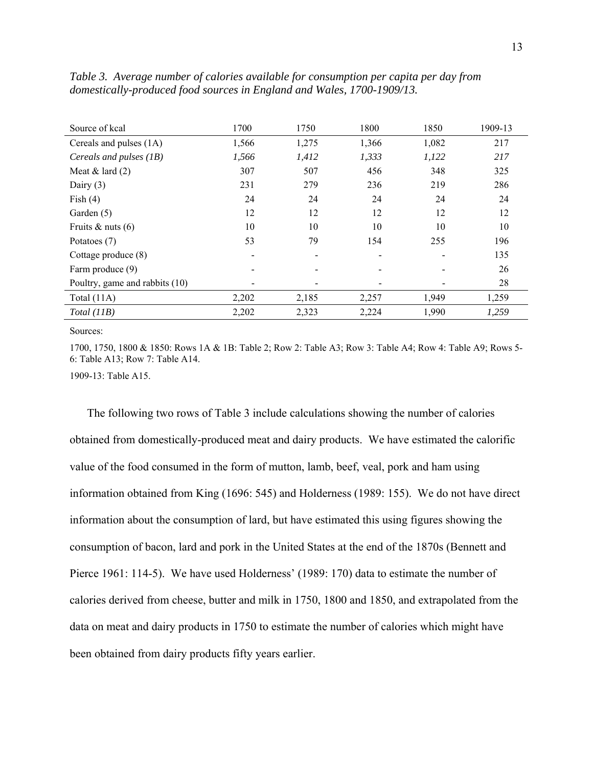*Table 3. Average number of calories available for consumption per capita per day from domestically-produced food sources in England and Wales, 1700-1909/13.*

| Source of kcal | 1700 | 1750 | 1800 | 1850 | 1909-13 |
|---|---|---|---|---|---|
| Cereals and pulses (1A) | 1,566 | 1,275 | 1,366 | 1,082 | 217 |
| *Cereals and pulses (1B)* | *1,566* | *1,412* | *1,333* | *1,122* | *217* |
| Meat & lard (2) | 307 | 507 | 456 | 348 | 325 |
| Dairy (3) | 231 | 279 | 236 | 219 | 286 |
| Fish (4) | 24 | 24 | 24 | 24 | 24 |
| Garden (5) | 12 | 12 | 12 | 12 | 12 |
| Fruits & nuts (6) | 10 | 10 | 10 | 10 | 10 |
| Potatoes (7) | 53 | 79 | 154 | 255 | 196 |
| Cottage produce (8) | - | - | - | - | 135 |
| Farm produce (9) | - | - | - | - | 26 |
| Poultry, game and rabbits (10) | - | - | - | - | 28 |
| Total (11A) | 2,202 | 2,185 | 2,257 | 1,949 | 1,259 |
| *Total (11B)* | 2,202 | 2,323 | 2,224 | 1,990 | *1,259* |

Sources:

1700, 1750, 1800 & 1850: Rows 1A & 1B: Table 2; Row 2: Table A3; Row 3: Table A4; Row 4: Table A9; Rows 5-6: Table A13; Row 7: Table A14.

1909-13: Table A15.

The following two rows of Table 3 include calculations showing the number of calories obtained from domestically-produced meat and dairy products. We have estimated the calorific value of the food consumed in the form of mutton, lamb, beef, veal, pork and ham using information obtained from King (1696: 545) and Holderness (1989: 155). We do not have direct information about the consumption of lard, but have estimated this using figures showing the consumption of bacon, lard and pork in the United States at the end of the 1870s (Bennett and Pierce 1961: 114-5). We have used Holderness' (1989: 170) data to estimate the number of calories derived from cheese, butter and milk in 1750, 1800 and 1850, and extrapolated from the data on meat and dairy products in 1750 to estimate the number of calories which might have been obtained from dairy products fifty years earlier.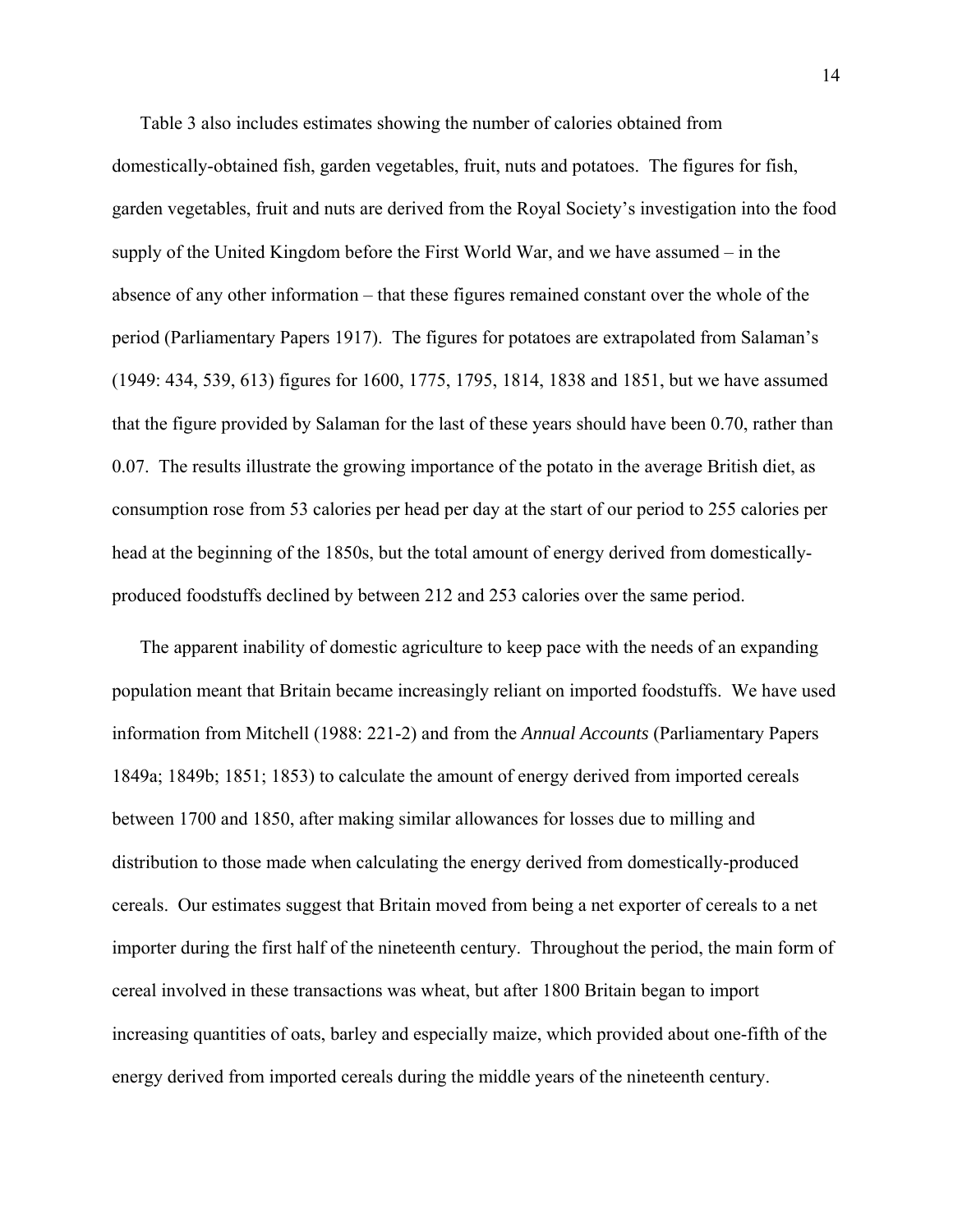Table 3 also includes estimates showing the number of calories obtained from domestically-obtained fish, garden vegetables, fruit, nuts and potatoes. The figures for fish, garden vegetables, fruit and nuts are derived from the Royal Society's investigation into the food supply of the United Kingdom before the First World War, and we have assumed – in the absence of any other information – that these figures remained constant over the whole of the period (Parliamentary Papers 1917). The figures for potatoes are extrapolated from Salaman's (1949: 434, 539, 613) figures for 1600, 1775, 1795, 1814, 1838 and 1851, but we have assumed that the figure provided by Salaman for the last of these years should have been 0.70, rather than 0.07. The results illustrate the growing importance of the potato in the average British diet, as consumption rose from 53 calories per head per day at the start of our period to 255 calories per head at the beginning of the 1850s, but the total amount of energy derived from domestically-produced foodstuffs declined by between 212 and 253 calories over the same period.

The apparent inability of domestic agriculture to keep pace with the needs of an expanding population meant that Britain became increasingly reliant on imported foodstuffs. We have used information from Mitchell (1988: 221-2) and from the *Annual Accounts* (Parliamentary Papers 1849a; 1849b; 1851; 1853) to calculate the amount of energy derived from imported cereals between 1700 and 1850, after making similar allowances for losses due to milling and distribution to those made when calculating the energy derived from domestically-produced cereals. Our estimates suggest that Britain moved from being a net exporter of cereals to a net importer during the first half of the nineteenth century. Throughout the period, the main form of cereal involved in these transactions was wheat, but after 1800 Britain began to import increasing quantities of oats, barley and especially maize, which provided about one-fifth of the energy derived from imported cereals during the middle years of the nineteenth century.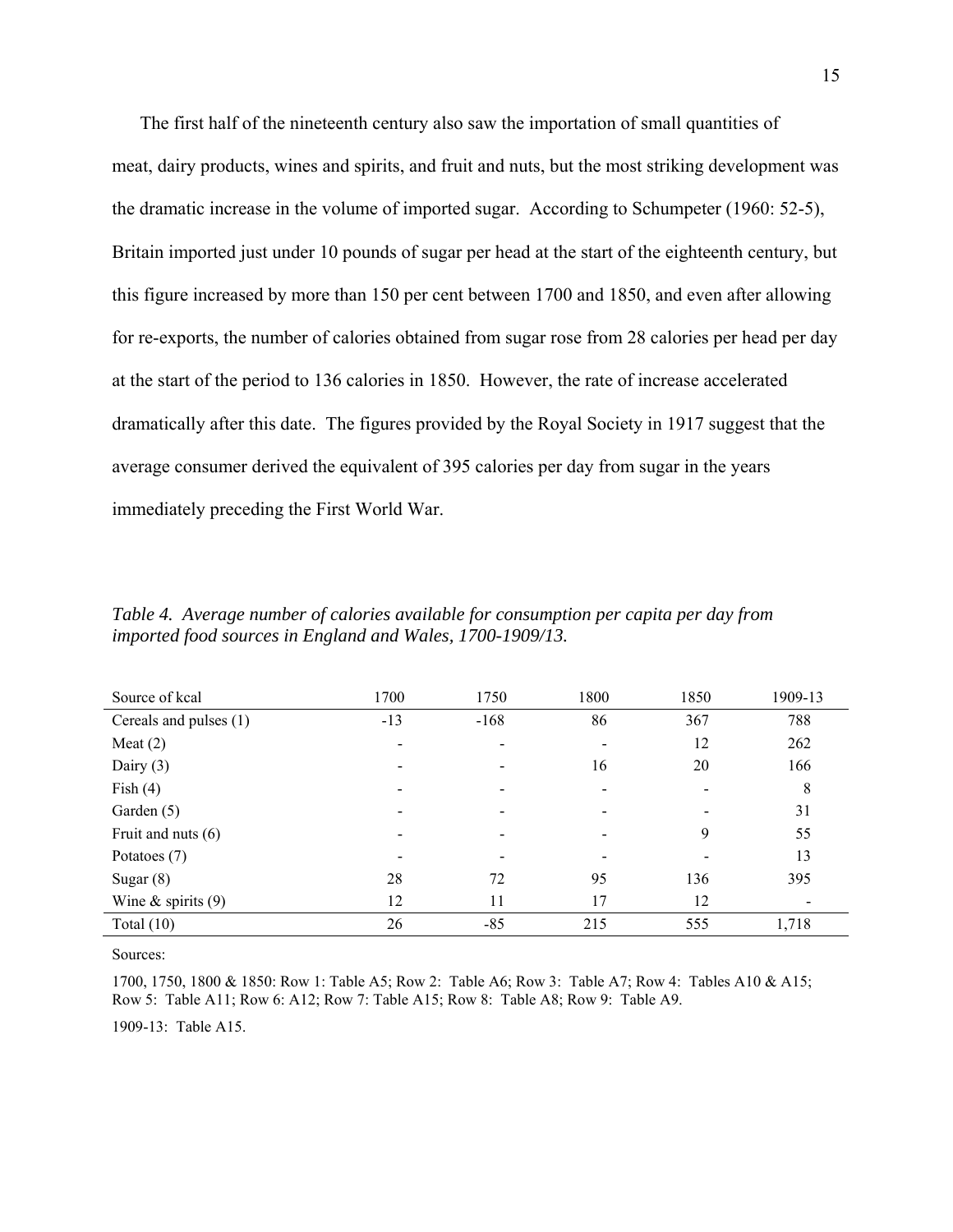The first half of the nineteenth century also saw the importation of small quantities of meat, dairy products, wines and spirits, and fruit and nuts, but the most striking development was the dramatic increase in the volume of imported sugar. According to Schumpeter (1960: 52-5), Britain imported just under 10 pounds of sugar per head at the start of the eighteenth century, but this figure increased by more than 150 per cent between 1700 and 1850, and even after allowing for re-exports, the number of calories obtained from sugar rose from 28 calories per head per day at the start of the period to 136 calories in 1850. However, the rate of increase accelerated dramatically after this date. The figures provided by the Royal Society in 1917 suggest that the average consumer derived the equivalent of 395 calories per day from sugar in the years immediately preceding the First World War.

*Table 4. Average number of calories available for consumption per capita per day from imported food sources in England and Wales, 1700-1909/13.*

| Source of kcal | 1700 | 1750 | 1800 | 1850 | 1909-13 |
|---|---|---|---|---|---|
| Cereals and pulses (1) | -13 | -168 | 86 | 367 | 788 |
| Meat (2) | - | - | - | 12 | 262 |
| Dairy (3) | - | - | 16 | 20 | 166 |
| Fish (4) | - | - | - | - | 8 |
| Garden (5) | - | - | - | - | 31 |
| Fruit and nuts (6) | - | - | - | 9 | 55 |
| Potatoes (7) | - | - | - | - | 13 |
| Sugar (8) | 28 | 72 | 95 | 136 | 395 |
| Wine & spirits (9) | 12 | 11 | 17 | 12 | - |
| Total (10) | 26 | -85 | 215 | 555 | 1,718 |

Sources:

1700, 1750, 1800 & 1850: Row 1: Table A5; Row 2: Table A6; Row 3: Table A7; Row 4: Tables A10 & A15; Row 5: Table A11; Row 6: A12; Row 7: Table A15; Row 8: Table A8; Row 9: Table A9.

1909-13: Table A15.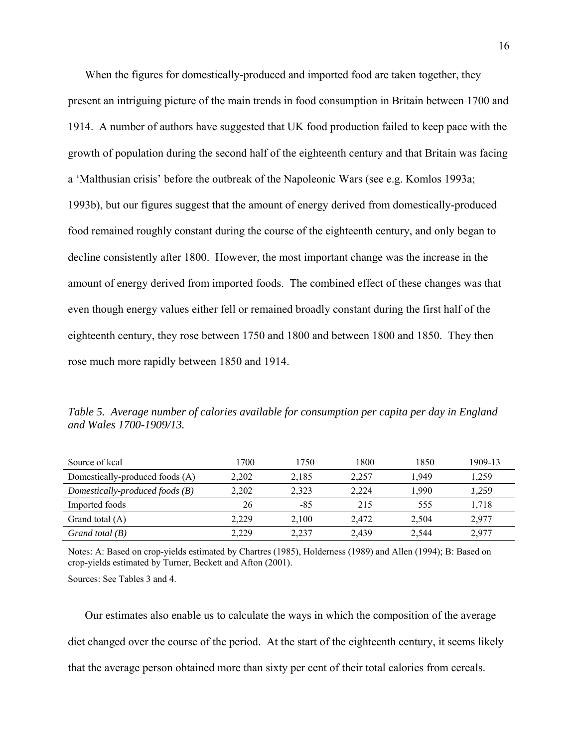When the figures for domestically-produced and imported food are taken together, they present an intriguing picture of the main trends in food consumption in Britain between 1700 and 1914. A number of authors have suggested that UK food production failed to keep pace with the growth of population during the second half of the eighteenth century and that Britain was facing a 'Malthusian crisis' before the outbreak of the Napoleonic Wars (see e.g. Komlos 1993a; 1993b), but our figures suggest that the amount of energy derived from domestically-produced food remained roughly constant during the course of the eighteenth century, and only began to decline consistently after 1800. However, the most important change was the increase in the amount of energy derived from imported foods. The combined effect of these changes was that even though energy values either fell or remained broadly constant during the first half of the eighteenth century, they rose between 1750 and 1800 and between 1800 and 1850. They then rose much more rapidly between 1850 and 1914.

*Table 5. Average number of calories available for consumption per capita per day in England and Wales 1700-1909/13.*

| Source of kcal | 1700 | 1750 | 1800 | 1850 | 1909-13 |
|---|---|---|---|---|---|
| Domestically-produced foods (A) | 2,202 | 2,185 | 2,257 | 1,949 | 1,259 |
| *Domestically-produced foods (B)* | 2,202 | 2,323 | 2,224 | 1,990 | *1,259* |
| Imported foods | 26 | -85 | 215 | 555 | 1,718 |
| Grand total (A) | 2,229 | 2,100 | 2,472 | 2,504 | 2,977 |
| *Grand total (B)* | 2,229 | 2,237 | 2,439 | 2,544 | 2,977 |

Notes: A: Based on crop-yields estimated by Chartres (1985), Holderness (1989) and Allen (1994); B: Based on crop-yields estimated by Turner, Beckett and Afton (2001).

Sources: See Tables 3 and 4.

Our estimates also enable us to calculate the ways in which the composition of the average diet changed over the course of the period. At the start of the eighteenth century, it seems likely that the average person obtained more than sixty per cent of their total calories from cereals.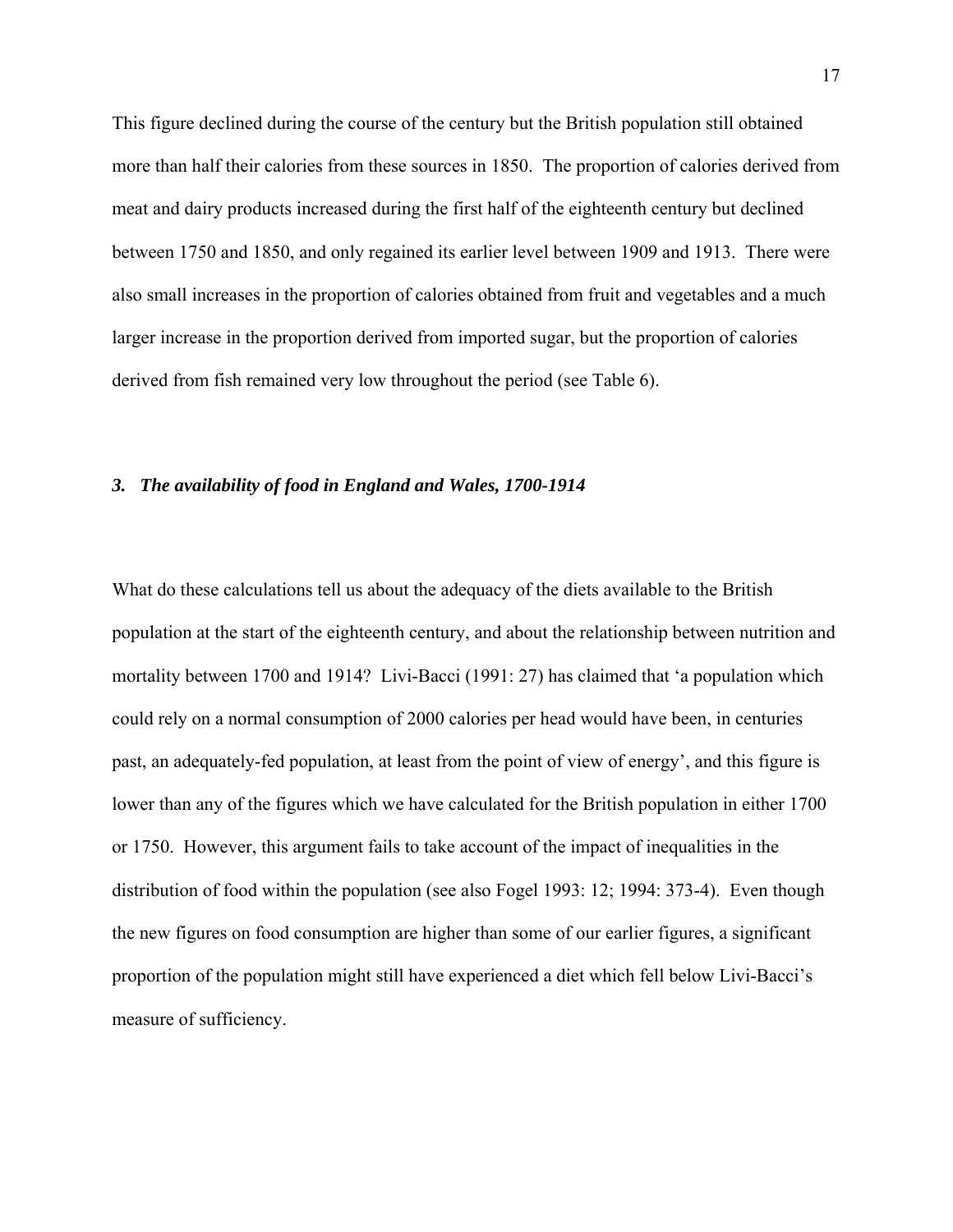This figure declined during the course of the century but the British population still obtained more than half their calories from these sources in 1850. The proportion of calories derived from meat and dairy products increased during the first half of the eighteenth century but declined between 1750 and 1850, and only regained its earlier level between 1909 and 1913. There were also small increases in the proportion of calories obtained from fruit and vegetables and a much larger increase in the proportion derived from imported sugar, but the proportion of calories derived from fish remained very low throughout the period (see Table 6).

## *3. The availability of food in England and Wales, 1700-1914*

What do these calculations tell us about the adequacy of the diets available to the British population at the start of the eighteenth century, and about the relationship between nutrition and mortality between 1700 and 1914? Livi-Bacci (1991: 27) has claimed that 'a population which could rely on a normal consumption of 2000 calories per head would have been, in centuries past, an adequately-fed population, at least from the point of view of energy', and this figure is lower than any of the figures which we have calculated for the British population in either 1700 or 1750. However, this argument fails to take account of the impact of inequalities in the distribution of food within the population (see also Fogel 1993: 12; 1994: 373-4). Even though the new figures on food consumption are higher than some of our earlier figures, a significant proportion of the population might still have experienced a diet which fell below Livi-Bacci's measure of sufficiency.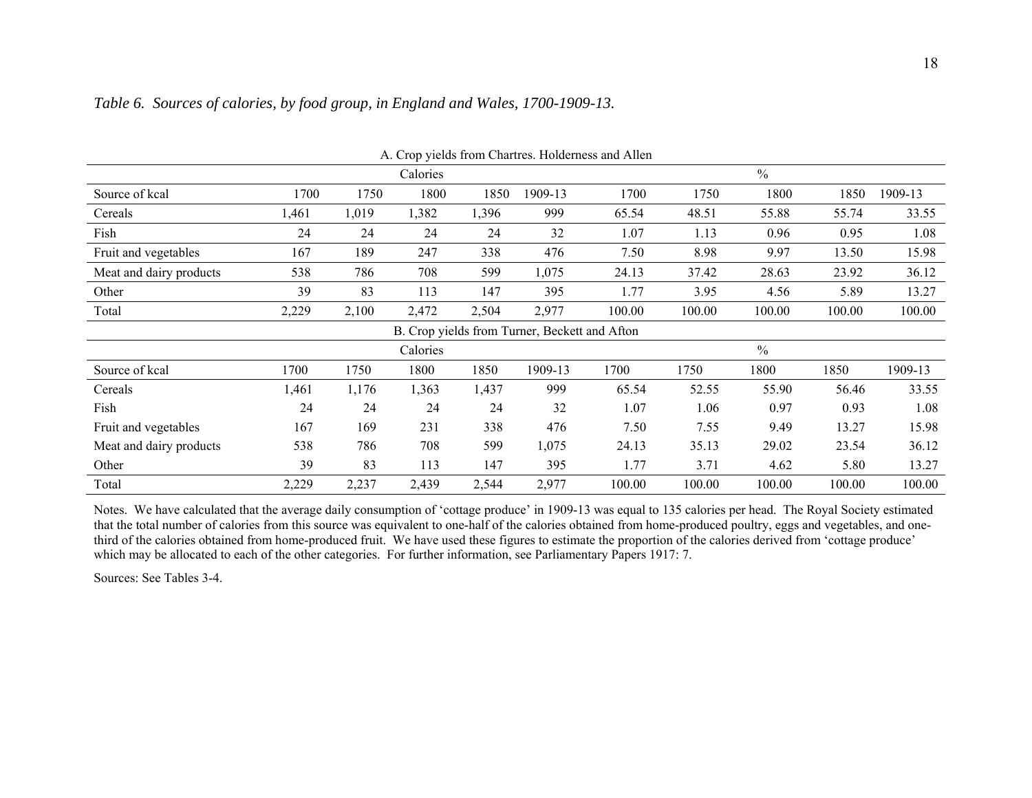*Table 6. Sources of calories, by food group, in England and Wales, 1700-1909-13.*

| A. Crop yields from Chartres. Holderness and Allen | | | | | | | | | | |
|---|---|---|---|---|---|---|---|---|---|---|
| | Calories | | | | | % | | | | |
| Source of kcal | 1700 | 1750 | 1800 | 1850 | 1909-13 | 1700 | 1750 | 1800 | 1850 | 1909-13 |
| Cereals | 1,461 | 1,019 | 1,382 | 1,396 | 999 | 65.54 | 48.51 | 55.88 | 55.74 | 33.55 |
| Fish | 24 | 24 | 24 | 24 | 32 | 1.07 | 1.13 | 0.96 | 0.95 | 1.08 |
| Fruit and vegetables | 167 | 189 | 247 | 338 | 476 | 7.50 | 8.98 | 9.97 | 13.50 | 15.98 |
| Meat and dairy products | 538 | 786 | 708 | 599 | 1,075 | 24.13 | 37.42 | 28.63 | 23.92 | 36.12 |
| Other | 39 | 83 | 113 | 147 | 395 | 1.77 | 3.95 | 4.56 | 5.89 | 13.27 |
| Total | 2,229 | 2,100 | 2,472 | 2,504 | 2,977 | 100.00 | 100.00 | 100.00 | 100.00 | 100.00 |
| **B. Crop yields from Turner, Beckett and Afton** | | | | | | | | | | |
| | Calories | | | | | % | | | | |
| Source of kcal | 1700 | 1750 | 1800 | 1850 | 1909-13 | 1700 | 1750 | 1800 | 1850 | 1909-13 |
| Cereals | 1,461 | 1,176 | 1,363 | 1,437 | 999 | 65.54 | 52.55 | 55.90 | 56.46 | 33.55 |
| Fish | 24 | 24 | 24 | 24 | 32 | 1.07 | 1.06 | 0.97 | 0.93 | 1.08 |
| Fruit and vegetables | 167 | 169 | 231 | 338 | 476 | 7.50 | 7.55 | 9.49 | 13.27 | 15.98 |
| Meat and dairy products | 538 | 786 | 708 | 599 | 1,075 | 24.13 | 35.13 | 29.02 | 23.54 | 36.12 |
| Other | 39 | 83 | 113 | 147 | 395 | 1.77 | 3.71 | 4.62 | 5.80 | 13.27 |
| Total | 2,229 | 2,237 | 2,439 | 2,544 | 2,977 | 100.00 | 100.00 | 100.00 | 100.00 | 100.00 |

Notes. We have calculated that the average daily consumption of 'cottage produce' in 1909-13 was equal to 135 calories per head. The Royal Society estimated that the total number of calories from this source was equivalent to one-half of the calories obtained from home-produced poultry, eggs and vegetables, and one-third of the calories obtained from home-produced fruit. We have used these figures to estimate the proportion of the calories derived from 'cottage produce' which may be allocated to each of the other categories. For further information, see Parliamentary Papers 1917: 7.

Sources: See Tables 3-4.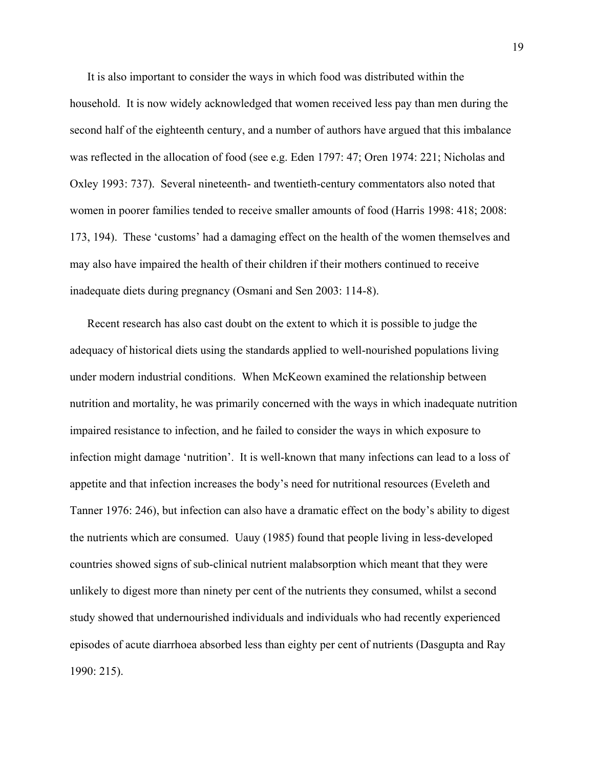It is also important to consider the ways in which food was distributed within the household. It is now widely acknowledged that women received less pay than men during the second half of the eighteenth century, and a number of authors have argued that this imbalance was reflected in the allocation of food (see e.g. Eden 1797: 47; Oren 1974: 221; Nicholas and Oxley 1993: 737). Several nineteenth- and twentieth-century commentators also noted that women in poorer families tended to receive smaller amounts of food (Harris 1998: 418; 2008: 173, 194). These 'customs' had a damaging effect on the health of the women themselves and may also have impaired the health of their children if their mothers continued to receive inadequate diets during pregnancy (Osmani and Sen 2003: 114-8).

Recent research has also cast doubt on the extent to which it is possible to judge the adequacy of historical diets using the standards applied to well-nourished populations living under modern industrial conditions. When McKeown examined the relationship between nutrition and mortality, he was primarily concerned with the ways in which inadequate nutrition impaired resistance to infection, and he failed to consider the ways in which exposure to infection might damage 'nutrition'. It is well-known that many infections can lead to a loss of appetite and that infection increases the body's need for nutritional resources (Eveleth and Tanner 1976: 246), but infection can also have a dramatic effect on the body's ability to digest the nutrients which are consumed. Uauy (1985) found that people living in less-developed countries showed signs of sub-clinical nutrient malabsorption which meant that they were unlikely to digest more than ninety per cent of the nutrients they consumed, whilst a second study showed that undernourished individuals and individuals who had recently experienced episodes of acute diarrhoea absorbed less than eighty per cent of nutrients (Dasgupta and Ray 1990: 215).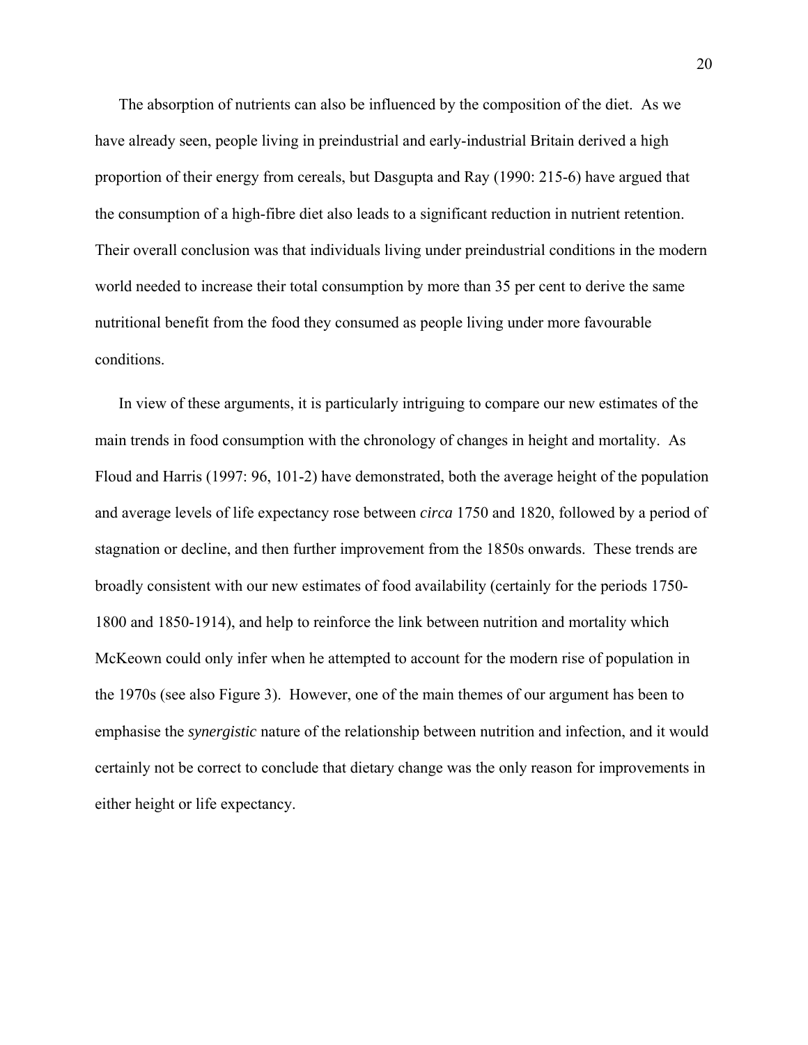The absorption of nutrients can also be influenced by the composition of the diet. As we have already seen, people living in preindustrial and early-industrial Britain derived a high proportion of their energy from cereals, but Dasgupta and Ray (1990: 215-6) have argued that the consumption of a high-fibre diet also leads to a significant reduction in nutrient retention. Their overall conclusion was that individuals living under preindustrial conditions in the modern world needed to increase their total consumption by more than 35 per cent to derive the same nutritional benefit from the food they consumed as people living under more favourable conditions.

In view of these arguments, it is particularly intriguing to compare our new estimates of the main trends in food consumption with the chronology of changes in height and mortality. As Floud and Harris (1997: 96, 101-2) have demonstrated, both the average height of the population and average levels of life expectancy rose between *circa* 1750 and 1820, followed by a period of stagnation or decline, and then further improvement from the 1850s onwards. These trends are broadly consistent with our new estimates of food availability (certainly for the periods 1750-1800 and 1850-1914), and help to reinforce the link between nutrition and mortality which McKeown could only infer when he attempted to account for the modern rise of population in the 1970s (see also Figure 3). However, one of the main themes of our argument has been to emphasise the *synergistic* nature of the relationship between nutrition and infection, and it would certainly not be correct to conclude that dietary change was the only reason for improvements in either height or life expectancy.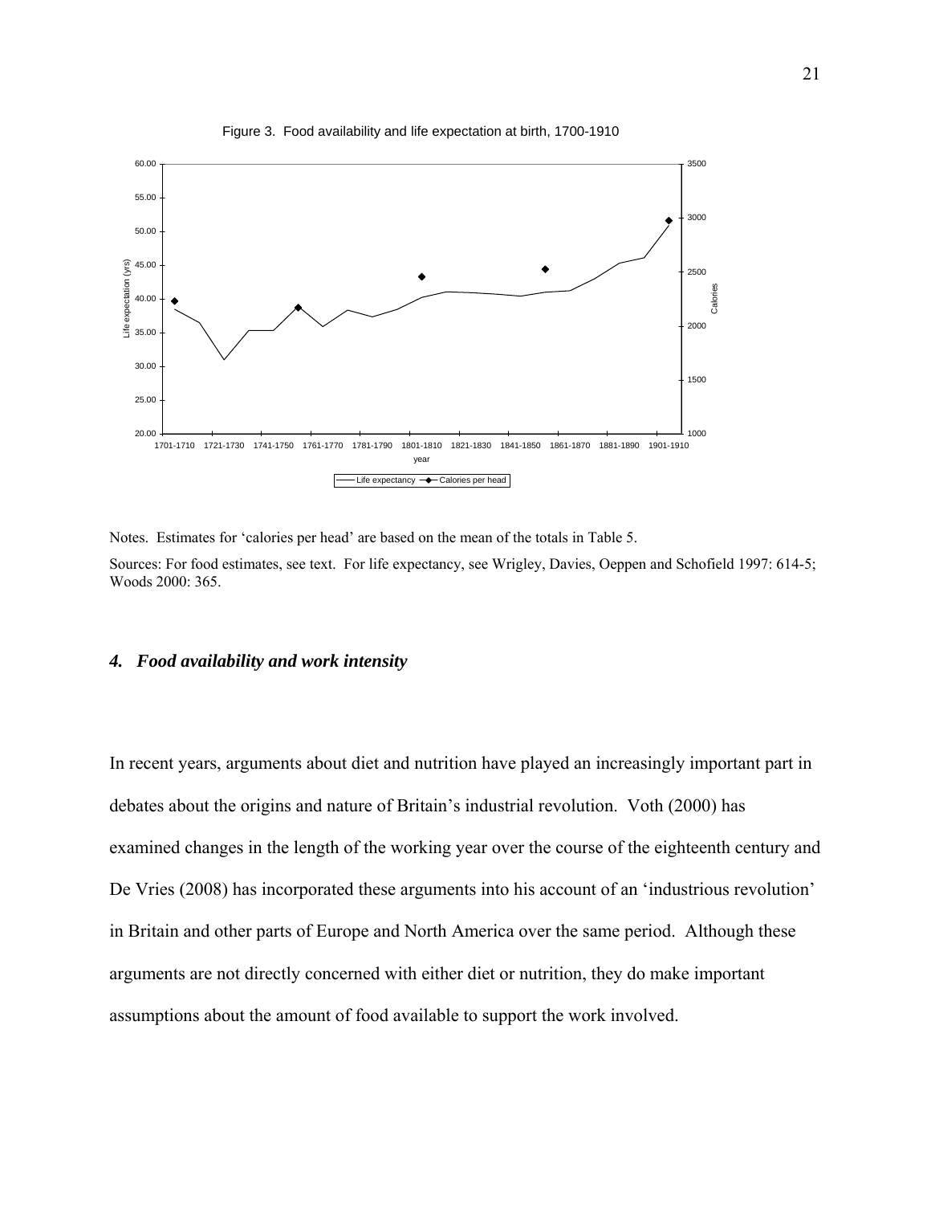Figure 3. Food availability and life expectation at birth, 1700-1910

Notes. Estimates for 'calories per head' are based on the mean of the totals in Table 5.

Sources: For food estimates, see text. For life expectancy, see Wrigley, Davies, Oeppen and Schofield 1997: 614-5; Woods 2000: 365.

### *4. Food availability and work intensity*

In recent years, arguments about diet and nutrition have played an increasingly important part in debates about the origins and nature of Britain's industrial revolution. Voth (2000) has examined changes in the length of the working year over the course of the eighteenth century and De Vries (2008) has incorporated these arguments into his account of an 'industrious revolution' in Britain and other parts of Europe and North America over the same period. Although these arguments are not directly concerned with either diet or nutrition, they do make important assumptions about the amount of food available to support the work involved.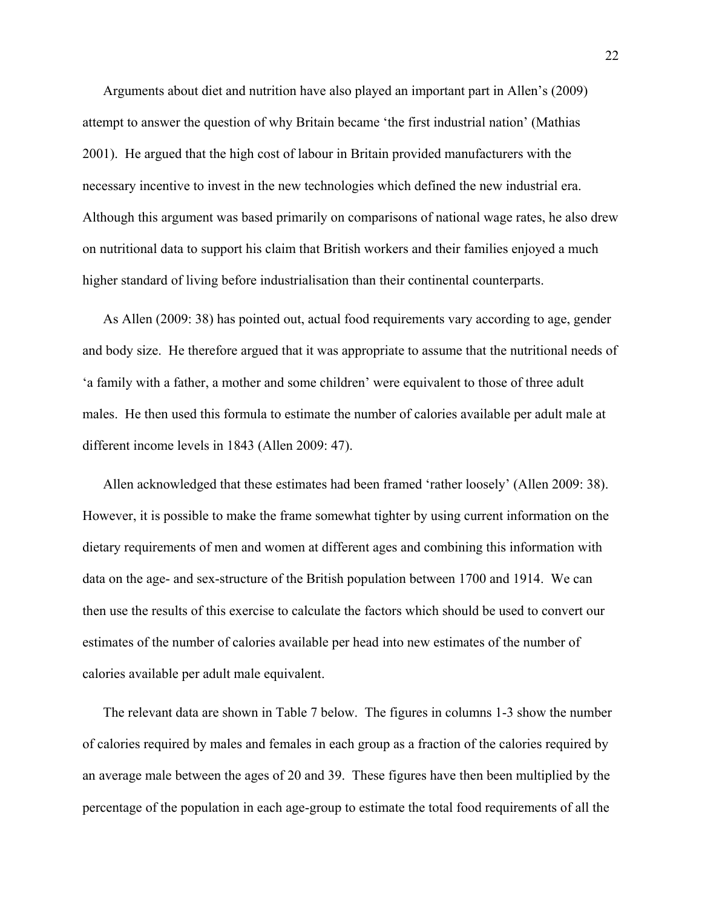Arguments about diet and nutrition have also played an important part in Allen's (2009) attempt to answer the question of why Britain became 'the first industrial nation' (Mathias 2001). He argued that the high cost of labour in Britain provided manufacturers with the necessary incentive to invest in the new technologies which defined the new industrial era. Although this argument was based primarily on comparisons of national wage rates, he also drew on nutritional data to support his claim that British workers and their families enjoyed a much higher standard of living before industrialisation than their continental counterparts.

As Allen (2009: 38) has pointed out, actual food requirements vary according to age, gender and body size. He therefore argued that it was appropriate to assume that the nutritional needs of 'a family with a father, a mother and some children' were equivalent to those of three adult males. He then used this formula to estimate the number of calories available per adult male at different income levels in 1843 (Allen 2009: 47).

Allen acknowledged that these estimates had been framed 'rather loosely' (Allen 2009: 38). However, it is possible to make the frame somewhat tighter by using current information on the dietary requirements of men and women at different ages and combining this information with data on the age- and sex-structure of the British population between 1700 and 1914. We can then use the results of this exercise to calculate the factors which should be used to convert our estimates of the number of calories available per head into new estimates of the number of calories available per adult male equivalent.

The relevant data are shown in Table 7 below. The figures in columns 1-3 show the number of calories required by males and females in each group as a fraction of the calories required by an average male between the ages of 20 and 39. These figures have then been multiplied by the percentage of the population in each age-group to estimate the total food requirements of all the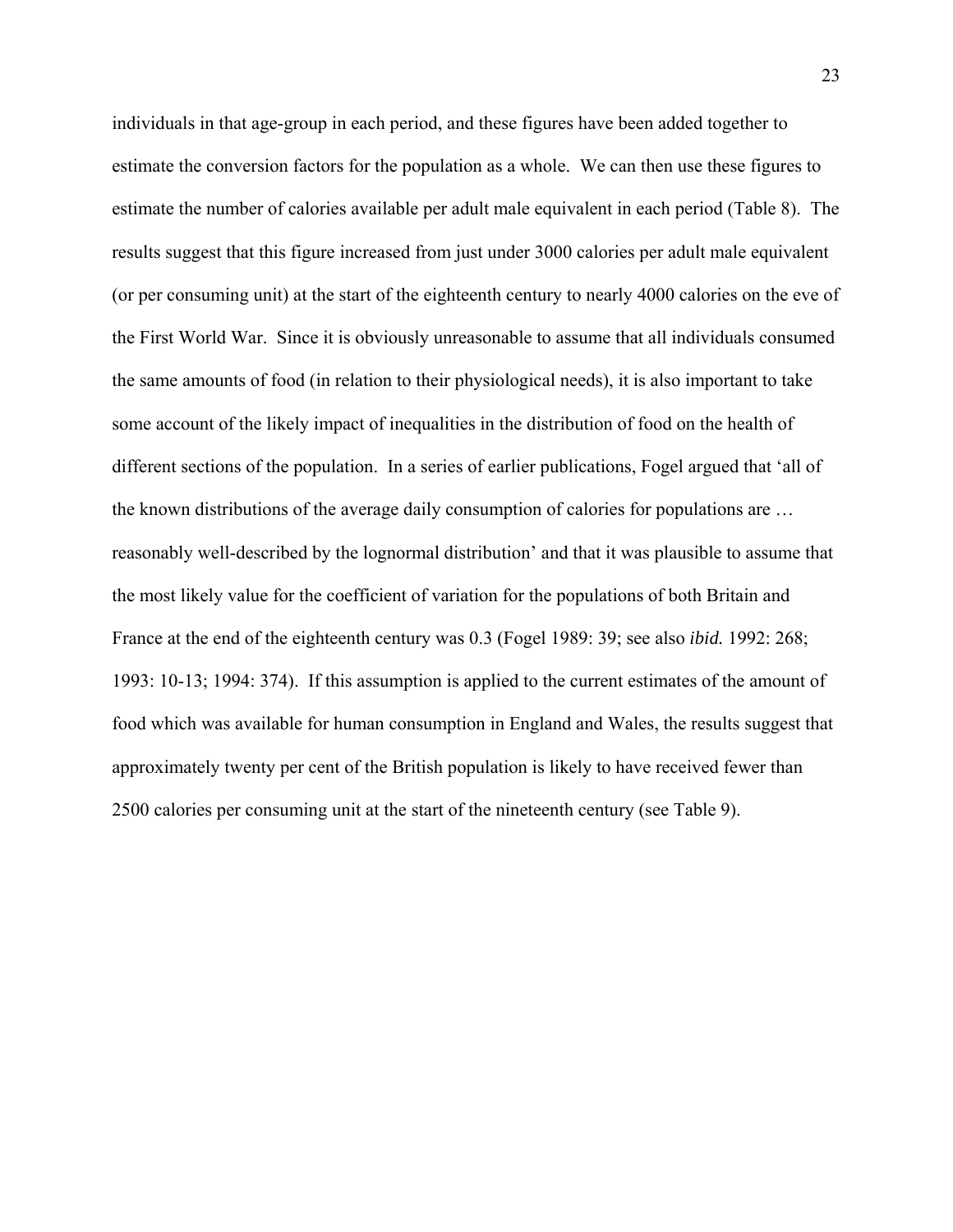individuals in that age-group in each period, and these figures have been added together to estimate the conversion factors for the population as a whole. We can then use these figures to estimate the number of calories available per adult male equivalent in each period (Table 8). The results suggest that this figure increased from just under 3000 calories per adult male equivalent (or per consuming unit) at the start of the eighteenth century to nearly 4000 calories on the eve of the First World War. Since it is obviously unreasonable to assume that all individuals consumed the same amounts of food (in relation to their physiological needs), it is also important to take some account of the likely impact of inequalities in the distribution of food on the health of different sections of the population. In a series of earlier publications, Fogel argued that 'all of the known distributions of the average daily consumption of calories for populations are … reasonably well-described by the lognormal distribution' and that it was plausible to assume that the most likely value for the coefficient of variation for the populations of both Britain and France at the end of the eighteenth century was 0.3 (Fogel 1989: 39; see also *ibid.* 1992: 268; 1993: 10-13; 1994: 374). If this assumption is applied to the current estimates of the amount of food which was available for human consumption in England and Wales, the results suggest that approximately twenty per cent of the British population is likely to have received fewer than 2500 calories per consuming unit at the start of the nineteenth century (see Table 9).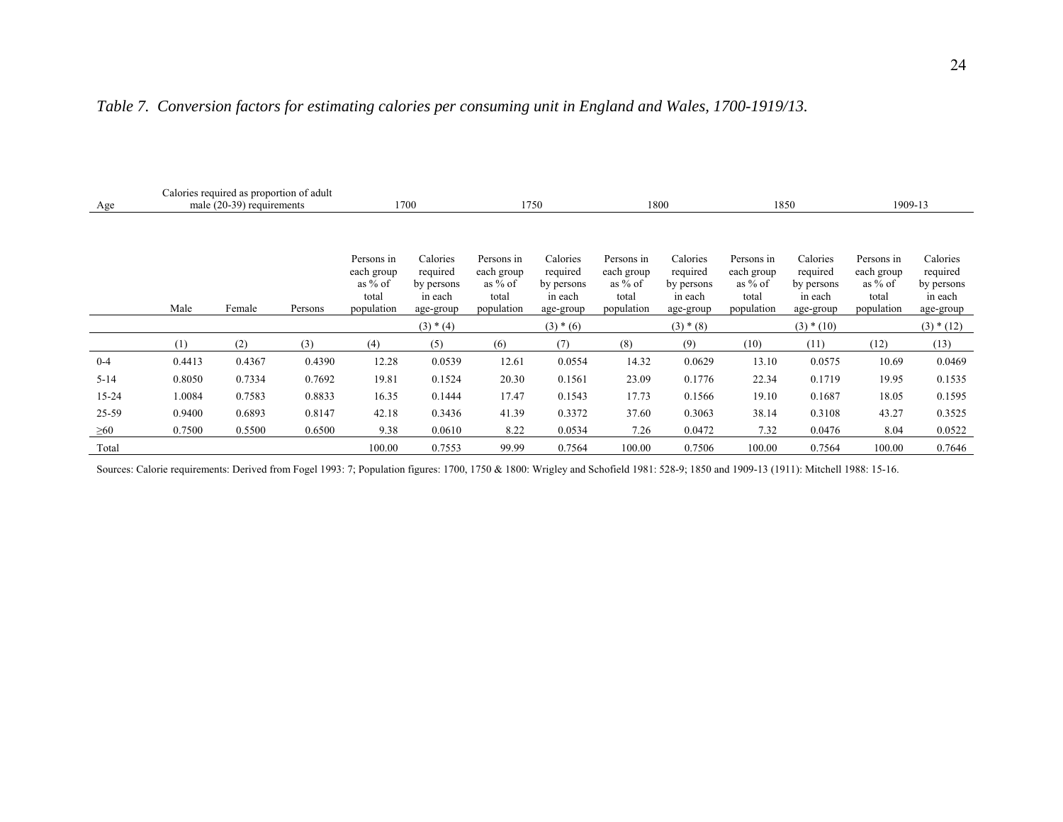*Table 7. Conversion factors for estimating calories per consuming unit in England and Wales, 1700-1919/13.*

| Age | Calories required as proportion of adult male (20-39) requirements | | | 1700 | | 1750 | | 1800 | | 1850 | | 1909-13 | |
|---|---|---|---|---|---|---|---|---|---|---|---|---|---|
| | Male | Female | Persons | Persons in each group as % of total population | Calories required by persons in each age-group | Persons in each group as % of total population | Calories required by persons in each age-group | Persons in each group as % of total population | Calories required by persons in each age-group | Persons in each group as % of total population | Calories required by persons in each age-group | Persons in each group as % of total population | Calories required by persons in each age-group |
| | | | | | (3) * (4) | | (3) * (6) | | (3) * (8) | | (3) * (10) | | (3) * (12) |
| | (1) | (2) | (3) | (4) | (5) | (6) | (7) | (8) | (9) | (10) | (11) | (12) | (13) |
| 0-4 | 0.4413 | 0.4367 | 0.4390 | 12.28 | 0.0539 | 12.61 | 0.0554 | 14.32 | 0.0629 | 13.10 | 0.0575 | 10.69 | 0.0469 |
| 5-14 | 0.8050 | 0.7334 | 0.7692 | 19.81 | 0.1524 | 20.30 | 0.1561 | 23.09 | 0.1776 | 22.34 | 0.1719 | 19.95 | 0.1535 |
| 15-24 | 1.0084 | 0.7583 | 0.8833 | 16.35 | 0.1444 | 17.47 | 0.1543 | 17.73 | 0.1566 | 19.10 | 0.1687 | 18.05 | 0.1595 |
| 25-59 | 0.9400 | 0.6893 | 0.8147 | 42.18 | 0.3436 | 41.39 | 0.3372 | 37.60 | 0.3063 | 38.14 | 0.3108 | 43.27 | 0.3525 |
| ≥60 | 0.7500 | 0.5500 | 0.6500 | 9.38 | 0.0610 | 8.22 | 0.0534 | 7.26 | 0.0472 | 7.32 | 0.0476 | 8.04 | 0.0522 |
| Total | | | | 100.00 | 0.7553 | 99.99 | 0.7564 | 100.00 | 0.7506 | 100.00 | 0.7564 | 100.00 | 0.7646 |

Sources: Calorie requirements: Derived from Fogel 1993: 7; Population figures: 1700, 1750 & 1800: Wrigley and Schofield 1981: 528-9; 1850 and 1909-13 (1911): Mitchell 1988: 15-16.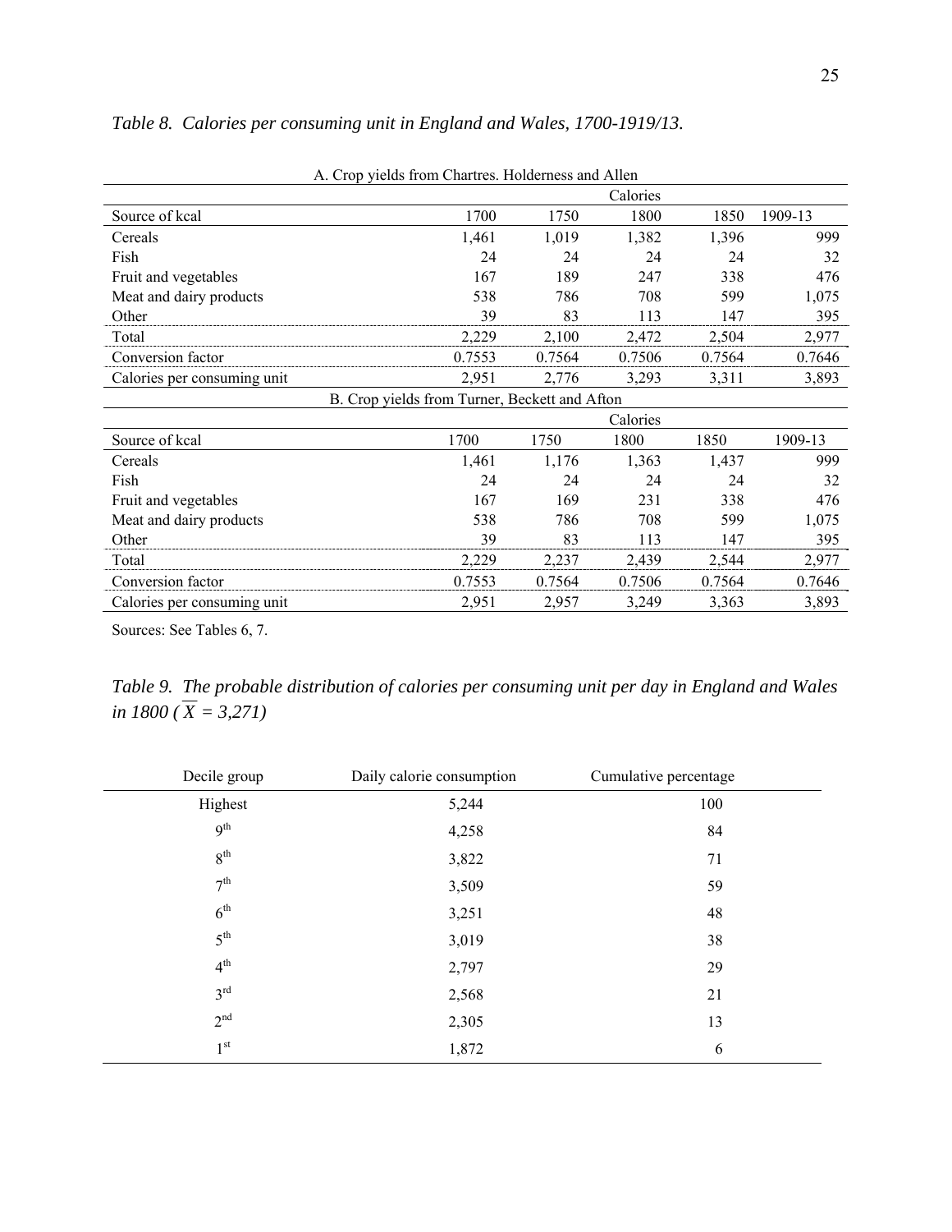*Table 8. Calories per consuming unit in England and Wales, 1700-1919/13.*

| A. Crop yields from Chartres. Holderness and Allen | | | | | |
|---|---|---|---|---|---|
| | Calories | | | | |
| Source of kcal | 1700 | 1750 | 1800 | 1850 | 1909-13 |
| Cereals | 1,461 | 1,019 | 1,382 | 1,396 | 999 |
| Fish | 24 | 24 | 24 | 24 | 32 |
| Fruit and vegetables | 167 | 189 | 247 | 338 | 476 |
| Meat and dairy products | 538 | 786 | 708 | 599 | 1,075 |
| Other | 39 | 83 | 113 | 147 | 395 |
| Total | 2,229 | 2,100 | 2,472 | 2,504 | 2,977 |
| Conversion factor | 0.7553 | 0.7564 | 0.7506 | 0.7564 | 0.7646 |
| Calories per consuming unit | 2,951 | 2,776 | 3,293 | 3,311 | 3,893 |

| B. Crop yields from Turner, Beckett and Afton | | | | | |
|---|---|---|---|---|---|
| | Calories | | | | |
| Source of kcal | 1700 | 1750 | 1800 | 1850 | 1909-13 |
| Cereals | 1,461 | 1,176 | 1,363 | 1,437 | 999 |
| Fish | 24 | 24 | 24 | 24 | 32 |
| Fruit and vegetables | 167 | 169 | 231 | 338 | 476 |
| Meat and dairy products | 538 | 786 | 708 | 599 | 1,075 |
| Other | 39 | 83 | 113 | 147 | 395 |
| Total | 2,229 | 2,237 | 2,439 | 2,544 | 2,977 |
| Conversion factor | 0.7553 | 0.7564 | 0.7506 | 0.7564 | 0.7646 |
| Calories per consuming unit | 2,951 | 2,957 | 3,249 | 3,363 | 3,893 |

Sources: See Tables 6, 7.

*Table 9. The probable distribution of calories per consuming unit per day in England and Wales in 1800 ($\overline{X}$ = 3,271)*

| Decile group | Daily calorie consumption | Cumulative percentage |
|---|---|---|
| Highest | 5,244 | 100 |
| 9th | 4,258 | 84 |
| 8th | 3,822 | 71 |
| 7th | 3,509 | 59 |
| 6th | 3,251 | 48 |
| 5th | 3,019 | 38 |
| 4th | 2,797 | 29 |
| 3rd | 2,568 | 21 |
| 2nd | 2,305 | 13 |
| 1st | 1,872 | 6 |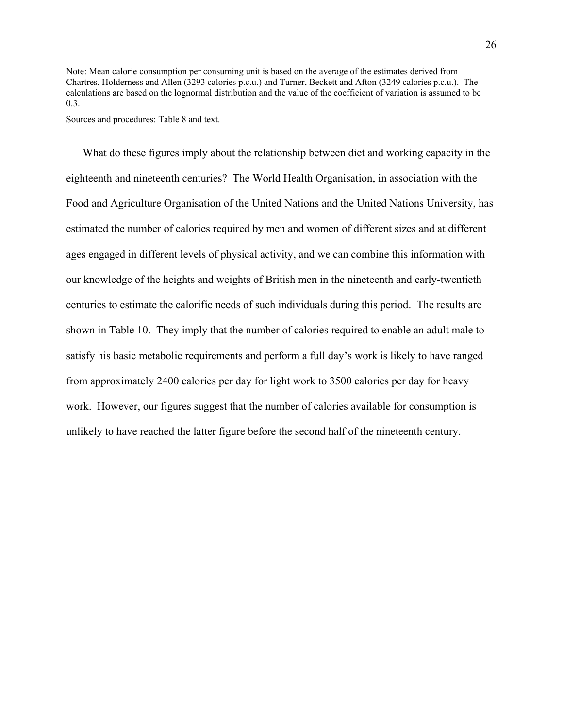Note: Mean calorie consumption per consuming unit is based on the average of the estimates derived from Chartres, Holderness and Allen (3293 calories p.c.u.) and Turner, Beckett and Afton (3249 calories p.c.u.). The calculations are based on the lognormal distribution and the value of the coefficient of variation is assumed to be 0.3.

Sources and procedures: Table 8 and text.

What do these figures imply about the relationship between diet and working capacity in the eighteenth and nineteenth centuries? The World Health Organisation, in association with the Food and Agriculture Organisation of the United Nations and the United Nations University, has estimated the number of calories required by men and women of different sizes and at different ages engaged in different levels of physical activity, and we can combine this information with our knowledge of the heights and weights of British men in the nineteenth and early-twentieth centuries to estimate the calorific needs of such individuals during this period. The results are shown in Table 10. They imply that the number of calories required to enable an adult male to satisfy his basic metabolic requirements and perform a full day's work is likely to have ranged from approximately 2400 calories per day for light work to 3500 calories per day for heavy work. However, our figures suggest that the number of calories available for consumption is unlikely to have reached the latter figure before the second half of the nineteenth century.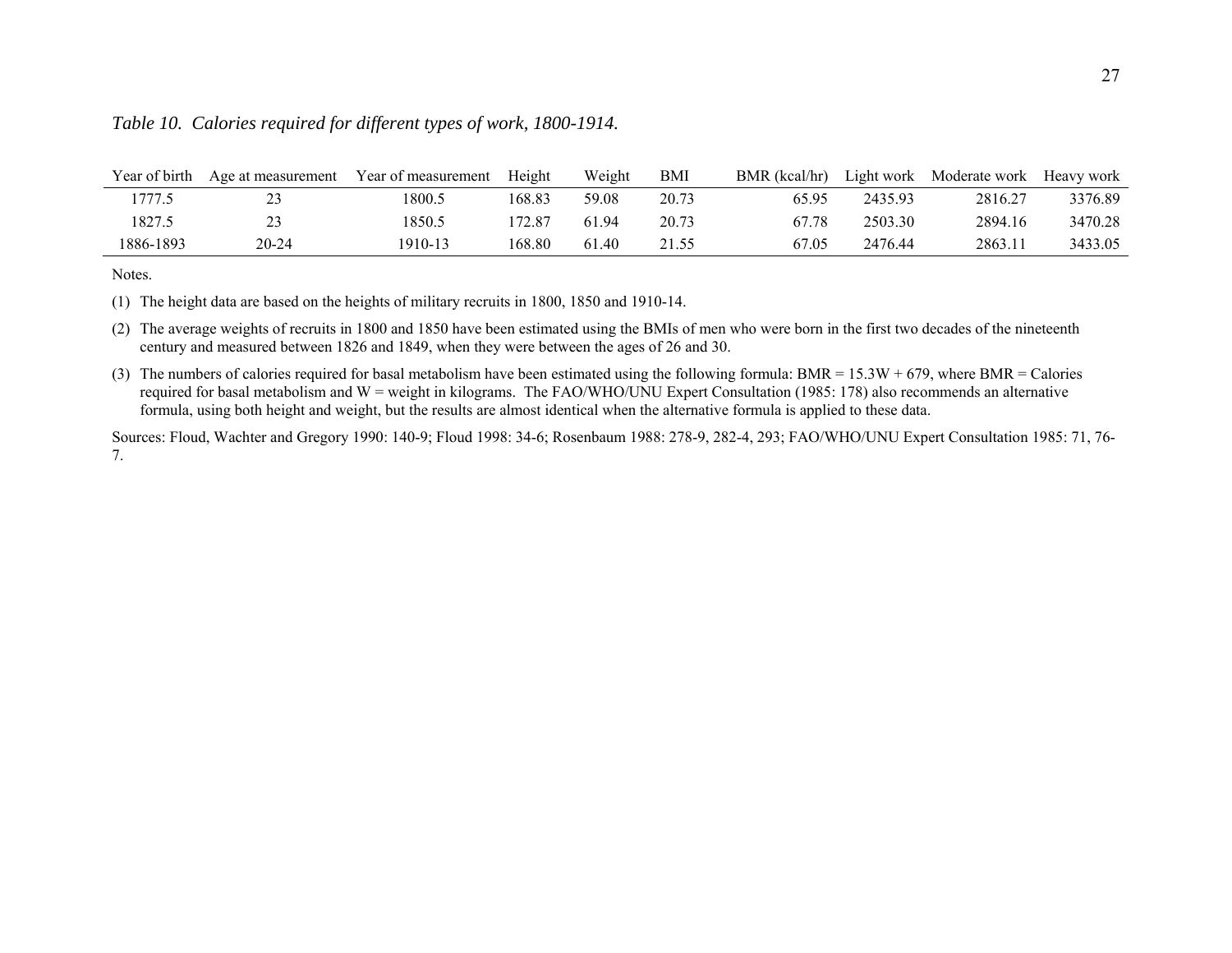*Table 10. Calories required for different types of work, 1800-1914.*

| Year of birth | Age at measurement | Year of measurement | Height | Weight | BMI | BMR (kcal/hr) | Light work | Moderate work | Heavy work |
|---|---|---|---|---|---|---|---|---|---|
| 1777.5 | 23 | 1800.5 | 168.83 | 59.08 | 20.73 | 65.95 | 2435.93 | 2816.27 | 3376.89 |
| 1827.5 | 23 | 1850.5 | 172.87 | 61.94 | 20.73 | 67.78 | 2503.30 | 2894.16 | 3470.28 |
| 1886-1893 | 20-24 | 1910-13 | 168.80 | 61.40 | 21.55 | 67.05 | 2476.44 | 2863.11 | 3433.05 |

Notes.

(1) The height data are based on the heights of military recruits in 1800, 1850 and 1910-14.

(2) The average weights of recruits in 1800 and 1850 have been estimated using the BMIs of men who were born in the first two decades of the nineteenth century and measured between 1826 and 1849, when they were between the ages of 26 and 30.

(3) The numbers of calories required for basal metabolism have been estimated using the following formula: $BMR = 15.3W + 679$, where BMR = Calories required for basal metabolism and W = weight in kilograms. The FAO/WHO/UNU Expert Consultation (1985: 178) also recommends an alternative formula, using both height and weight, but the results are almost identical when the alternative formula is applied to these data.

Sources: Floud, Wachter and Gregory 1990: 140-9; Floud 1998: 34-6; Rosenbaum 1988: 278-9, 282-4, 293; FAO/WHO/UNU Expert Consultation 1985: 71, 76-7.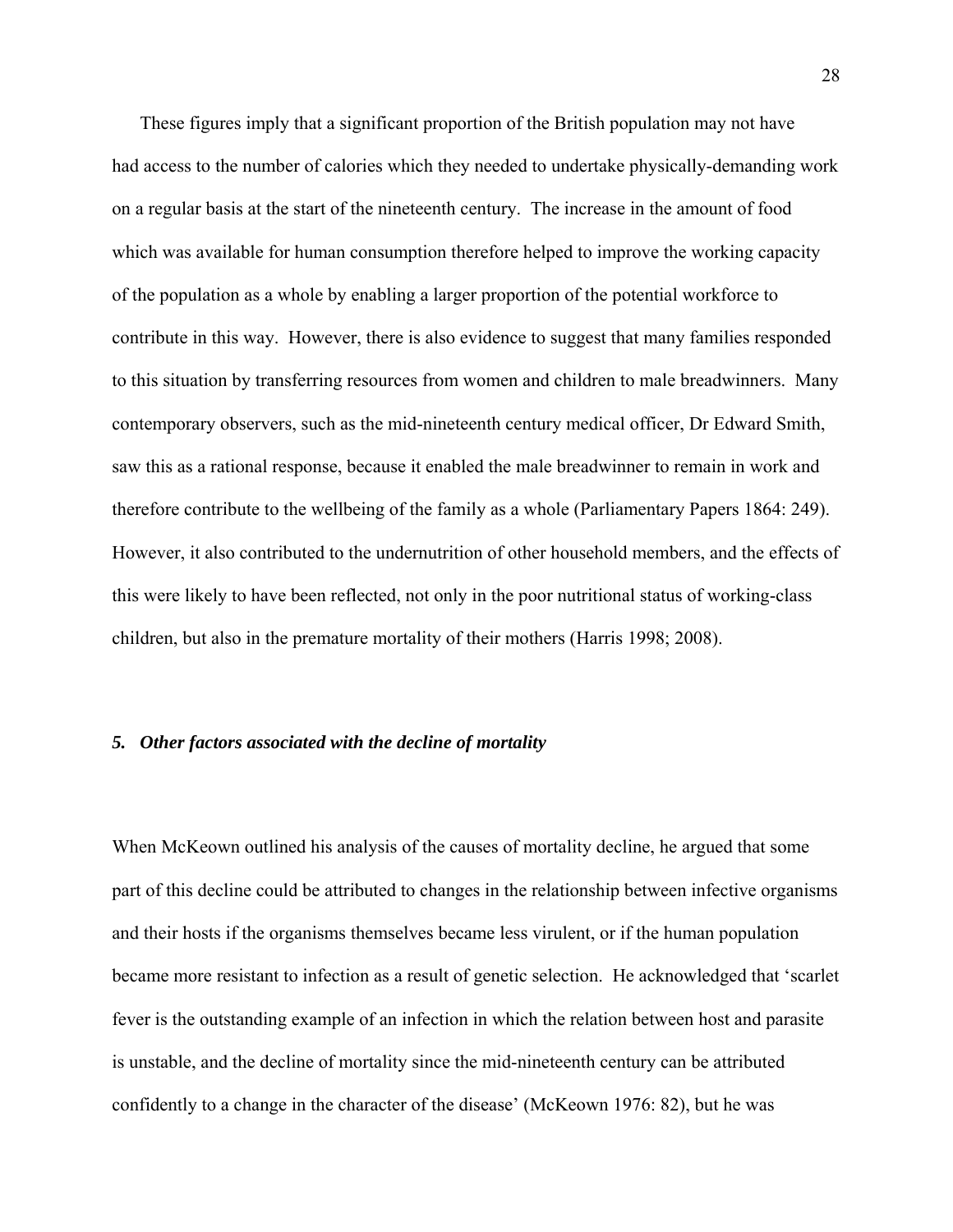These figures imply that a significant proportion of the British population may not have had access to the number of calories which they needed to undertake physically-demanding work on a regular basis at the start of the nineteenth century. The increase in the amount of food which was available for human consumption therefore helped to improve the working capacity of the population as a whole by enabling a larger proportion of the potential workforce to contribute in this way. However, there is also evidence to suggest that many families responded to this situation by transferring resources from women and children to male breadwinners. Many contemporary observers, such as the mid-nineteenth century medical officer, Dr Edward Smith, saw this as a rational response, because it enabled the male breadwinner to remain in work and therefore contribute to the wellbeing of the family as a whole (Parliamentary Papers 1864: 249). However, it also contributed to the undernutrition of other household members, and the effects of this were likely to have been reflected, not only in the poor nutritional status of working-class children, but also in the premature mortality of their mothers (Harris 1998; 2008).

## *5. Other factors associated with the decline of mortality*

When McKeown outlined his analysis of the causes of mortality decline, he argued that some part of this decline could be attributed to changes in the relationship between infective organisms and their hosts if the organisms themselves became less virulent, or if the human population became more resistant to infection as a result of genetic selection. He acknowledged that 'scarlet fever is the outstanding example of an infection in which the relation between host and parasite is unstable, and the decline of mortality since the mid-nineteenth century can be attributed confidently to a change in the character of the disease' (McKeown 1976: 82), but he was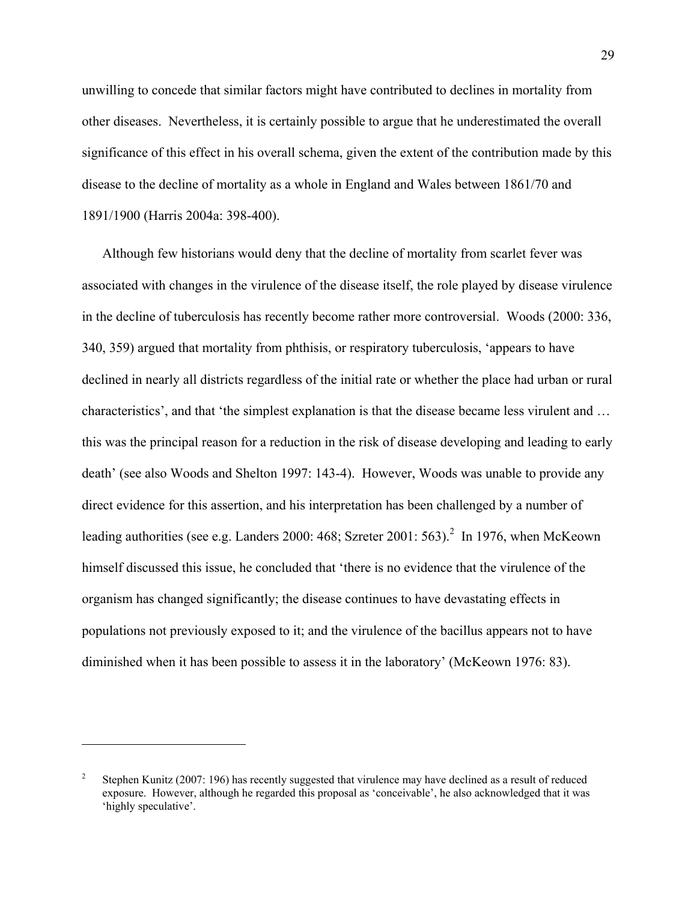unwilling to concede that similar factors might have contributed to declines in mortality from other diseases. Nevertheless, it is certainly possible to argue that he underestimated the overall significance of this effect in his overall schema, given the extent of the contribution made by this disease to the decline of mortality as a whole in England and Wales between 1861/70 and 1891/1900 (Harris 2004a: 398-400).

Although few historians would deny that the decline of mortality from scarlet fever was associated with changes in the virulence of the disease itself, the role played by disease virulence in the decline of tuberculosis has recently become rather more controversial. Woods (2000: 336, 340, 359) argued that mortality from phthisis, or respiratory tuberculosis, 'appears to have declined in nearly all districts regardless of the initial rate or whether the place had urban or rural characteristics', and that 'the simplest explanation is that the disease became less virulent and … this was the principal reason for a reduction in the risk of disease developing and leading to early death' (see also Woods and Shelton 1997: 143-4). However, Woods was unable to provide any direct evidence for this assertion, and his interpretation has been challenged by a number of leading authorities (see e.g. Landers 2000: 468; Szreter 2001: 563).[2] In 1976, when McKeown himself discussed this issue, he concluded that 'there is no evidence that the virulence of the organism has changed significantly; the disease continues to have devastating effects in populations not previously exposed to it; and the virulence of the bacillus appears not to have diminished when it has been possible to assess it in the laboratory' (McKeown 1976: 83).

---

[2] Stephen Kunitz (2007: 196) has recently suggested that virulence may have declined as a result of reduced exposure. However, although he regarded this proposal as 'conceivable', he also acknowledged that it was 'highly speculative'.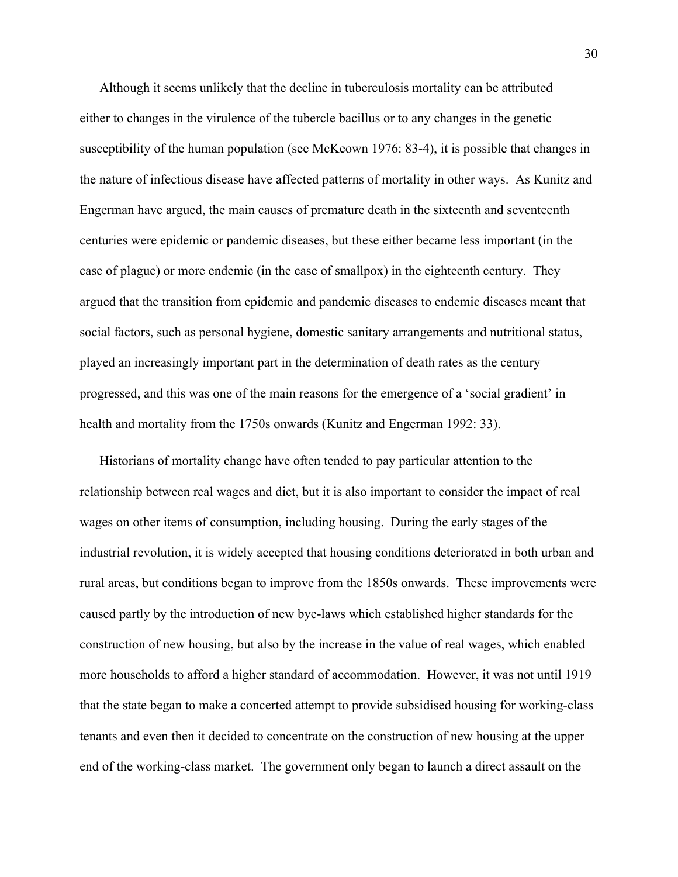Although it seems unlikely that the decline in tuberculosis mortality can be attributed either to changes in the virulence of the tubercle bacillus or to any changes in the genetic susceptibility of the human population (see McKeown 1976: 83-4), it is possible that changes in the nature of infectious disease have affected patterns of mortality in other ways. As Kunitz and Engerman have argued, the main causes of premature death in the sixteenth and seventeenth centuries were epidemic or pandemic diseases, but these either became less important (in the case of plague) or more endemic (in the case of smallpox) in the eighteenth century. They argued that the transition from epidemic and pandemic diseases to endemic diseases meant that social factors, such as personal hygiene, domestic sanitary arrangements and nutritional status, played an increasingly important part in the determination of death rates as the century progressed, and this was one of the main reasons for the emergence of a 'social gradient' in health and mortality from the 1750s onwards (Kunitz and Engerman 1992: 33).

Historians of mortality change have often tended to pay particular attention to the relationship between real wages and diet, but it is also important to consider the impact of real wages on other items of consumption, including housing. During the early stages of the industrial revolution, it is widely accepted that housing conditions deteriorated in both urban and rural areas, but conditions began to improve from the 1850s onwards. These improvements were caused partly by the introduction of new bye-laws which established higher standards for the construction of new housing, but also by the increase in the value of real wages, which enabled more households to afford a higher standard of accommodation. However, it was not until 1919 that the state began to make a concerted attempt to provide subsidised housing for working-class tenants and even then it decided to concentrate on the construction of new housing at the upper end of the working-class market. The government only began to launch a direct assault on the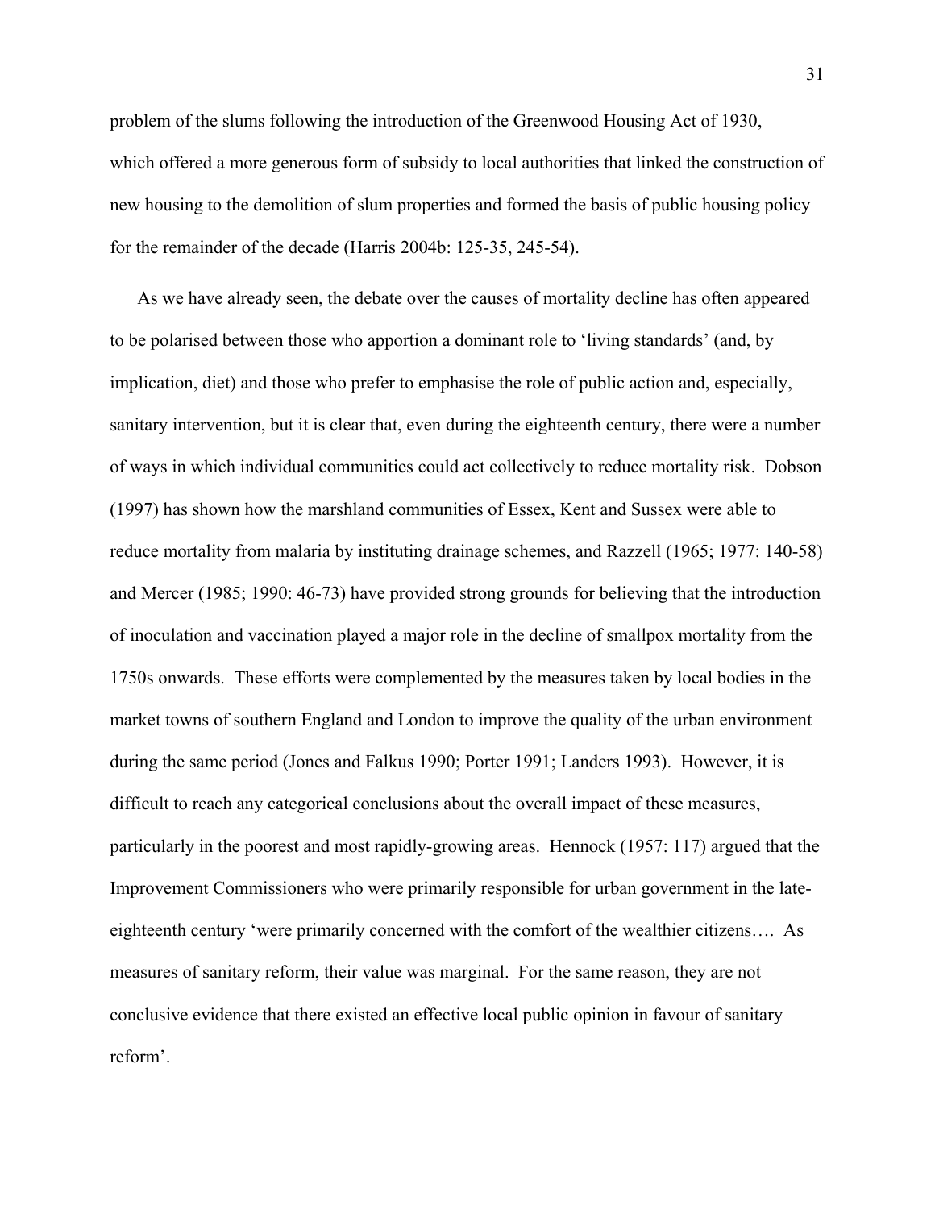problem of the slums following the introduction of the Greenwood Housing Act of 1930, which offered a more generous form of subsidy to local authorities that linked the construction of new housing to the demolition of slum properties and formed the basis of public housing policy for the remainder of the decade (Harris 2004b: 125-35, 245-54).

As we have already seen, the debate over the causes of mortality decline has often appeared to be polarised between those who apportion a dominant role to 'living standards' (and, by implication, diet) and those who prefer to emphasise the role of public action and, especially, sanitary intervention, but it is clear that, even during the eighteenth century, there were a number of ways in which individual communities could act collectively to reduce mortality risk. Dobson (1997) has shown how the marshland communities of Essex, Kent and Sussex were able to reduce mortality from malaria by instituting drainage schemes, and Razzell (1965; 1977: 140-58) and Mercer (1985; 1990: 46-73) have provided strong grounds for believing that the introduction of inoculation and vaccination played a major role in the decline of smallpox mortality from the 1750s onwards. These efforts were complemented by the measures taken by local bodies in the market towns of southern England and London to improve the quality of the urban environment during the same period (Jones and Falkus 1990; Porter 1991; Landers 1993). However, it is difficult to reach any categorical conclusions about the overall impact of these measures, particularly in the poorest and most rapidly-growing areas. Hennock (1957: 117) argued that the Improvement Commissioners who were primarily responsible for urban government in the late-eighteenth century 'were primarily concerned with the comfort of the wealthier citizens…. As measures of sanitary reform, their value was marginal. For the same reason, they are not conclusive evidence that there existed an effective local public opinion in favour of sanitary reform'.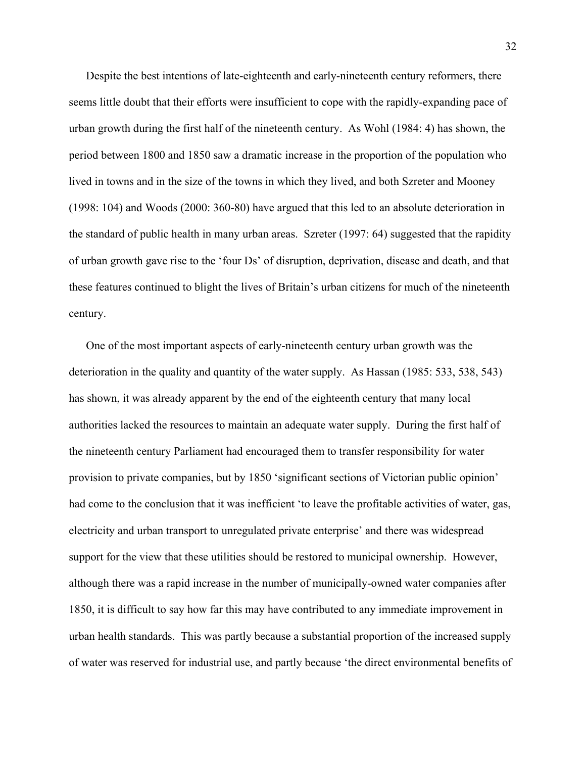Despite the best intentions of late-eighteenth and early-nineteenth century reformers, there seems little doubt that their efforts were insufficient to cope with the rapidly-expanding pace of urban growth during the first half of the nineteenth century. As Wohl (1984: 4) has shown, the period between 1800 and 1850 saw a dramatic increase in the proportion of the population who lived in towns and in the size of the towns in which they lived, and both Szreter and Mooney (1998: 104) and Woods (2000: 360-80) have argued that this led to an absolute deterioration in the standard of public health in many urban areas. Szreter (1997: 64) suggested that the rapidity of urban growth gave rise to the 'four Ds' of disruption, deprivation, disease and death, and that these features continued to blight the lives of Britain's urban citizens for much of the nineteenth century.

One of the most important aspects of early-nineteenth century urban growth was the deterioration in the quality and quantity of the water supply. As Hassan (1985: 533, 538, 543) has shown, it was already apparent by the end of the eighteenth century that many local authorities lacked the resources to maintain an adequate water supply. During the first half of the nineteenth century Parliament had encouraged them to transfer responsibility for water provision to private companies, but by 1850 'significant sections of Victorian public opinion' had come to the conclusion that it was inefficient 'to leave the profitable activities of water, gas, electricity and urban transport to unregulated private enterprise' and there was widespread support for the view that these utilities should be restored to municipal ownership. However, although there was a rapid increase in the number of municipally-owned water companies after 1850, it is difficult to say how far this may have contributed to any immediate improvement in urban health standards. This was partly because a substantial proportion of the increased supply of water was reserved for industrial use, and partly because 'the direct environmental benefits of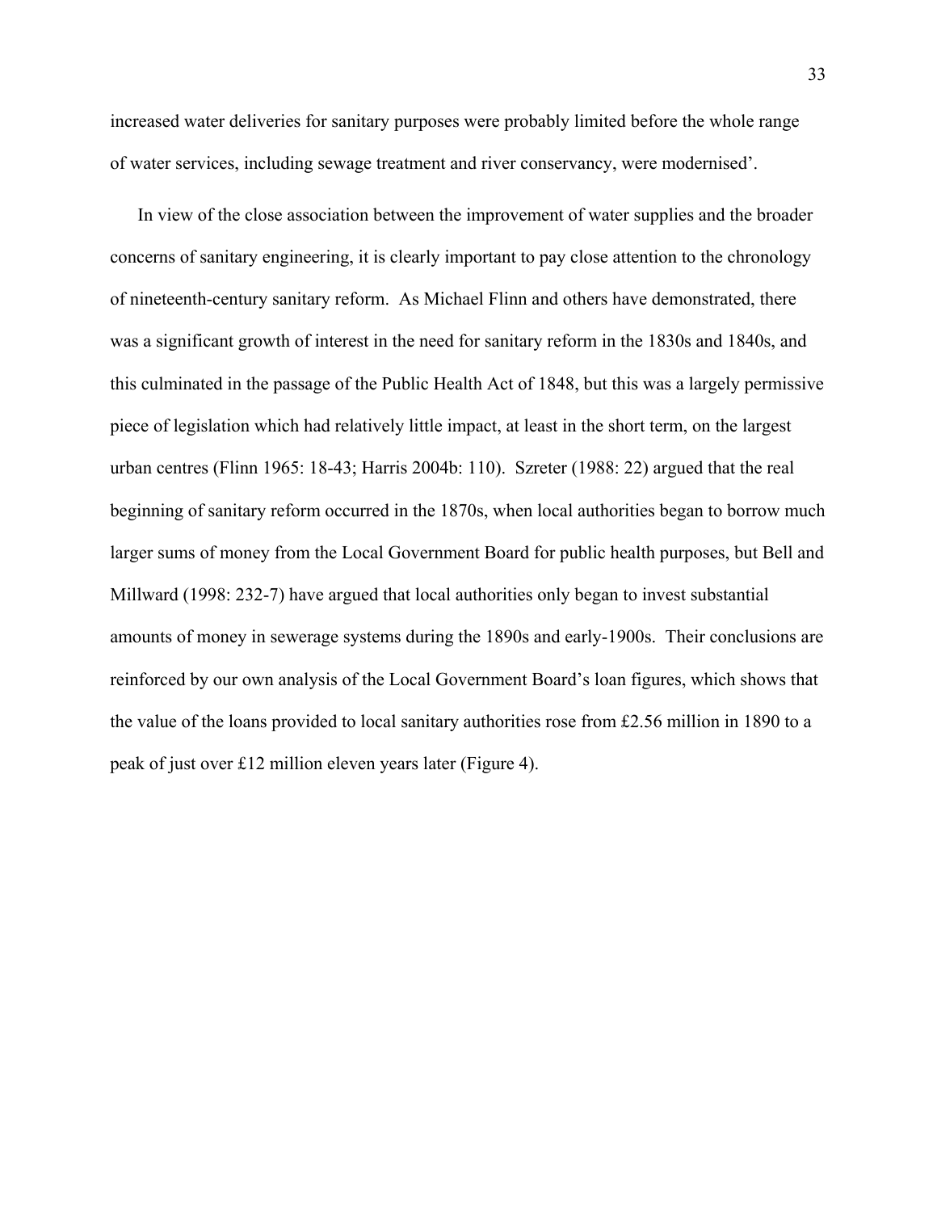increased water deliveries for sanitary purposes were probably limited before the whole range of water services, including sewage treatment and river conservancy, were modernised'.

In view of the close association between the improvement of water supplies and the broader concerns of sanitary engineering, it is clearly important to pay close attention to the chronology of nineteenth-century sanitary reform. As Michael Flinn and others have demonstrated, there was a significant growth of interest in the need for sanitary reform in the 1830s and 1840s, and this culminated in the passage of the Public Health Act of 1848, but this was a largely permissive piece of legislation which had relatively little impact, at least in the short term, on the largest urban centres (Flinn 1965: 18-43; Harris 2004b: 110). Szreter (1988: 22) argued that the real beginning of sanitary reform occurred in the 1870s, when local authorities began to borrow much larger sums of money from the Local Government Board for public health purposes, but Bell and Millward (1998: 232-7) have argued that local authorities only began to invest substantial amounts of money in sewerage systems during the 1890s and early-1900s. Their conclusions are reinforced by our own analysis of the Local Government Board's loan figures, which shows that the value of the loans provided to local sanitary authorities rose from £2.56 million in 1890 to a peak of just over £12 million eleven years later (Figure 4).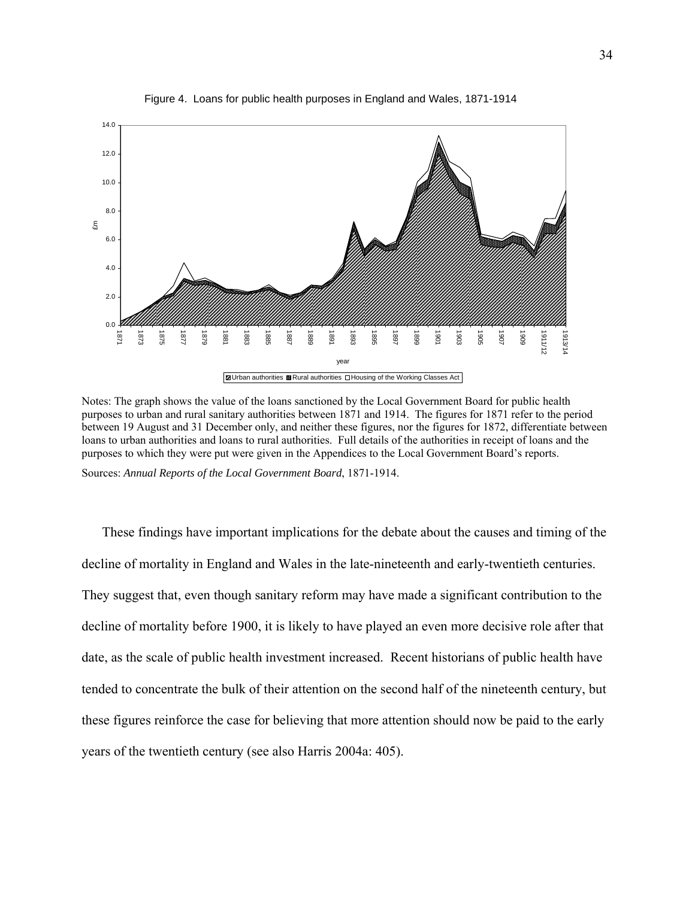Figure 4. Loans for public health purposes in England and Wales, 1871-1914

Notes: The graph shows the value of the loans sanctioned by the Local Government Board for public health purposes to urban and rural sanitary authorities between 1871 and 1914. The figures for 1871 refer to the period between 19 August and 31 December only, and neither these figures, nor the figures for 1872, differentiate between loans to urban authorities and loans to rural authorities. Full details of the authorities in receipt of loans and the purposes to which they were put were given in the Appendices to the Local Government Board's reports.

Sources: *Annual Reports of the Local Government Board*, 1871-1914.

These findings have important implications for the debate about the causes and timing of the decline of mortality in England and Wales in the late-nineteenth and early-twentieth centuries. They suggest that, even though sanitary reform may have made a significant contribution to the decline of mortality before 1900, it is likely to have played an even more decisive role after that date, as the scale of public health investment increased. Recent historians of public health have tended to concentrate the bulk of their attention on the second half of the nineteenth century, but these figures reinforce the case for believing that more attention should now be paid to the early years of the twentieth century (see also Harris 2004a: 405).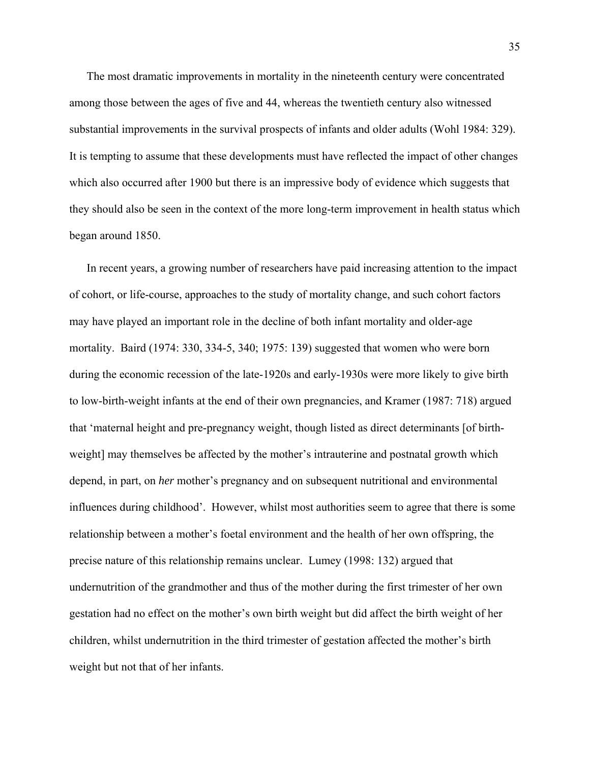The most dramatic improvements in mortality in the nineteenth century were concentrated among those between the ages of five and 44, whereas the twentieth century also witnessed substantial improvements in the survival prospects of infants and older adults (Wohl 1984: 329). It is tempting to assume that these developments must have reflected the impact of other changes which also occurred after 1900 but there is an impressive body of evidence which suggests that they should also be seen in the context of the more long-term improvement in health status which began around 1850.

In recent years, a growing number of researchers have paid increasing attention to the impact of cohort, or life-course, approaches to the study of mortality change, and such cohort factors may have played an important role in the decline of both infant mortality and older-age mortality. Baird (1974: 330, 334-5, 340; 1975: 139) suggested that women who were born during the economic recession of the late-1920s and early-1930s were more likely to give birth to low-birth-weight infants at the end of their own pregnancies, and Kramer (1987: 718) argued that 'maternal height and pre-pregnancy weight, though listed as direct determinants [of birth-weight] may themselves be affected by the mother's intrauterine and postnatal growth which depend, in part, on *her* mother's pregnancy and on subsequent nutritional and environmental influences during childhood'. However, whilst most authorities seem to agree that there is some relationship between a mother's foetal environment and the health of her own offspring, the precise nature of this relationship remains unclear. Lumey (1998: 132) argued that undernutrition of the grandmother and thus of the mother during the first trimester of her own gestation had no effect on the mother's own birth weight but did affect the birth weight of her children, whilst undernutrition in the third trimester of gestation affected the mother's birth weight but not that of her infants.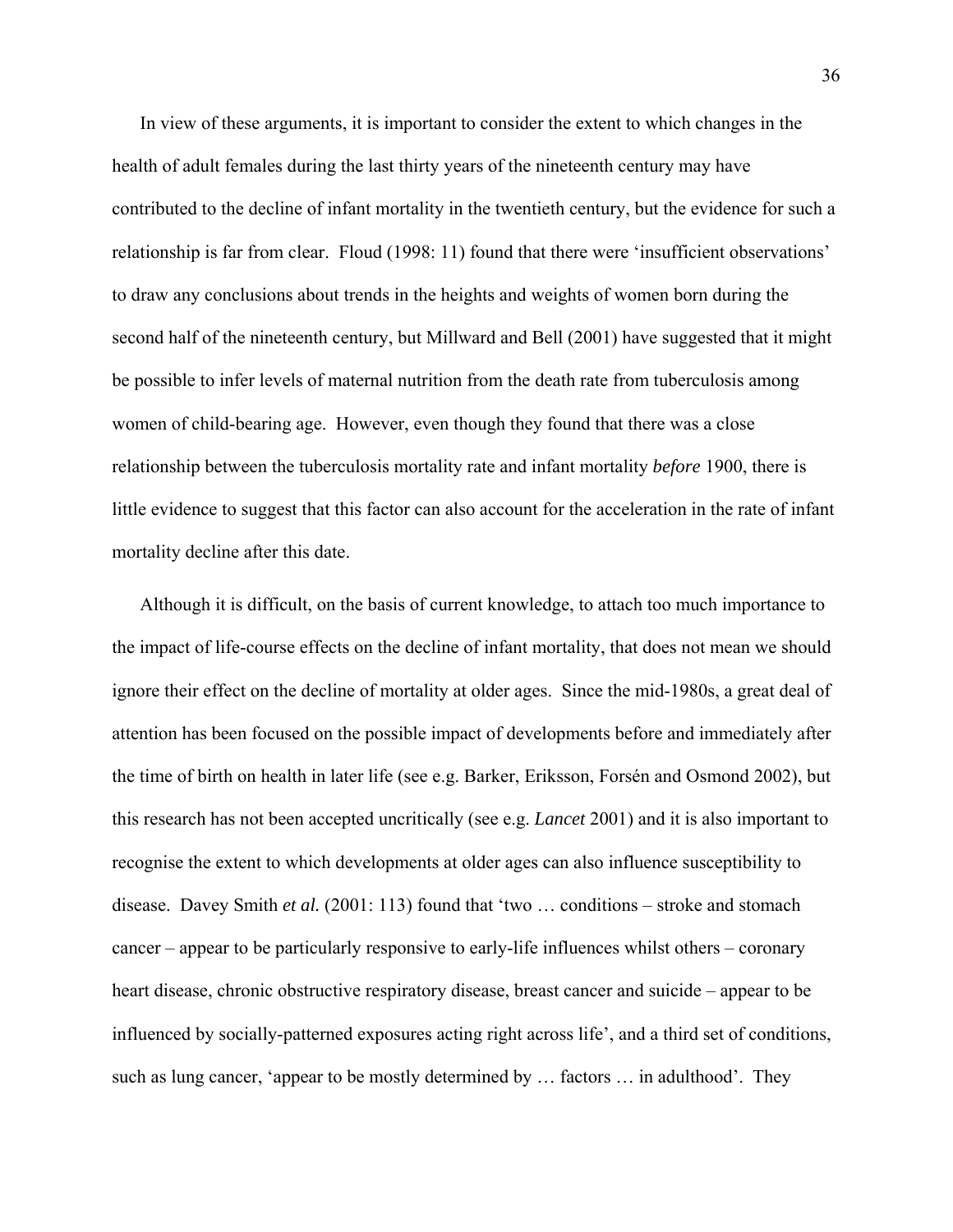In view of these arguments, it is important to consider the extent to which changes in the health of adult females during the last thirty years of the nineteenth century may have contributed to the decline of infant mortality in the twentieth century, but the evidence for such a relationship is far from clear. Floud (1998: 11) found that there were 'insufficient observations' to draw any conclusions about trends in the heights and weights of women born during the second half of the nineteenth century, but Millward and Bell (2001) have suggested that it might be possible to infer levels of maternal nutrition from the death rate from tuberculosis among women of child-bearing age. However, even though they found that there was a close relationship between the tuberculosis mortality rate and infant mortality *before* 1900, there is little evidence to suggest that this factor can also account for the acceleration in the rate of infant mortality decline after this date.

Although it is difficult, on the basis of current knowledge, to attach too much importance to the impact of life-course effects on the decline of infant mortality, that does not mean we should ignore their effect on the decline of mortality at older ages. Since the mid-1980s, a great deal of attention has been focused on the possible impact of developments before and immediately after the time of birth on health in later life (see e.g. Barker, Eriksson, Forsén and Osmond 2002), but this research has not been accepted uncritically (see e.g. *Lancet* 2001) and it is also important to recognise the extent to which developments at older ages can also influence susceptibility to disease. Davey Smith *et al.* (2001: 113) found that 'two … conditions – stroke and stomach cancer – appear to be particularly responsive to early-life influences whilst others – coronary heart disease, chronic obstructive respiratory disease, breast cancer and suicide – appear to be influenced by socially-patterned exposures acting right across life', and a third set of conditions, such as lung cancer, 'appear to be mostly determined by … factors … in adulthood'. They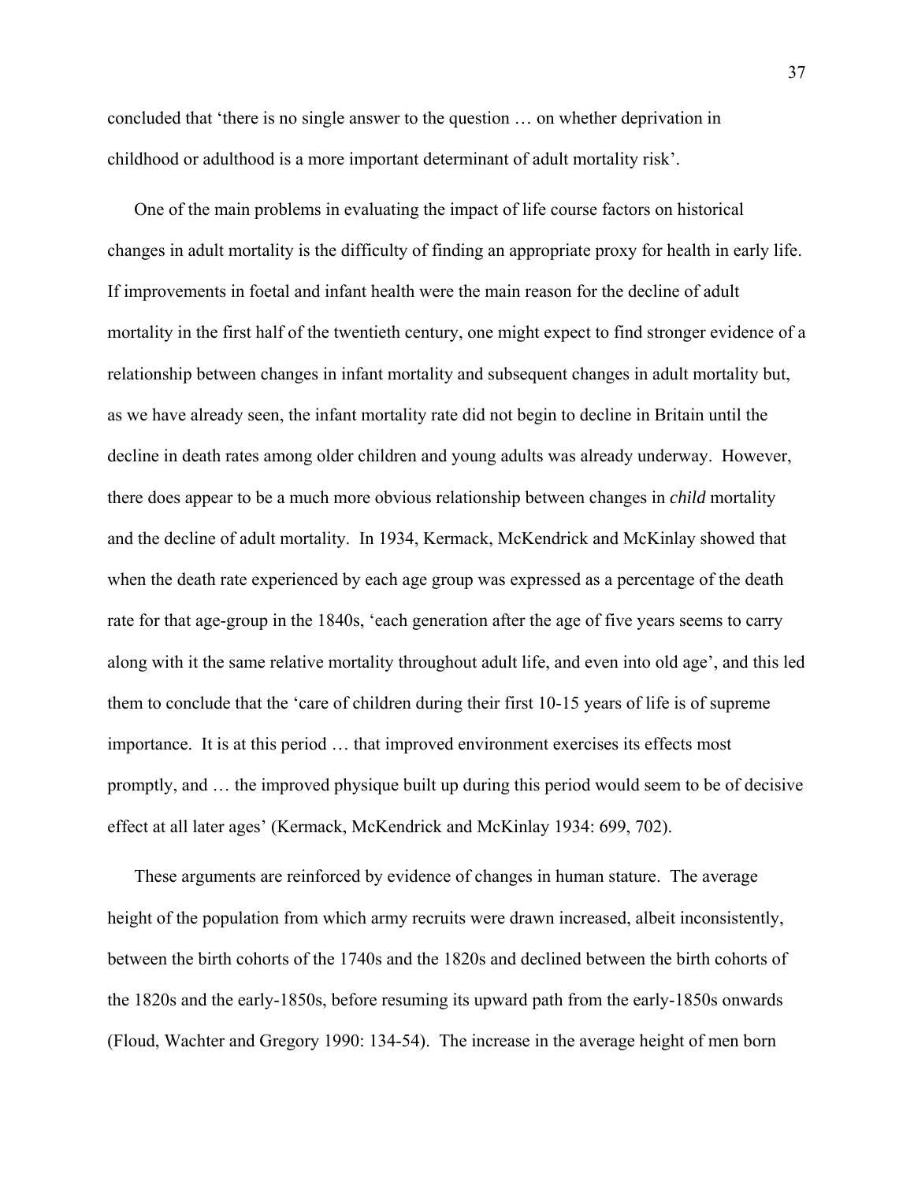concluded that 'there is no single answer to the question … on whether deprivation in childhood or adulthood is a more important determinant of adult mortality risk'.

One of the main problems in evaluating the impact of life course factors on historical changes in adult mortality is the difficulty of finding an appropriate proxy for health in early life. If improvements in foetal and infant health were the main reason for the decline of adult mortality in the first half of the twentieth century, one might expect to find stronger evidence of a relationship between changes in infant mortality and subsequent changes in adult mortality but, as we have already seen, the infant mortality rate did not begin to decline in Britain until the decline in death rates among older children and young adults was already underway. However, there does appear to be a much more obvious relationship between changes in *child* mortality and the decline of adult mortality. In 1934, Kermack, McKendrick and McKinlay showed that when the death rate experienced by each age group was expressed as a percentage of the death rate for that age-group in the 1840s, 'each generation after the age of five years seems to carry along with it the same relative mortality throughout adult life, and even into old age', and this led them to conclude that the 'care of children during their first 10-15 years of life is of supreme importance. It is at this period … that improved environment exercises its effects most promptly, and … the improved physique built up during this period would seem to be of decisive effect at all later ages' (Kermack, McKendrick and McKinlay 1934: 699, 702).

These arguments are reinforced by evidence of changes in human stature. The average height of the population from which army recruits were drawn increased, albeit inconsistently, between the birth cohorts of the 1740s and the 1820s and declined between the birth cohorts of the 1820s and the early-1850s, before resuming its upward path from the early-1850s onwards (Floud, Wachter and Gregory 1990: 134-54). The increase in the average height of men born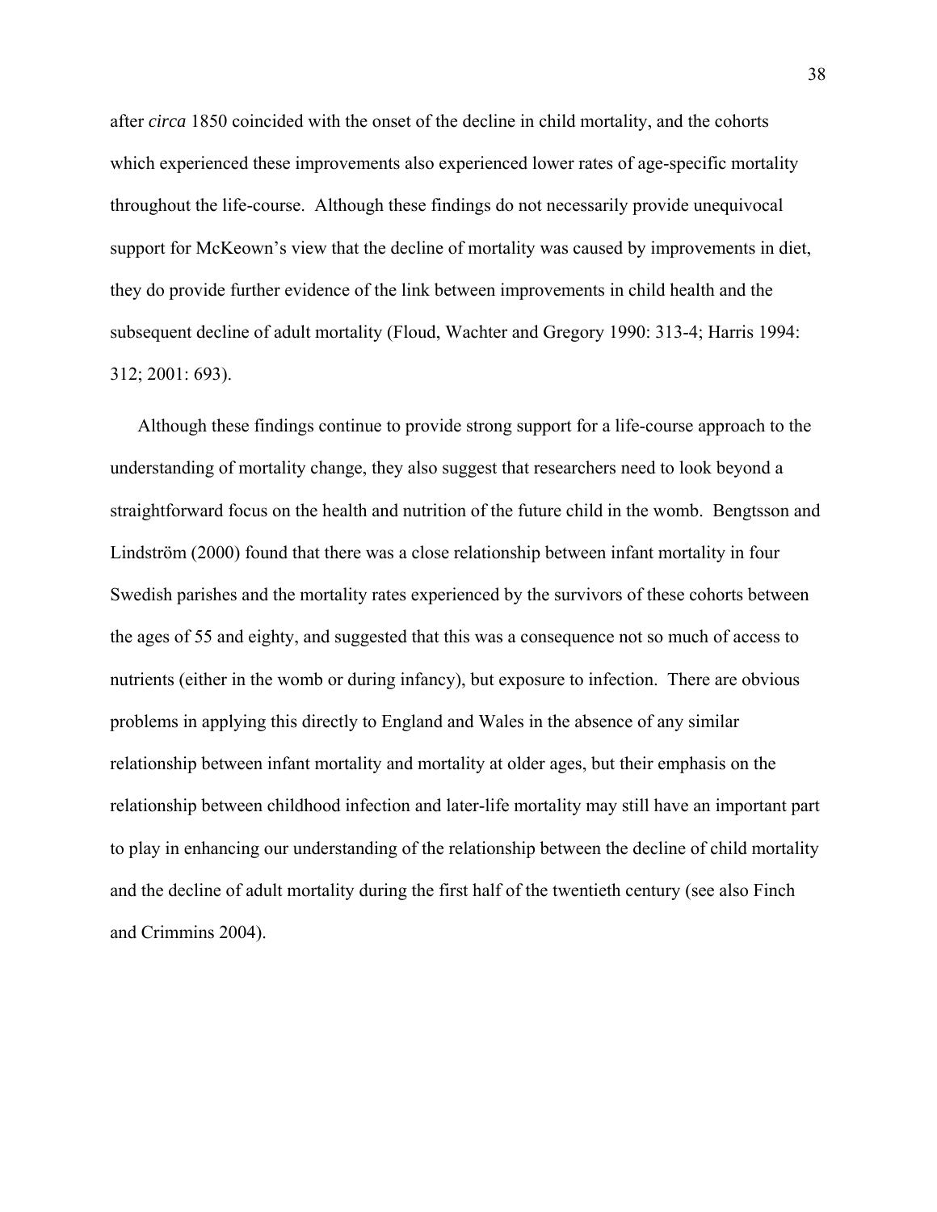after *circa* 1850 coincided with the onset of the decline in child mortality, and the cohorts which experienced these improvements also experienced lower rates of age-specific mortality throughout the life-course. Although these findings do not necessarily provide unequivocal support for McKeown's view that the decline of mortality was caused by improvements in diet, they do provide further evidence of the link between improvements in child health and the subsequent decline of adult mortality (Floud, Wachter and Gregory 1990: 313-4; Harris 1994: 312; 2001: 693).

Although these findings continue to provide strong support for a life-course approach to the understanding of mortality change, they also suggest that researchers need to look beyond a straightforward focus on the health and nutrition of the future child in the womb. Bengtsson and Lindström (2000) found that there was a close relationship between infant mortality in four Swedish parishes and the mortality rates experienced by the survivors of these cohorts between the ages of 55 and eighty, and suggested that this was a consequence not so much of access to nutrients (either in the womb or during infancy), but exposure to infection. There are obvious problems in applying this directly to England and Wales in the absence of any similar relationship between infant mortality and mortality at older ages, but their emphasis on the relationship between childhood infection and later-life mortality may still have an important part to play in enhancing our understanding of the relationship between the decline of child mortality and the decline of adult mortality during the first half of the twentieth century (see also Finch and Crimmins 2004).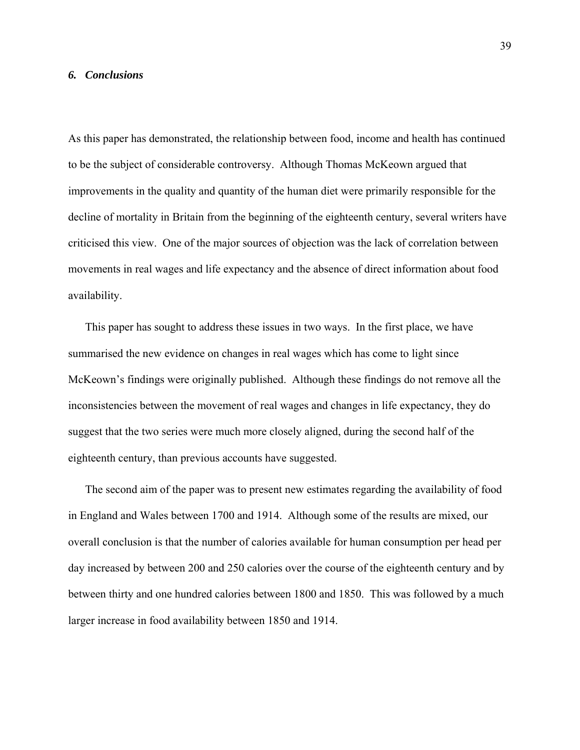### *6. Conclusions*

As this paper has demonstrated, the relationship between food, income and health has continued to be the subject of considerable controversy. Although Thomas McKeown argued that improvements in the quality and quantity of the human diet were primarily responsible for the decline of mortality in Britain from the beginning of the eighteenth century, several writers have criticised this view. One of the major sources of objection was the lack of correlation between movements in real wages and life expectancy and the absence of direct information about food availability.

This paper has sought to address these issues in two ways. In the first place, we have summarised the new evidence on changes in real wages which has come to light since McKeown's findings were originally published. Although these findings do not remove all the inconsistencies between the movement of real wages and changes in life expectancy, they do suggest that the two series were much more closely aligned, during the second half of the eighteenth century, than previous accounts have suggested.

The second aim of the paper was to present new estimates regarding the availability of food in England and Wales between 1700 and 1914. Although some of the results are mixed, our overall conclusion is that the number of calories available for human consumption per head per day increased by between 200 and 250 calories over the course of the eighteenth century and by between thirty and one hundred calories between 1800 and 1850. This was followed by a much larger increase in food availability between 1850 and 1914.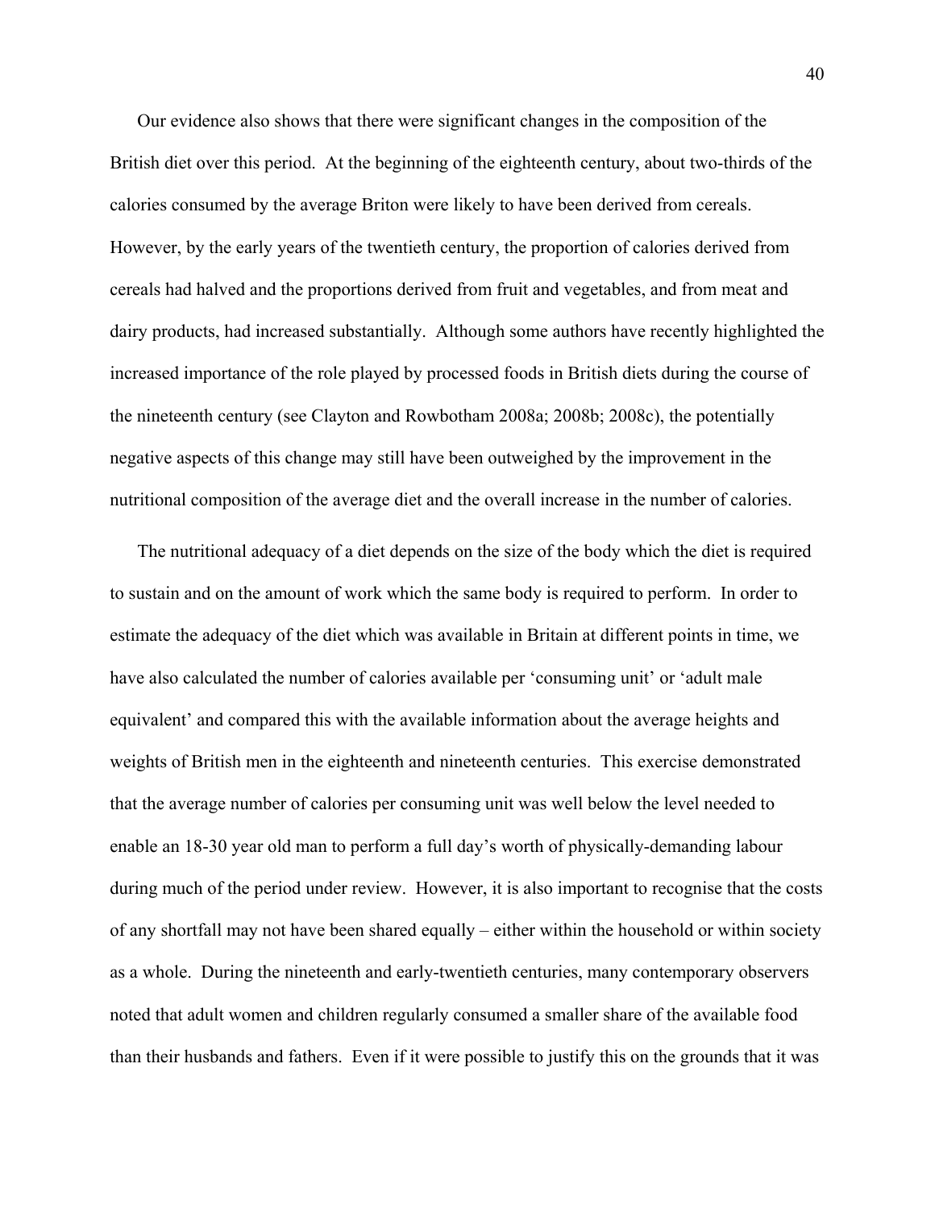Our evidence also shows that there were significant changes in the composition of the British diet over this period. At the beginning of the eighteenth century, about two-thirds of the calories consumed by the average Briton were likely to have been derived from cereals. However, by the early years of the twentieth century, the proportion of calories derived from cereals had halved and the proportions derived from fruit and vegetables, and from meat and dairy products, had increased substantially. Although some authors have recently highlighted the increased importance of the role played by processed foods in British diets during the course of the nineteenth century (see Clayton and Rowbotham 2008a; 2008b; 2008c), the potentially negative aspects of this change may still have been outweighed by the improvement in the nutritional composition of the average diet and the overall increase in the number of calories.

The nutritional adequacy of a diet depends on the size of the body which the diet is required to sustain and on the amount of work which the same body is required to perform. In order to estimate the adequacy of the diet which was available in Britain at different points in time, we have also calculated the number of calories available per 'consuming unit' or 'adult male equivalent' and compared this with the available information about the average heights and weights of British men in the eighteenth and nineteenth centuries. This exercise demonstrated that the average number of calories per consuming unit was well below the level needed to enable an 18-30 year old man to perform a full day's worth of physically-demanding labour during much of the period under review. However, it is also important to recognise that the costs of any shortfall may not have been shared equally – either within the household or within society as a whole. During the nineteenth and early-twentieth centuries, many contemporary observers noted that adult women and children regularly consumed a smaller share of the available food than their husbands and fathers. Even if it were possible to justify this on the grounds that it was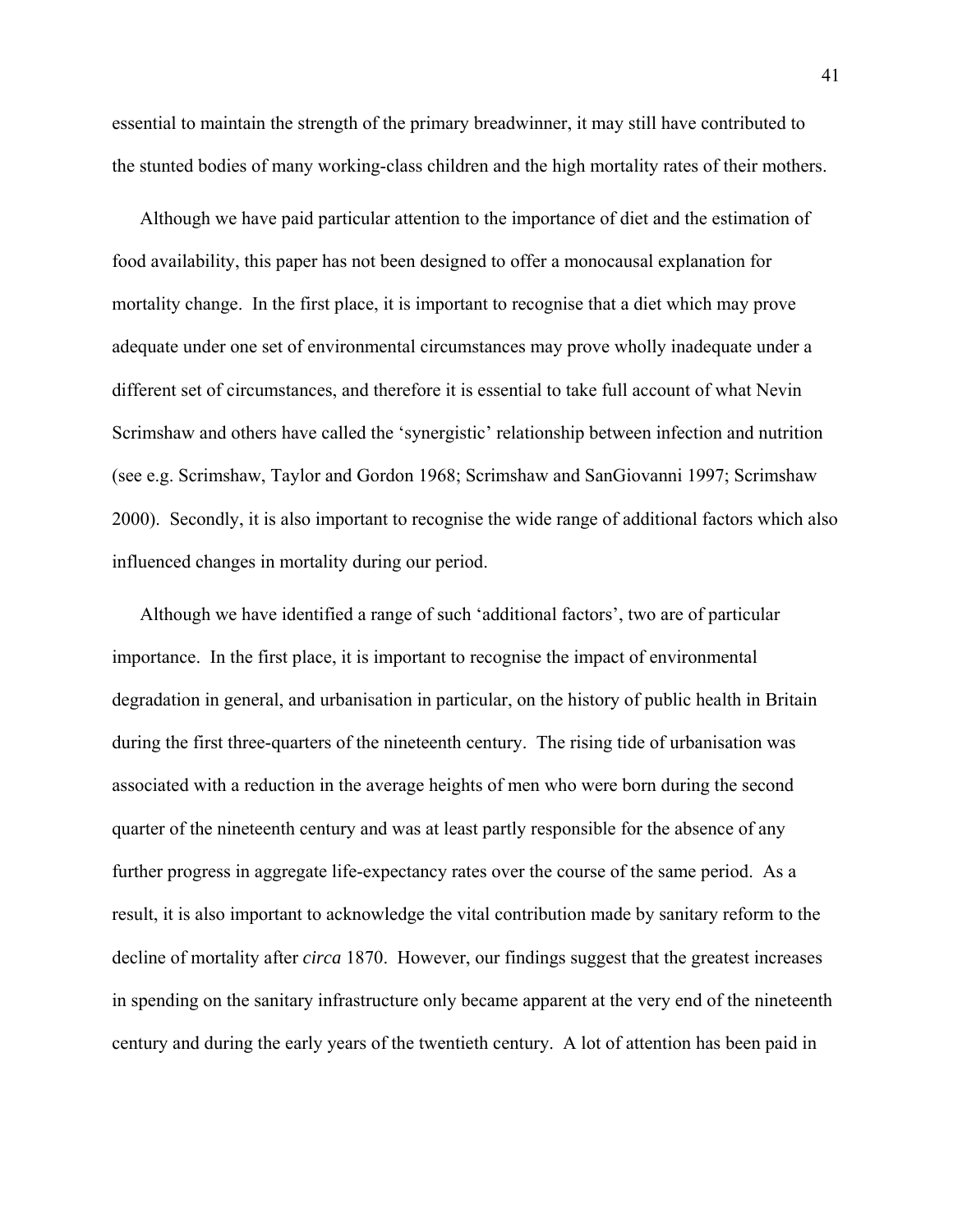essential to maintain the strength of the primary breadwinner, it may still have contributed to the stunted bodies of many working-class children and the high mortality rates of their mothers.

Although we have paid particular attention to the importance of diet and the estimation of food availability, this paper has not been designed to offer a monocausal explanation for mortality change. In the first place, it is important to recognise that a diet which may prove adequate under one set of environmental circumstances may prove wholly inadequate under a different set of circumstances, and therefore it is essential to take full account of what Nevin Scrimshaw and others have called the 'synergistic' relationship between infection and nutrition (see e.g. Scrimshaw, Taylor and Gordon 1968; Scrimshaw and SanGiovanni 1997; Scrimshaw 2000). Secondly, it is also important to recognise the wide range of additional factors which also influenced changes in mortality during our period.

Although we have identified a range of such 'additional factors', two are of particular importance. In the first place, it is important to recognise the impact of environmental degradation in general, and urbanisation in particular, on the history of public health in Britain during the first three-quarters of the nineteenth century. The rising tide of urbanisation was associated with a reduction in the average heights of men who were born during the second quarter of the nineteenth century and was at least partly responsible for the absence of any further progress in aggregate life-expectancy rates over the course of the same period. As a result, it is also important to acknowledge the vital contribution made by sanitary reform to the decline of mortality after *circa* 1870. However, our findings suggest that the greatest increases in spending on the sanitary infrastructure only became apparent at the very end of the nineteenth century and during the early years of the twentieth century. A lot of attention has been paid in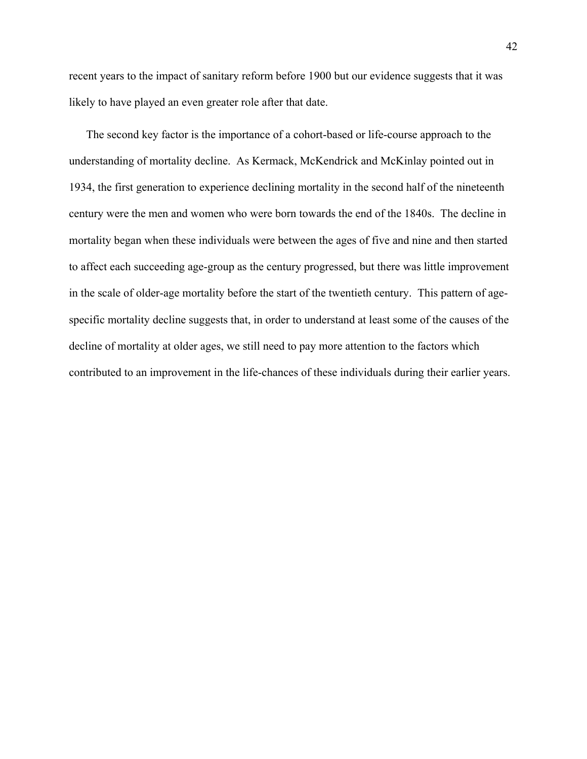recent years to the impact of sanitary reform before 1900 but our evidence suggests that it was likely to have played an even greater role after that date.

The second key factor is the importance of a cohort-based or life-course approach to the understanding of mortality decline. As Kermack, McKendrick and McKinlay pointed out in 1934, the first generation to experience declining mortality in the second half of the nineteenth century were the men and women who were born towards the end of the 1840s. The decline in mortality began when these individuals were between the ages of five and nine and then started to affect each succeeding age-group as the century progressed, but there was little improvement in the scale of older-age mortality before the start of the twentieth century. This pattern of age-specific mortality decline suggests that, in order to understand at least some of the causes of the decline of mortality at older ages, we still need to pay more attention to the factors which contributed to an improvement in the life-chances of these individuals during their earlier years.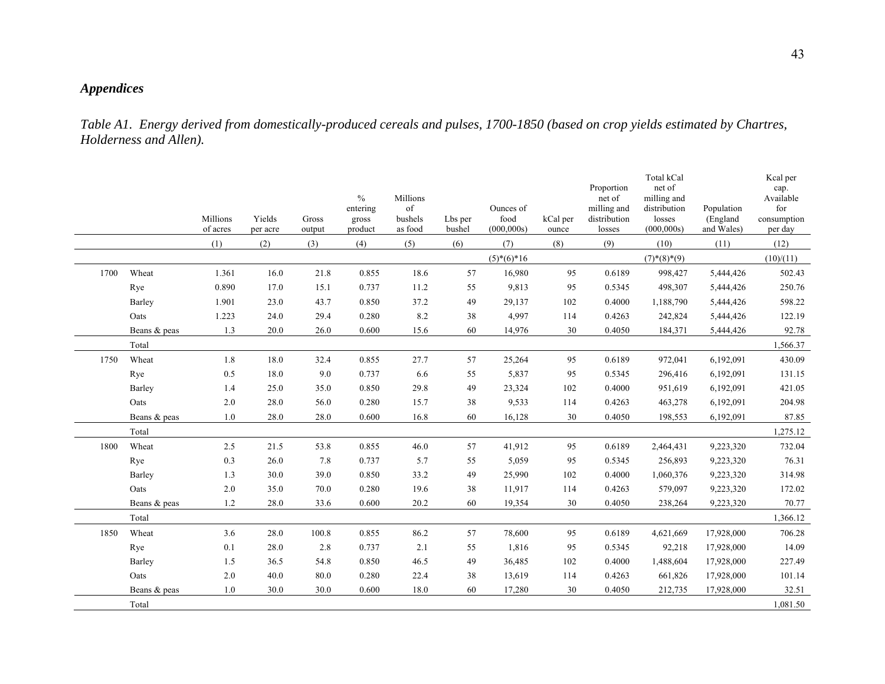## *Appendices*

*Table A1. Energy derived from domestically-produced cereals and pulses, 1700-1850 (based on crop yields estimated by Chartres, Holderness and Allen).*

| | | Millions of acres | Yields per acre | Gross output | % entering gross product | Millions of bushels as food | Lbs per bushel | Ounces of food (000,000s) | kCal per ounce | Proportion net of milling and distribution losses | Total kCal net of milling and distribution losses (000,000s) | Population (England and Wales) | Kcal per cap. Available for consumption per day |
|---|---|---|---|---|---|---|---|---|---|---|---|---|---|
| | | (1) | (2) | (3) | (4) | (5) | (6) | (7) | (8) | (9) | (10) | (11) | (12) |
| | | | | | | | | (5)*(6)*16 | | | (7)*(8)*(9) | | (10)/(11) |
| 1700 | Wheat | 1.361 | 16.0 | 21.8 | 0.855 | 18.6 | 57 | 16,980 | 95 | 0.6189 | 998,427 | 5,444,426 | 502.43 |
| | Rye | 0.890 | 17.0 | 15.1 | 0.737 | 11.2 | 55 | 9,813 | 95 | 0.5345 | 498,307 | 5,444,426 | 250.76 |
| | Barley | 1.901 | 23.0 | 43.7 | 0.850 | 37.2 | 49 | 29,137 | 102 | 0.4000 | 1,188,790 | 5,444,426 | 598.22 |
| | Oats | 1.223 | 24.0 | 29.4 | 0.280 | 8.2 | 38 | 4,997 | 114 | 0.4263 | 242,824 | 5,444,426 | 122.19 |
| | Beans & peas | 1.3 | 20.0 | 26.0 | 0.600 | 15.6 | 60 | 14,976 | 30 | 0.4050 | 184,371 | 5,444,426 | 92.78 |
| | Total | | | | | | | | | | | | 1,566.37 |
| 1750 | Wheat | 1.8 | 18.0 | 32.4 | 0.855 | 27.7 | 57 | 25,264 | 95 | 0.6189 | 972,041 | 6,192,091 | 430.09 |
| | Rye | 0.5 | 18.0 | 9.0 | 0.737 | 6.6 | 55 | 5,837 | 95 | 0.5345 | 296,416 | 6,192,091 | 131.15 |
| | Barley | 1.4 | 25.0 | 35.0 | 0.850 | 29.8 | 49 | 23,324 | 102 | 0.4000 | 951,619 | 6,192,091 | 421.05 |
| | Oats | 2.0 | 28.0 | 56.0 | 0.280 | 15.7 | 38 | 9,533 | 114 | 0.4263 | 463,278 | 6,192,091 | 204.98 |
| | Beans & peas | 1.0 | 28.0 | 28.0 | 0.600 | 16.8 | 60 | 16,128 | 30 | 0.4050 | 198,553 | 6,192,091 | 87.85 |
| | Total | | | | | | | | | | | | 1,275.12 |
| 1800 | Wheat | 2.5 | 21.5 | 53.8 | 0.855 | 46.0 | 57 | 41,912 | 95 | 0.6189 | 2,464,431 | 9,223,320 | 732.04 |
| | Rye | 0.3 | 26.0 | 7.8 | 0.737 | 5.7 | 55 | 5,059 | 95 | 0.5345 | 256,893 | 9,223,320 | 76.31 |
| | Barley | 1.3 | 30.0 | 39.0 | 0.850 | 33.2 | 49 | 25,990 | 102 | 0.4000 | 1,060,376 | 9,223,320 | 314.98 |
| | Oats | 2.0 | 35.0 | 70.0 | 0.280 | 19.6 | 38 | 11,917 | 114 | 0.4263 | 579,097 | 9,223,320 | 172.02 |
| | Beans & peas | 1.2 | 28.0 | 33.6 | 0.600 | 20.2 | 60 | 19,354 | 30 | 0.4050 | 238,264 | 9,223,320 | 70.77 |
| | Total | | | | | | | | | | | | 1,366.12 |
| 1850 | Wheat | 3.6 | 28.0 | 100.8 | 0.855 | 86.2 | 57 | 78,600 | 95 | 0.6189 | 4,621,669 | 17,928,000 | 706.28 |
| | Rye | 0.1 | 28.0 | 2.8 | 0.737 | 2.1 | 55 | 1,816 | 95 | 0.5345 | 92,218 | 17,928,000 | 14.09 |
| | Barley | 1.5 | 36.5 | 54.8 | 0.850 | 46.5 | 49 | 36,485 | 102 | 0.4000 | 1,488,604 | 17,928,000 | 227.49 |
| | Oats | 2.0 | 40.0 | 80.0 | 0.280 | 22.4 | 38 | 13,619 | 114 | 0.4263 | 661,826 | 17,928,000 | 101.14 |
| | Beans & peas | 1.0 | 30.0 | 30.0 | 0.600 | 18.0 | 60 | 17,280 | 30 | 0.4050 | 212,735 | 17,928,000 | 32.51 |
| | Total | | | | | | | | | | | | 1,081.50 |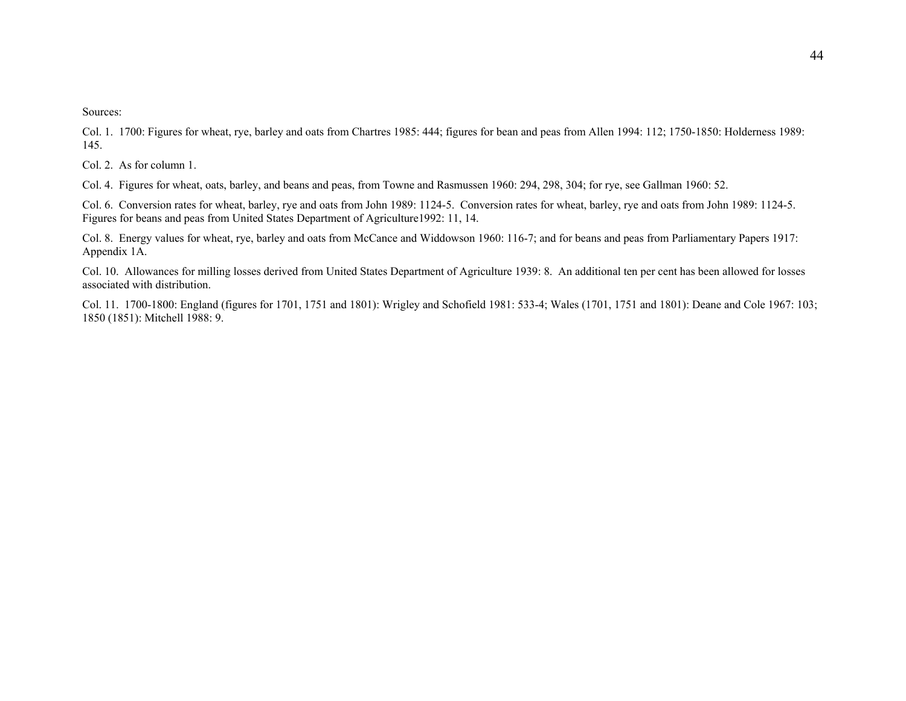Sources:

Col. 1. 1700: Figures for wheat, rye, barley and oats from Chartres 1985: 444; figures for bean and peas from Allen 1994: 112; 1750-1850: Holderness 1989: 145.

Col. 2. As for column 1.

Col. 4. Figures for wheat, oats, barley, and beans and peas, from Towne and Rasmussen 1960: 294, 298, 304; for rye, see Gallman 1960: 52.

Col. 6. Conversion rates for wheat, barley, rye and oats from John 1989: 1124-5. Conversion rates for wheat, barley, rye and oats from John 1989: 1124-5. Figures for beans and peas from United States Department of Agriculture1992: 11, 14.

Col. 8. Energy values for wheat, rye, barley and oats from McCance and Widdowson 1960: 116-7; and for beans and peas from Parliamentary Papers 1917: Appendix 1A.

Col. 10. Allowances for milling losses derived from United States Department of Agriculture 1939: 8. An additional ten per cent has been allowed for losses associated with distribution.

Col. 11. 1700-1800: England (figures for 1701, 1751 and 1801): Wrigley and Schofield 1981: 533-4; Wales (1701, 1751 and 1801): Deane and Cole 1967: 103; 1850 (1851): Mitchell 1988: 9.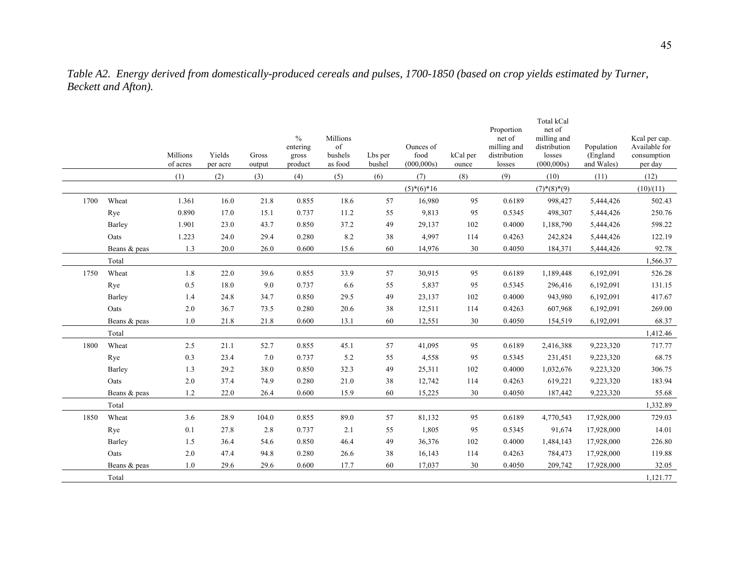*Table A2. Energy derived from domestically-produced cereals and pulses, 1700-1850 (based on crop yields estimated by Turner, Beckett and Afton).*

| | | Millions of acres | Yields per acre | Gross output | % entering gross product | Millions of bushels as food | Lbs per bushel | Ounces of food (000,000s) | kCal per ounce | Proportion net of milling and distribution losses | Total kCal net of milling and distribution losses (000,000s) | Population (England and Wales) | Kcal per cap. Available for consumption per day |
|---|---|---|---|---|---|---|---|---|---|---|---|---|---|
| | | (1) | (2) | (3) | (4) | (5) | (6) | (7) | (8) | (9) | (10) | (11) | (12) |
| | | | | | | | | (5)\*(6)\*16 | | | (7)\*(8)\*(9) | | (10)/(11) |
| 1700 | Wheat | 1.361 | 16.0 | 21.8 | 0.855 | 18.6 | 57 | 16,980 | 95 | 0.6189 | 998,427 | 5,444,426 | 502.43 |
| | Rye | 0.890 | 17.0 | 15.1 | 0.737 | 11.2 | 55 | 9,813 | 95 | 0.5345 | 498,307 | 5,444,426 | 250.76 |
| | Barley | 1.901 | 23.0 | 43.7 | 0.850 | 37.2 | 49 | 29,137 | 102 | 0.4000 | 1,188,790 | 5,444,426 | 598.22 |
| | Oats | 1.223 | 24.0 | 29.4 | 0.280 | 8.2 | 38 | 4,997 | 114 | 0.4263 | 242,824 | 5,444,426 | 122.19 |
| | Beans & peas | 1.3 | 20.0 | 26.0 | 0.600 | 15.6 | 60 | 14,976 | 30 | 0.4050 | 184,371 | 5,444,426 | 92.78 |
| | Total | | | | | | | | | | | | 1,566.37 |
| 1750 | Wheat | 1.8 | 22.0 | 39.6 | 0.855 | 33.9 | 57 | 30,915 | 95 | 0.6189 | 1,189,448 | 6,192,091 | 526.28 |
| | Rye | 0.5 | 18.0 | 9.0 | 0.737 | 6.6 | 55 | 5,837 | 95 | 0.5345 | 296,416 | 6,192,091 | 131.15 |
| | Barley | 1.4 | 24.8 | 34.7 | 0.850 | 29.5 | 49 | 23,137 | 102 | 0.4000 | 943,980 | 6,192,091 | 417.67 |
| | Oats | 2.0 | 36.7 | 73.5 | 0.280 | 20.6 | 38 | 12,511 | 114 | 0.4263 | 607,968 | 6,192,091 | 269.00 |
| | Beans & peas | 1.0 | 21.8 | 21.8 | 0.600 | 13.1 | 60 | 12,551 | 30 | 0.4050 | 154,519 | 6,192,091 | 68.37 |
| | Total | | | | | | | | | | | | 1,412.46 |
| 1800 | Wheat | 2.5 | 21.1 | 52.7 | 0.855 | 45.1 | 57 | 41,095 | 95 | 0.6189 | 2,416,388 | 9,223,320 | 717.77 |
| | Rye | 0.3 | 23.4 | 7.0 | 0.737 | 5.2 | 55 | 4,558 | 95 | 0.5345 | 231,451 | 9,223,320 | 68.75 |
| | Barley | 1.3 | 29.2 | 38.0 | 0.850 | 32.3 | 49 | 25,311 | 102 | 0.4000 | 1,032,676 | 9,223,320 | 306.75 |
| | Oats | 2.0 | 37.4 | 74.9 | 0.280 | 21.0 | 38 | 12,742 | 114 | 0.4263 | 619,221 | 9,223,320 | 183.94 |
| | Beans & peas | 1.2 | 22.0 | 26.4 | 0.600 | 15.9 | 60 | 15,225 | 30 | 0.4050 | 187,442 | 9,223,320 | 55.68 |
| | Total | | | | | | | | | | | | 1,332.89 |
| 1850 | Wheat | 3.6 | 28.9 | 104.0 | 0.855 | 89.0 | 57 | 81,132 | 95 | 0.6189 | 4,770,543 | 17,928,000 | 729.03 |
| | Rye | 0.1 | 27.8 | 2.8 | 0.737 | 2.1 | 55 | 1,805 | 95 | 0.5345 | 91,674 | 17,928,000 | 14.01 |
| | Barley | 1.5 | 36.4 | 54.6 | 0.850 | 46.4 | 49 | 36,376 | 102 | 0.4000 | 1,484,143 | 17,928,000 | 226.80 |
| | Oats | 2.0 | 47.4 | 94.8 | 0.280 | 26.6 | 38 | 16,143 | 114 | 0.4263 | 784,473 | 17,928,000 | 119.88 |
| | Beans & peas | 1.0 | 29.6 | 29.6 | 0.600 | 17.7 | 60 | 17,037 | 30 | 0.4050 | 209,742 | 17,928,000 | 32.05 |
| | Total | | | | | | | | | | | | 1,121.77 |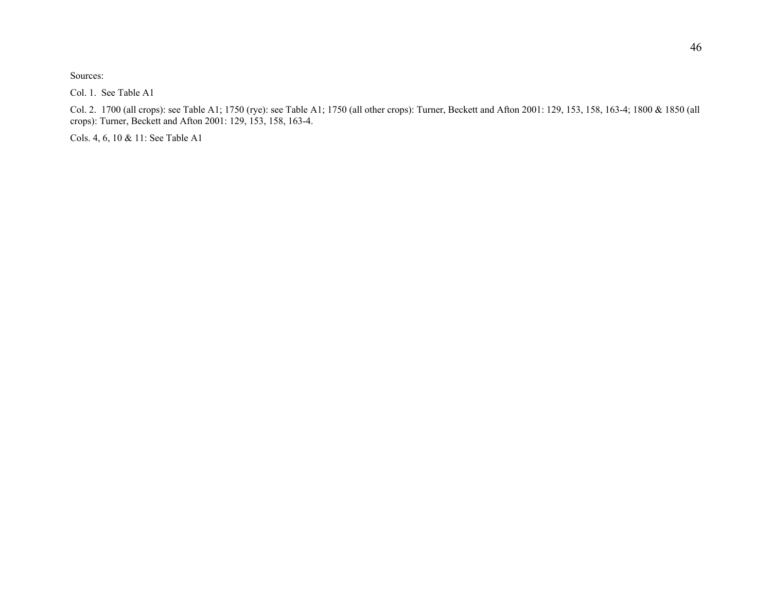Sources:

Col. 1. See Table A1

Col. 2. 1700 (all crops): see Table A1; 1750 (rye): see Table A1; 1750 (all other crops): Turner, Beckett and Afton 2001: 129, 153, 158, 163-4; 1800 & 1850 (all crops): Turner, Beckett and Afton 2001: 129, 153, 158, 163-4.

Cols. 4, 6, 10 & 11: See Table A1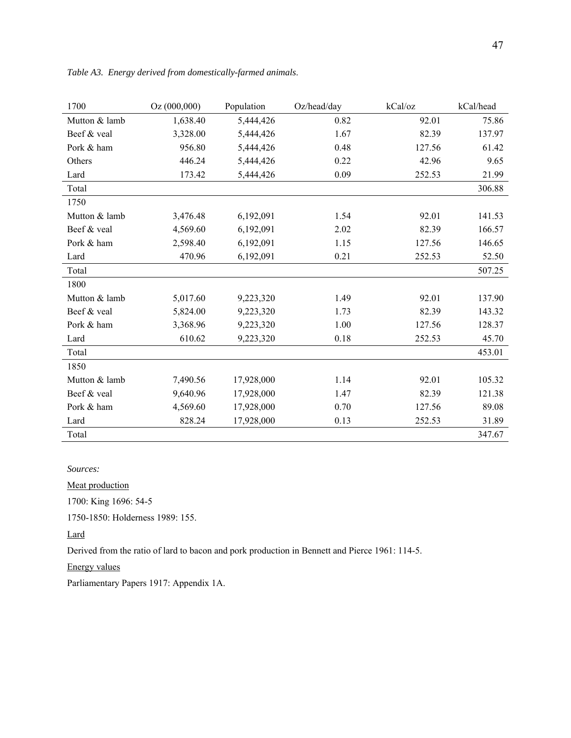*Table A3. Energy derived from domestically-farmed animals.*

| 1700 | Oz (000,000) | Population | Oz/head/day | kCal/oz | kCal/head |
|---|---|---|---|---|---|
| Mutton & lamb | 1,638.40 | 5,444,426 | 0.82 | 92.01 | 75.86 |
| Beef & veal | 3,328.00 | 5,444,426 | 1.67 | 82.39 | 137.97 |
| Pork & ham | 956.80 | 5,444,426 | 0.48 | 127.56 | 61.42 |
| Others | 446.24 | 5,444,426 | 0.22 | 42.96 | 9.65 |
| Lard | 173.42 | 5,444,426 | 0.09 | 252.53 | 21.99 |
| Total | | | | | 306.88 |
| 1750 | | | | | |
| Mutton & lamb | 3,476.48 | 6,192,091 | 1.54 | 92.01 | 141.53 |
| Beef & veal | 4,569.60 | 6,192,091 | 2.02 | 82.39 | 166.57 |
| Pork & ham | 2,598.40 | 6,192,091 | 1.15 | 127.56 | 146.65 |
| Lard | 470.96 | 6,192,091 | 0.21 | 252.53 | 52.50 |
| Total | | | | | 507.25 |
| 1800 | | | | | |
| Mutton & lamb | 5,017.60 | 9,223,320 | 1.49 | 92.01 | 137.90 |
| Beef & veal | 5,824.00 | 9,223,320 | 1.73 | 82.39 | 143.32 |
| Pork & ham | 3,368.96 | 9,223,320 | 1.00 | 127.56 | 128.37 |
| Lard | 610.62 | 9,223,320 | 0.18 | 252.53 | 45.70 |
| Total | | | | | 453.01 |
| 1850 | | | | | |
| Mutton & lamb | 7,490.56 | 17,928,000 | 1.14 | 92.01 | 105.32 |
| Beef & veal | 9,640.96 | 17,928,000 | 1.47 | 82.39 | 121.38 |
| Pork & ham | 4,569.60 | 17,928,000 | 0.70 | 127.56 | 89.08 |
| Lard | 828.24 | 17,928,000 | 0.13 | 252.53 | 31.89 |
| Total | | | | | 347.67 |

*Sources:*

Meat production

1700: King 1696: 54-5

1750-1850: Holderness 1989: 155.

Lard

Derived from the ratio of lard to bacon and pork production in Bennett and Pierce 1961: 114-5.

Energy values

Parliamentary Papers 1917: Appendix 1A.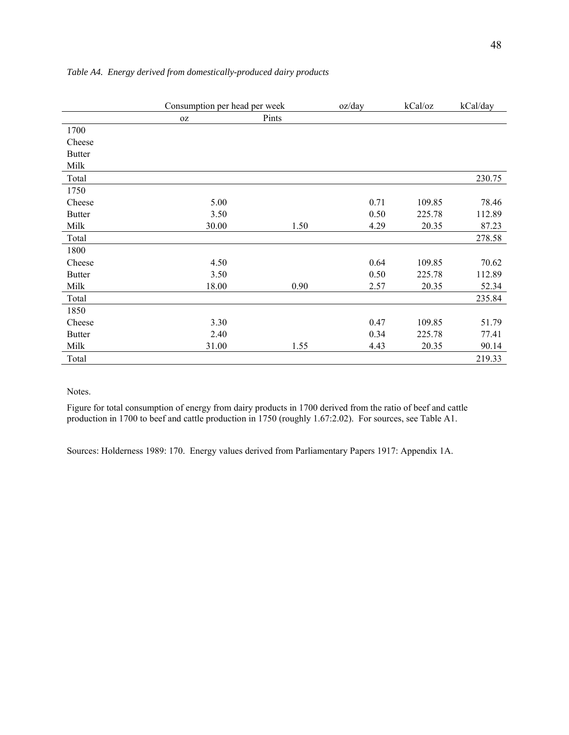*Table A4. Energy derived from domestically-produced dairy products*

| | Consumption per head per week | | oz/day | kCal/oz | kCal/day |
|---|---|---|---|---|---|
| | oz | Pints | | | |
| 1700 | | | | | |
| Cheese | | | | | |
| Butter | | | | | |
| Milk | | | | | |
| Total | | | | | 230.75 |
| 1750 | | | | | |
| Cheese | 5.00 | | 0.71 | 109.85 | 78.46 |
| Butter | 3.50 | | 0.50 | 225.78 | 112.89 |
| Milk | 30.00 | 1.50 | 4.29 | 20.35 | 87.23 |
| Total | | | | | 278.58 |
| 1800 | | | | | |
| Cheese | 4.50 | | 0.64 | 109.85 | 70.62 |
| Butter | 3.50 | | 0.50 | 225.78 | 112.89 |
| Milk | 18.00 | 0.90 | 2.57 | 20.35 | 52.34 |
| Total | | | | | 235.84 |
| 1850 | | | | | |
| Cheese | 3.30 | | 0.47 | 109.85 | 51.79 |
| Butter | 2.40 | | 0.34 | 225.78 | 77.41 |
| Milk | 31.00 | 1.55 | 4.43 | 20.35 | 90.14 |
| Total | | | | | 219.33 |

Notes.

Figure for total consumption of energy from dairy products in 1700 derived from the ratio of beef and cattle production in 1700 to beef and cattle production in 1750 (roughly 1.67:2.02). For sources, see Table A1.

Sources: Holderness 1989: 170. Energy values derived from Parliamentary Papers 1917: Appendix 1A.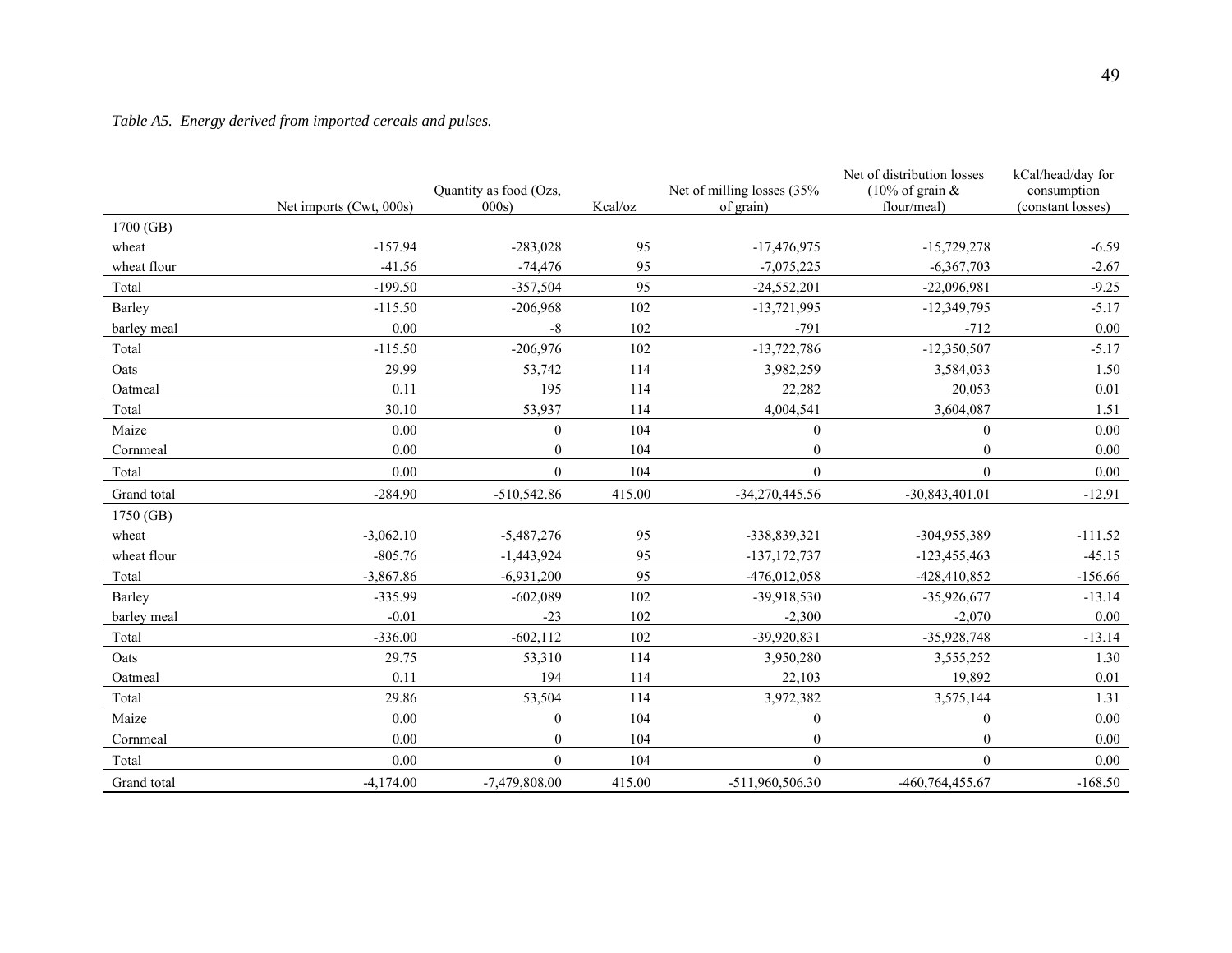*Table A5. Energy derived from imported cereals and pulses.*

| | Net imports (Cwt, 000s) | Quantity as food (Ozs, 000s) | Kcal/oz | Net of milling losses (35% of grain) | Net of distribution losses (10% of grain & flour/meal) | kCal/head/day for consumption (constant losses) |
|---|---|---|---|---|---|---|
| 1700 (GB) | | | | | | |
| wheat | -157.94 | -283,028 | 95 | -17,476,975 | -15,729,278 | -6.59 |
| wheat flour | -41.56 | -74,476 | 95 | -7,075,225 | -6,367,703 | -2.67 |
| Total | -199.50 | -357,504 | 95 | -24,552,201 | -22,096,981 | -9.25 |
| Barley | -115.50 | -206,968 | 102 | -13,721,995 | -12,349,795 | -5.17 |
| barley meal | 0.00 | -8 | 102 | -791 | -712 | 0.00 |
| Total | -115.50 | -206,976 | 102 | -13,722,786 | -12,350,507 | -5.17 |
| Oats | 29.99 | 53,742 | 114 | 3,982,259 | 3,584,033 | 1.50 |
| Oatmeal | 0.11 | 195 | 114 | 22,282 | 20,053 | 0.01 |
| Total | 30.10 | 53,937 | 114 | 4,004,541 | 3,604,087 | 1.51 |
| Maize | 0.00 | 0 | 104 | 0 | 0 | 0.00 |
| Cornmeal | 0.00 | 0 | 104 | 0 | 0 | 0.00 |
| Total | 0.00 | 0 | 104 | 0 | 0 | 0.00 |
| Grand total | -284.90 | -510,542.86 | 415.00 | -34,270,445.56 | -30,843,401.01 | -12.91 |
| 1750 (GB) | | | | | | |
| wheat | -3,062.10 | -5,487,276 | 95 | -338,839,321 | -304,955,389 | -111.52 |
| wheat flour | -805.76 | -1,443,924 | 95 | -137,172,737 | -123,455,463 | -45.15 |
| Total | -3,867.86 | -6,931,200 | 95 | -476,012,058 | -428,410,852 | -156.66 |
| Barley | -335.99 | -602,089 | 102 | -39,918,530 | -35,926,677 | -13.14 |
| barley meal | -0.01 | -23 | 102 | -2,300 | -2,070 | 0.00 |
| Total | -336.00 | -602,112 | 102 | -39,920,831 | -35,928,748 | -13.14 |
| Oats | 29.75 | 53,310 | 114 | 3,950,280 | 3,555,252 | 1.30 |
| Oatmeal | 0.11 | 194 | 114 | 22,103 | 19,892 | 0.01 |
| Total | 29.86 | 53,504 | 114 | 3,972,382 | 3,575,144 | 1.31 |
| Maize | 0.00 | 0 | 104 | 0 | 0 | 0.00 |
| Cornmeal | 0.00 | 0 | 104 | 0 | 0 | 0.00 |
| Total | 0.00 | 0 | 104 | 0 | 0 | 0.00 |
| Grand total | -4,174.00 | -7,479,808.00 | 415.00 | -511,960,506.30 | -460,764,455.67 | -168.50 |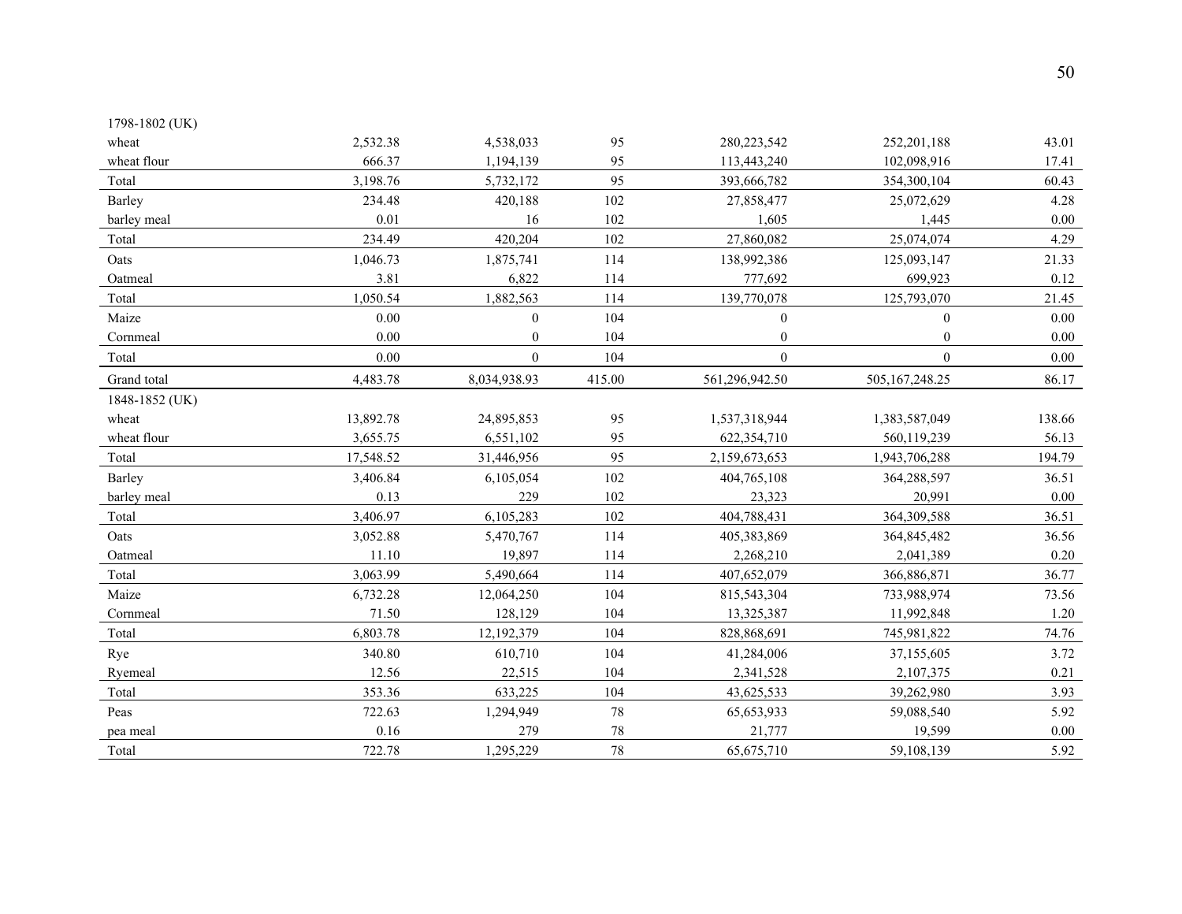| | | | | | | |
|---|---|---|---|---|---|---|
| 1798-1802 (UK) | | | | | | |
| wheat | 2,532.38 | 4,538,033 | 95 | 280,223,542 | 252,201,188 | 43.01 |
| wheat flour | 666.37 | 1,194,139 | 95 | 113,443,240 | 102,098,916 | 17.41 |
| Total | 3,198.76 | 5,732,172 | 95 | 393,666,782 | 354,300,104 | 60.43 |
| Barley | 234.48 | 420,188 | 102 | 27,858,477 | 25,072,629 | 4.28 |
| barley meal | 0.01 | 16 | 102 | 1,605 | 1,445 | 0.00 |
| Total | 234.49 | 420,204 | 102 | 27,860,082 | 25,074,074 | 4.29 |
| Oats | 1,046.73 | 1,875,741 | 114 | 138,992,386 | 125,093,147 | 21.33 |
| Oatmeal | 3.81 | 6,822 | 114 | 777,692 | 699,923 | 0.12 |
| Total | 1,050.54 | 1,882,563 | 114 | 139,770,078 | 125,793,070 | 21.45 |
| Maize | 0.00 | 0 | 104 | 0 | 0 | 0.00 |
| Cornmeal | 0.00 | 0 | 104 | 0 | 0 | 0.00 |
| Total | 0.00 | 0 | 104 | 0 | 0 | 0.00 |
| Grand total | 4,483.78 | 8,034,938.93 | 415.00 | 561,296,942.50 | 505,167,248.25 | 86.17 |
| 1848-1852 (UK) | | | | | | |
| wheat | 13,892.78 | 24,895,853 | 95 | 1,537,318,944 | 1,383,587,049 | 138.66 |
| wheat flour | 3,655.75 | 6,551,102 | 95 | 622,354,710 | 560,119,239 | 56.13 |
| Total | 17,548.52 | 31,446,956 | 95 | 2,159,673,653 | 1,943,706,288 | 194.79 |
| Barley | 3,406.84 | 6,105,054 | 102 | 404,765,108 | 364,288,597 | 36.51 |
| barley meal | 0.13 | 229 | 102 | 23,323 | 20,991 | 0.00 |
| Total | 3,406.97 | 6,105,283 | 102 | 404,788,431 | 364,309,588 | 36.51 |
| Oats | 3,052.88 | 5,470,767 | 114 | 405,383,869 | 364,845,482 | 36.56 |
| Oatmeal | 11.10 | 19,897 | 114 | 2,268,210 | 2,041,389 | 0.20 |
| Total | 3,063.99 | 5,490,664 | 114 | 407,652,079 | 366,886,871 | 36.77 |
| Maize | 6,732.28 | 12,064,250 | 104 | 815,543,304 | 733,988,974 | 73.56 |
| Cornmeal | 71.50 | 128,129 | 104 | 13,325,387 | 11,992,848 | 1.20 |
| Total | 6,803.78 | 12,192,379 | 104 | 828,868,691 | 745,981,822 | 74.76 |
| Rye | 340.80 | 610,710 | 104 | 41,284,006 | 37,155,605 | 3.72 |
| Ryemeal | 12.56 | 22,515 | 104 | 2,341,528 | 2,107,375 | 0.21 |
| Total | 353.36 | 633,225 | 104 | 43,625,533 | 39,262,980 | 3.93 |
| Peas | 722.63 | 1,294,949 | 78 | 65,653,933 | 59,088,540 | 5.92 |
| pea meal | 0.16 | 279 | 78 | 21,777 | 19,599 | 0.00 |
| Total | 722.78 | 1,295,229 | 78 | 65,675,710 | 59,108,139 | 5.92 |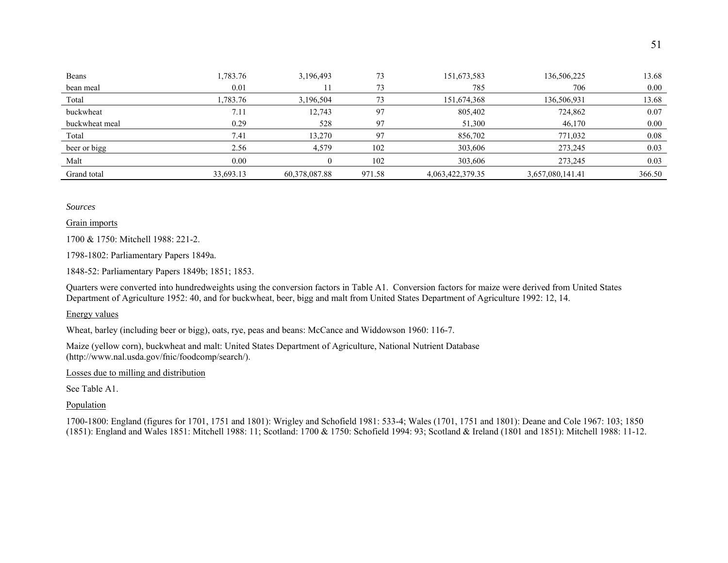| | | | | | | |
|---|---|---|---|---|---|---|
| Beans | 1,783.76 | 3,196,493 | 73 | 151,673,583 | 136,506,225 | 13.68 |
| bean meal | 0.01 | 11 | 73 | 785 | 706 | 0.00 |
| Total | 1,783.76 | 3,196,504 | 73 | 151,674,368 | 136,506,931 | 13.68 |
| buckwheat | 7.11 | 12,743 | 97 | 805,402 | 724,862 | 0.07 |
| buckwheat meal | 0.29 | 528 | 97 | 51,300 | 46,170 | 0.00 |
| Total | 7.41 | 13,270 | 97 | 856,702 | 771,032 | 0.08 |
| beer or bigg | 2.56 | 4,579 | 102 | 303,606 | 273,245 | 0.03 |
| Malt | 0.00 | 0 | 102 | 303,606 | 273,245 | 0.03 |
| Grand total | 33,693.13 | 60,378,087.88 | 971.58 | 4,063,422,379.35 | 3,657,080,141.41 | 366.50 |

*Sources*

Grain imports

1700 & 1750: Mitchell 1988: 221-2.

1798-1802: Parliamentary Papers 1849a.

1848-52: Parliamentary Papers 1849b; 1851; 1853.

Quarters were converted into hundredweights using the conversion factors in Table A1. Conversion factors for maize were derived from United States Department of Agriculture 1952: 40, and for buckwheat, beer, bigg and malt from United States Department of Agriculture 1992: 12, 14.

Energy values

Wheat, barley (including beer or bigg), oats, rye, peas and beans: McCance and Widdowson 1960: 116-7.

Maize (yellow corn), buckwheat and malt: United States Department of Agriculture, National Nutrient Database (http://www.nal.usda.gov/fnic/foodcomp/search/).

Losses due to milling and distribution

See Table A1.

Population

1700-1800: England (figures for 1701, 1751 and 1801): Wrigley and Schofield 1981: 533-4; Wales (1701, 1751 and 1801): Deane and Cole 1967: 103; 1850 (1851): England and Wales 1851: Mitchell 1988: 11; Scotland: 1700 & 1750: Schofield 1994: 93; Scotland & Ireland (1801 and 1851): Mitchell 1988: 11-12.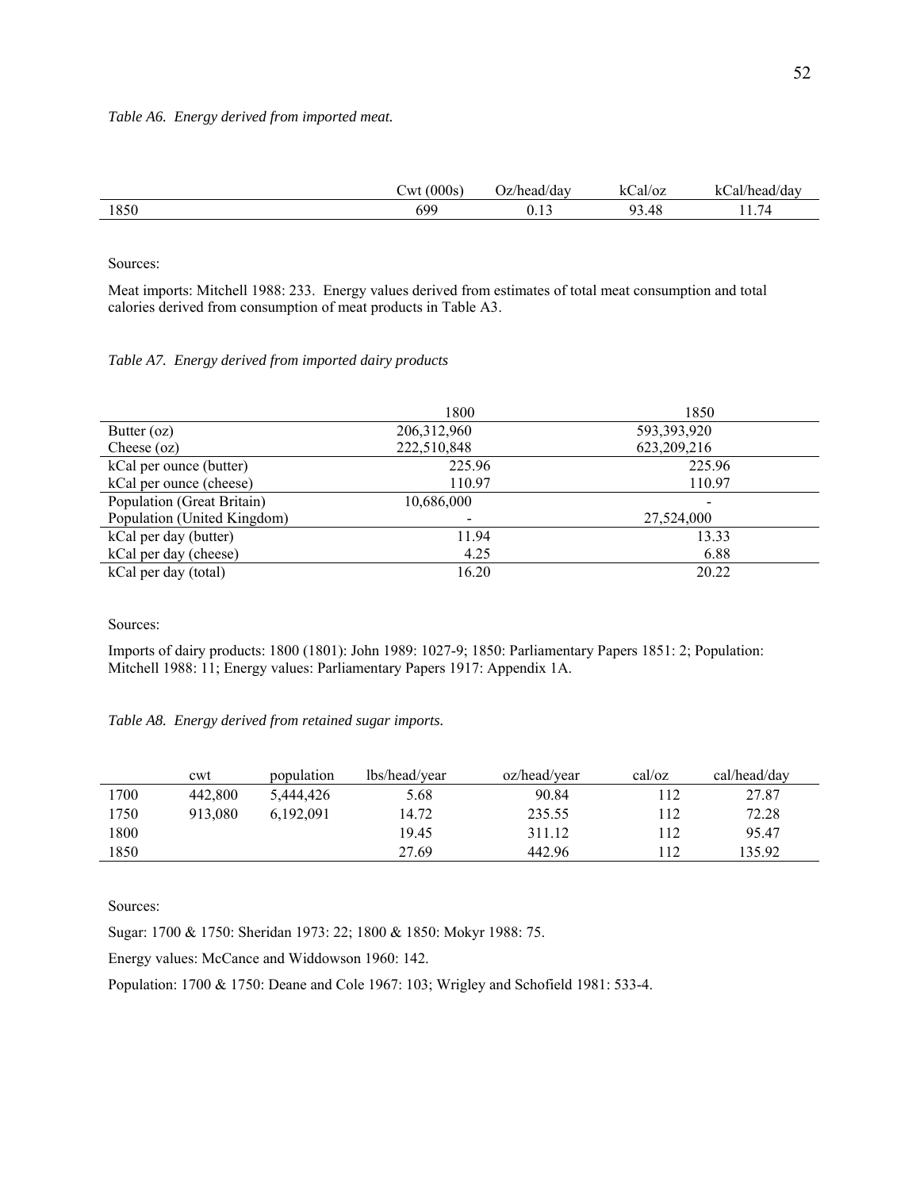*Table A6. Energy derived from imported meat.*

| | Cwt (000s) | Oz/head/day | kCal/oz | kCal/head/day |
|---|---|---|---|---|
| 1850 | 699 | 0.13 | 93.48 | 11.74 |

Sources:

Meat imports: Mitchell 1988: 233. Energy values derived from estimates of total meat consumption and total calories derived from consumption of meat products in Table A3.

*Table A7. Energy derived from imported dairy products*

| | 1800 | 1850 |
|---|---|---|
| Butter (oz) | 206,312,960 | 593,393,920 |
| Cheese (oz) | 222,510,848 | 623,209,216 |
| kCal per ounce (butter) | 225.96 | 225.96 |
| kCal per ounce (cheese) | 110.97 | 110.97 |
| Population (Great Britain) | 10,686,000 | - |
| Population (United Kingdom) | - | 27,524,000 |
| kCal per day (butter) | 11.94 | 13.33 |
| kCal per day (cheese) | 4.25 | 6.88 |
| kCal per day (total) | 16.20 | 20.22 |

Sources:

Imports of dairy products: 1800 (1801): John 1989: 1027-9; 1850: Parliamentary Papers 1851: 2; Population: Mitchell 1988: 11; Energy values: Parliamentary Papers 1917: Appendix 1A.

*Table A8. Energy derived from retained sugar imports.*

| | cwt | population | lbs/head/year | oz/head/year | cal/oz | cal/head/day |
|---|---|---|---|---|---|---|
| 1700 | 442,800 | 5,444,426 | 5.68 | 90.84 | 112 | 27.87 |
| 1750 | 913,080 | 6,192,091 | 14.72 | 235.55 | 112 | 72.28 |
| 1800 | | | 19.45 | 311.12 | 112 | 95.47 |
| 1850 | | | 27.69 | 442.96 | 112 | 135.92 |

Sources:

Sugar: 1700 & 1750: Sheridan 1973: 22; 1800 & 1850: Mokyr 1988: 75.

Energy values: McCance and Widdowson 1960: 142.

Population: 1700 & 1750: Deane and Cole 1967: 103; Wrigley and Schofield 1981: 533-4.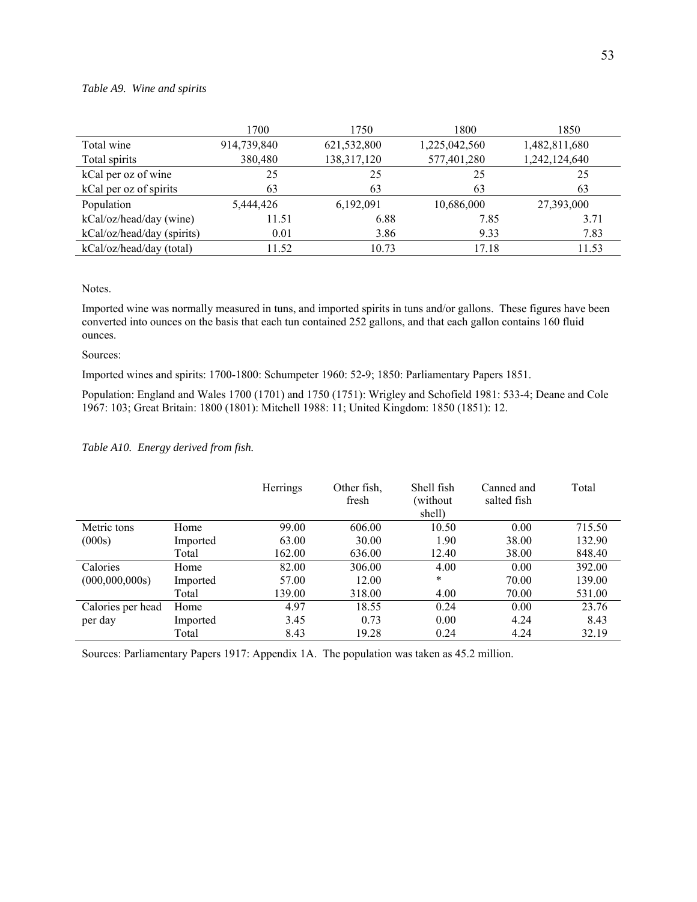*Table A9. Wine and spirits*

| | 1700 | 1750 | 1800 | 1850 |
|---|---|---|---|---|
| Total wine | 914,739,840 | 621,532,800 | 1,225,042,560 | 1,482,811,680 |
| Total spirits | 380,480 | 138,317,120 | 577,401,280 | 1,242,124,640 |
| kCal per oz of wine | 25 | 25 | 25 | 25 |
| kCal per oz of spirits | 63 | 63 | 63 | 63 |
| Population | 5,444,426 | 6,192,091 | 10,686,000 | 27,393,000 |
| kCal/oz/head/day (wine) | 11.51 | 6.88 | 7.85 | 3.71 |
| kCal/oz/head/day (spirits) | 0.01 | 3.86 | 9.33 | 7.83 |
| kCal/oz/head/day (total) | 11.52 | 10.73 | 17.18 | 11.53 |

Notes.

Imported wine was normally measured in tuns, and imported spirits in tuns and/or gallons. These figures have been converted into ounces on the basis that each tun contained 252 gallons, and that each gallon contains 160 fluid ounces.

Sources:

Imported wines and spirits: 1700-1800: Schumpeter 1960: 52-9; 1850: Parliamentary Papers 1851.

Population: England and Wales 1700 (1701) and 1750 (1751): Wrigley and Schofield 1981: 533-4; Deane and Cole 1967: 103; Great Britain: 1800 (1801): Mitchell 1988: 11; United Kingdom: 1850 (1851): 12.

*Table A10. Energy derived from fish.*

| | | Herrings | Other fish, fresh | Shell fish (without shell) | Canned and salted fish | Total |
|---|---|---|---|---|---|---|
| Metric tons | Home | 99.00 | 606.00 | 10.50 | 0.00 | 715.50 |
| (000s) | Imported | 63.00 | 30.00 | 1.90 | 38.00 | 132.90 |
| | Total | 162.00 | 636.00 | 12.40 | 38.00 | 848.40 |
| Calories | Home | 82.00 | 306.00 | 4.00 | 0.00 | 392.00 |
| (000,000,000s) | Imported | 57.00 | 12.00 | * | 70.00 | 139.00 |
| | Total | 139.00 | 318.00 | 4.00 | 70.00 | 531.00 |
| Calories per head | Home | 4.97 | 18.55 | 0.24 | 0.00 | 23.76 |
| per day | Imported | 3.45 | 0.73 | 0.00 | 4.24 | 8.43 |
| | Total | 8.43 | 19.28 | 0.24 | 4.24 | 32.19 |

Sources: Parliamentary Papers 1917: Appendix 1A. The population was taken as 45.2 million.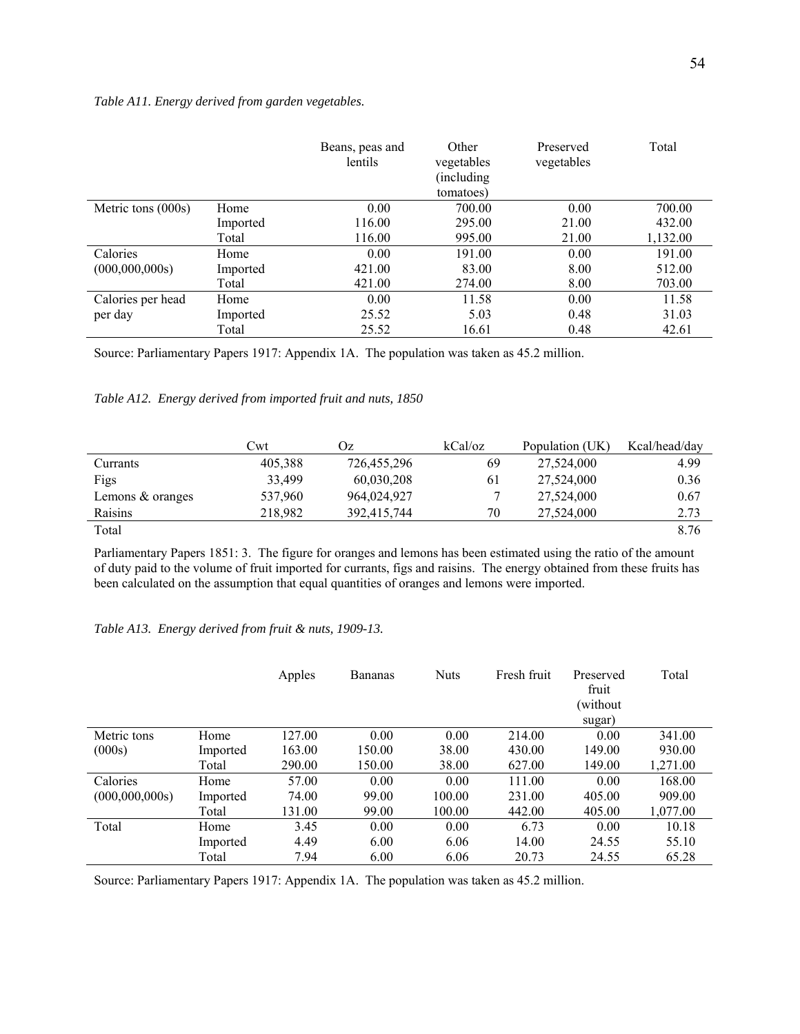*Table A11. Energy derived from garden vegetables.*

| | | Beans, peas and lentils | Other vegetables (including tomatoes) | Preserved vegetables | Total |
|---|---|---|---|---|---|
| Metric tons (000s) | Home | 0.00 | 700.00 | 0.00 | 700.00 |
| | Imported | 116.00 | 295.00 | 21.00 | 432.00 |
| | Total | 116.00 | 995.00 | 21.00 | 1,132.00 |
| Calories (000,000,000s) | Home | 0.00 | 191.00 | 0.00 | 191.00 |
| | Imported | 421.00 | 83.00 | 8.00 | 512.00 |
| | Total | 421.00 | 274.00 | 8.00 | 703.00 |
| Calories per head per day | Home | 0.00 | 11.58 | 0.00 | 11.58 |
| | Imported | 25.52 | 5.03 | 0.48 | 31.03 |
| | Total | 25.52 | 16.61 | 0.48 | 42.61 |

Source: Parliamentary Papers 1917: Appendix 1A. The population was taken as 45.2 million.

*Table A12. Energy derived from imported fruit and nuts, 1850*

| | Cwt | Oz | kCal/oz | Population (UK) | Kcal/head/day |
|---|---|---|---|---|---|
| Currants | 405,388 | 726,455,296 | 69 | 27,524,000 | 4.99 |
| Figs | 33,499 | 60,030,208 | 61 | 27,524,000 | 0.36 |
| Lemons & oranges | 537,960 | 964,024,927 | 7 | 27,524,000 | 0.67 |
| Raisins | 218,982 | 392,415,744 | 70 | 27,524,000 | 2.73 |
| Total | | | | | 8.76 |

Parliamentary Papers 1851: 3. The figure for oranges and lemons has been estimated using the ratio of the amount of duty paid to the volume of fruit imported for currants, figs and raisins. The energy obtained from these fruits has been calculated on the assumption that equal quantities of oranges and lemons were imported.

*Table A13. Energy derived from fruit & nuts, 1909-13.*

| | | Apples | Bananas | Nuts | Fresh fruit | Preserved fruit (without sugar) | Total |
|---|---|---|---|---|---|---|---|
| Metric tons (000s) | Home | 127.00 | 0.00 | 0.00 | 214.00 | 0.00 | 341.00 |
| | Imported | 163.00 | 150.00 | 38.00 | 430.00 | 149.00 | 930.00 |
| | Total | 290.00 | 150.00 | 38.00 | 627.00 | 149.00 | 1,271.00 |
| Calories (000,000,000s) | Home | 57.00 | 0.00 | 0.00 | 111.00 | 0.00 | 168.00 |
| | Imported | 74.00 | 99.00 | 100.00 | 231.00 | 405.00 | 909.00 |
| | Total | 131.00 | 99.00 | 100.00 | 442.00 | 405.00 | 1,077.00 |
| Total | Home | 3.45 | 0.00 | 0.00 | 6.73 | 0.00 | 10.18 |
| | Imported | 4.49 | 6.00 | 6.06 | 14.00 | 24.55 | 55.10 |
| | Total | 7.94 | 6.00 | 6.06 | 20.73 | 24.55 | 65.28 |

Source: Parliamentary Papers 1917: Appendix 1A. The population was taken as 45.2 million.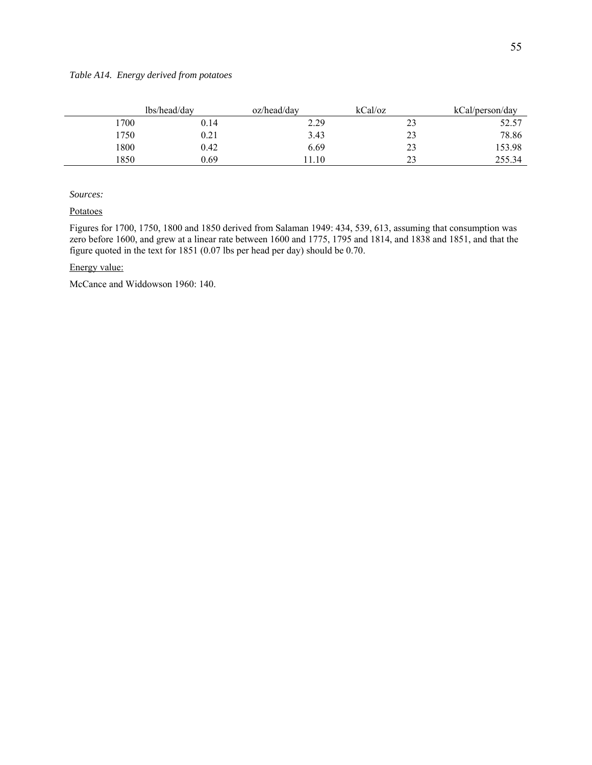*Table A14. Energy derived from potatoes*

| | lbs/head/day | oz/head/day | kCal/oz | kCal/person/day |
|---|---|---|---|---|
| 1700 | 0.14 | 2.29 | 23 | 52.57 |
| 1750 | 0.21 | 3.43 | 23 | 78.86 |
| 1800 | 0.42 | 6.69 | 23 | 153.98 |
| 1850 | 0.69 | 11.10 | 23 | 255.34 |

*Sources:*

Potatoes

Figures for 1700, 1750, 1800 and 1850 derived from Salaman 1949: 434, 539, 613, assuming that consumption was zero before 1600, and grew at a linear rate between 1600 and 1775, 1795 and 1814, and 1838 and 1851, and that the figure quoted in the text for 1851 (0.07 lbs per head per day) should be 0.70.

Energy value:

McCance and Widdowson 1960: 140.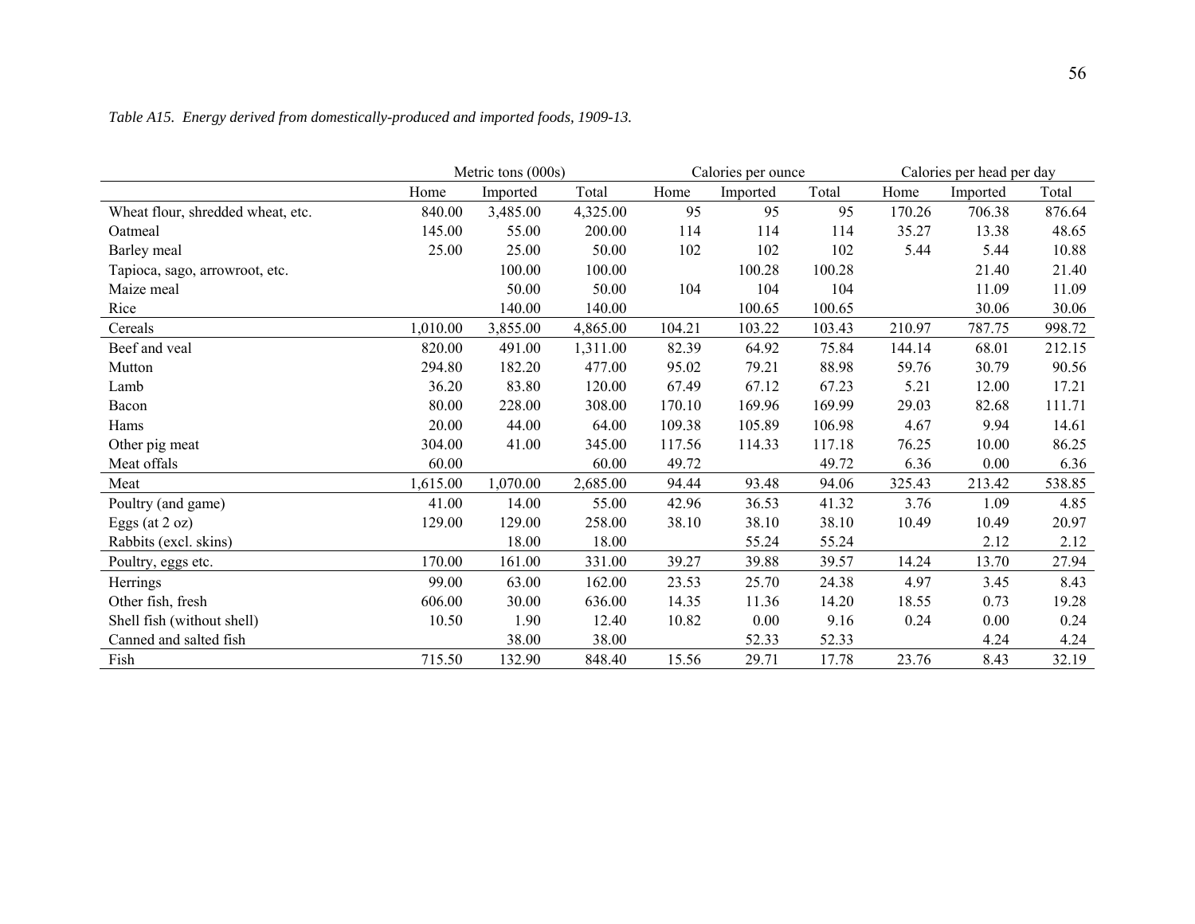*Table A15. Energy derived from domestically-produced and imported foods, 1909-13.*

| | Metric tons (000s) | | | Calories per ounce | | | Calories per head per day | | |
|---|---|---|---|---|---|---|---|---|---|
| | Home | Imported | Total | Home | Imported | Total | Home | Imported | Total |
| Wheat flour, shredded wheat, etc. | 840.00 | 3,485.00 | 4,325.00 | 95 | 95 | 95 | 170.26 | 706.38 | 876.64 |
| Oatmeal | 145.00 | 55.00 | 200.00 | 114 | 114 | 114 | 35.27 | 13.38 | 48.65 |
| Barley meal | 25.00 | 25.00 | 50.00 | 102 | 102 | 102 | 5.44 | 5.44 | 10.88 |
| Tapioca, sago, arrowroot, etc. | | 100.00 | 100.00 | | 100.28 | 100.28 | | 21.40 | 21.40 |
| Maize meal | | 50.00 | 50.00 | 104 | 104 | 104 | | 11.09 | 11.09 |
| Rice | | 140.00 | 140.00 | | 100.65 | 100.65 | | 30.06 | 30.06 |
| Cereals | 1,010.00 | 3,855.00 | 4,865.00 | 104.21 | 103.22 | 103.43 | 210.97 | 787.75 | 998.72 |
| Beef and veal | 820.00 | 491.00 | 1,311.00 | 82.39 | 64.92 | 75.84 | 144.14 | 68.01 | 212.15 |
| Mutton | 294.80 | 182.20 | 477.00 | 95.02 | 79.21 | 88.98 | 59.76 | 30.79 | 90.56 |
| Lamb | 36.20 | 83.80 | 120.00 | 67.49 | 67.12 | 67.23 | 5.21 | 12.00 | 17.21 |
| Bacon | 80.00 | 228.00 | 308.00 | 170.10 | 169.96 | 169.99 | 29.03 | 82.68 | 111.71 |
| Hams | 20.00 | 44.00 | 64.00 | 109.38 | 105.89 | 106.98 | 4.67 | 9.94 | 14.61 |
| Other pig meat | 304.00 | 41.00 | 345.00 | 117.56 | 114.33 | 117.18 | 76.25 | 10.00 | 86.25 |
| Meat offals | 60.00 | | 60.00 | 49.72 | | 49.72 | 6.36 | 0.00 | 6.36 |
| Meat | 1,615.00 | 1,070.00 | 2,685.00 | 94.44 | 93.48 | 94.06 | 325.43 | 213.42 | 538.85 |
| Poultry (and game) | 41.00 | 14.00 | 55.00 | 42.96 | 36.53 | 41.32 | 3.76 | 1.09 | 4.85 |
| Eggs (at 2 oz) | 129.00 | 129.00 | 258.00 | 38.10 | 38.10 | 38.10 | 10.49 | 10.49 | 20.97 |
| Rabbits (excl. skins) | | 18.00 | 18.00 | | 55.24 | 55.24 | | 2.12 | 2.12 |
| Poultry, eggs etc. | 170.00 | 161.00 | 331.00 | 39.27 | 39.88 | 39.57 | 14.24 | 13.70 | 27.94 |
| Herrings | 99.00 | 63.00 | 162.00 | 23.53 | 25.70 | 24.38 | 4.97 | 3.45 | 8.43 |
| Other fish, fresh | 606.00 | 30.00 | 636.00 | 14.35 | 11.36 | 14.20 | 18.55 | 0.73 | 19.28 |
| Shell fish (without shell) | 10.50 | 1.90 | 12.40 | 10.82 | 0.00 | 9.16 | 0.24 | 0.00 | 0.24 |
| Canned and salted fish | | 38.00 | 38.00 | | 52.33 | 52.33 | | 4.24 | 4.24 |
| Fish | 715.50 | 132.90 | 848.40 | 15.56 | 29.71 | 17.78 | 23.76 | 8.43 | 32.19 |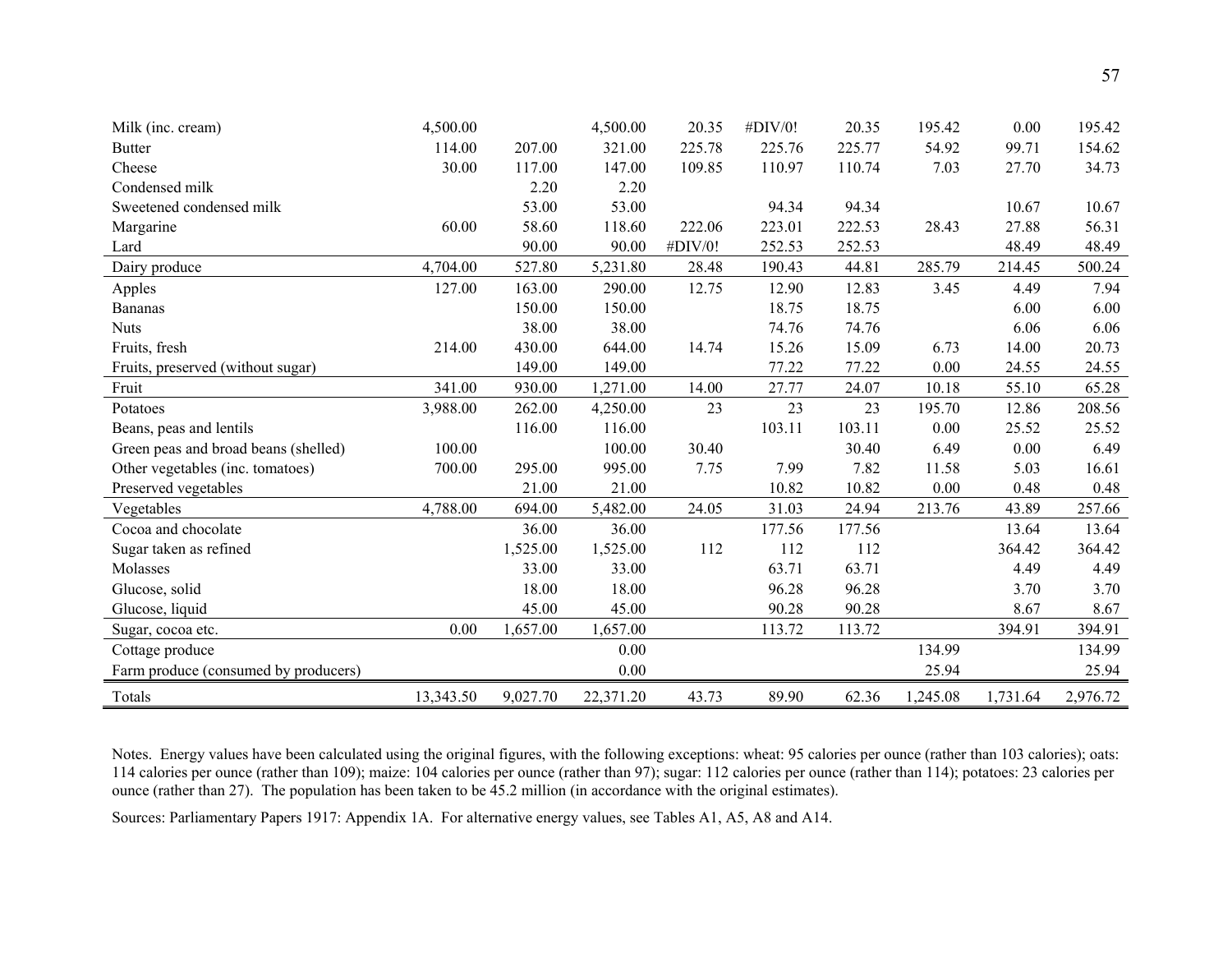| | | | | | | | | | |
|---|---|---|---|---|---|---|---|---|---|
| Milk (inc. cream) | 4,500.00 | | 4,500.00 | 20.35 | #DIV/0! | 20.35 | 195.42 | 0.00 | 195.42 |
| Butter | 114.00 | 207.00 | 321.00 | 225.78 | 225.76 | 225.77 | 54.92 | 99.71 | 154.62 |
| Cheese | 30.00 | 117.00 | 147.00 | 109.85 | 110.97 | 110.74 | 7.03 | 27.70 | 34.73 |
| Condensed milk | | 2.20 | 2.20 | | | | | | |
| Sweetened condensed milk | | 53.00 | 53.00 | | 94.34 | 94.34 | | 10.67 | 10.67 |
| Margarine | 60.00 | 58.60 | 118.60 | 222.06 | 223.01 | 222.53 | 28.43 | 27.88 | 56.31 |
| Lard | | 90.00 | 90.00 | #DIV/0! | 252.53 | 252.53 | | 48.49 | 48.49 |
| Dairy produce | 4,704.00 | 527.80 | 5,231.80 | 28.48 | 190.43 | 44.81 | 285.79 | 214.45 | 500.24 |
| Apples | 127.00 | 163.00 | 290.00 | 12.75 | 12.90 | 12.83 | 3.45 | 4.49 | 7.94 |
| Bananas | | 150.00 | 150.00 | | 18.75 | 18.75 | | 6.00 | 6.00 |
| Nuts | | 38.00 | 38.00 | | 74.76 | 74.76 | | 6.06 | 6.06 |
| Fruits, fresh | 214.00 | 430.00 | 644.00 | 14.74 | 15.26 | 15.09 | 6.73 | 14.00 | 20.73 |
| Fruits, preserved (without sugar) | | 149.00 | 149.00 | | 77.22 | 77.22 | 0.00 | 24.55 | 24.55 |
| Fruit | 341.00 | 930.00 | 1,271.00 | 14.00 | 27.77 | 24.07 | 10.18 | 55.10 | 65.28 |
| Potatoes | 3,988.00 | 262.00 | 4,250.00 | 23 | 23 | 23 | 195.70 | 12.86 | 208.56 |
| Beans, peas and lentils | | 116.00 | 116.00 | | 103.11 | 103.11 | 0.00 | 25.52 | 25.52 |
| Green peas and broad beans (shelled) | 100.00 | | 100.00 | 30.40 | | 30.40 | 6.49 | 0.00 | 6.49 |
| Other vegetables (inc. tomatoes) | 700.00 | 295.00 | 995.00 | 7.75 | 7.99 | 7.82 | 11.58 | 5.03 | 16.61 |
| Preserved vegetables | | 21.00 | 21.00 | | 10.82 | 10.82 | 0.00 | 0.48 | 0.48 |
| Vegetables | 4,788.00 | 694.00 | 5,482.00 | 24.05 | 31.03 | 24.94 | 213.76 | 43.89 | 257.66 |
| Cocoa and chocolate | | 36.00 | 36.00 | | 177.56 | 177.56 | | 13.64 | 13.64 |
| Sugar taken as refined | | 1,525.00 | 1,525.00 | 112 | 112 | 112 | | 364.42 | 364.42 |
| Molasses | | 33.00 | 33.00 | | 63.71 | 63.71 | | 4.49 | 4.49 |
| Glucose, solid | | 18.00 | 18.00 | | 96.28 | 96.28 | | 3.70 | 3.70 |
| Glucose, liquid | | 45.00 | 45.00 | | 90.28 | 90.28 | | 8.67 | 8.67 |
| Sugar, cocoa etc. | 0.00 | 1,657.00 | 1,657.00 | | 113.72 | 113.72 | | 394.91 | 394.91 |
| Cottage produce | | | 0.00 | | | | 134.99 | | 134.99 |
| Farm produce (consumed by producers) | | | 0.00 | | | | 25.94 | | 25.94 |
| Totals | 13,343.50 | 9,027.70 | 22,371.20 | 43.73 | 89.90 | 62.36 | 1,245.08 | 1,731.64 | 2,976.72 |

Notes. Energy values have been calculated using the original figures, with the following exceptions: wheat: 95 calories per ounce (rather than 103 calories); oats: 114 calories per ounce (rather than 109); maize: 104 calories per ounce (rather than 97); sugar: 112 calories per ounce (rather than 114); potatoes: 23 calories per ounce (rather than 27). The population has been taken to be 45.2 million (in accordance with the original estimates).

Sources: Parliamentary Papers 1917: Appendix 1A. For alternative energy values, see Tables A1, A5, A8 and A14.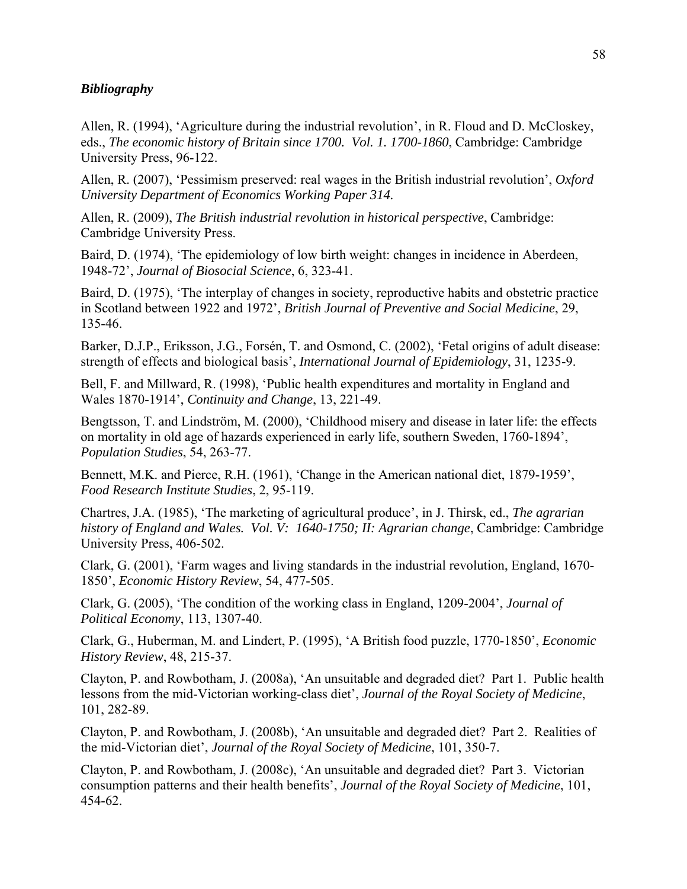## ***Bibliography***

Allen, R. (1994), 'Agriculture during the industrial revolution', in R. Floud and D. McCloskey, eds., *The economic history of Britain since 1700. Vol. 1. 1700-1860*, Cambridge: Cambridge University Press, 96-122.

Allen, R. (2007), 'Pessimism preserved: real wages in the British industrial revolution', *Oxford University Department of Economics Working Paper 314.*

Allen, R. (2009), *The British industrial revolution in historical perspective*, Cambridge: Cambridge University Press.

Baird, D. (1974), 'The epidemiology of low birth weight: changes in incidence in Aberdeen, 1948-72', *Journal of Biosocial Science*, 6, 323-41.

Baird, D. (1975), 'The interplay of changes in society, reproductive habits and obstetric practice in Scotland between 1922 and 1972', *British Journal of Preventive and Social Medicine*, 29, 135-46.

Barker, D.J.P., Eriksson, J.G., Forsén, T. and Osmond, C. (2002), 'Fetal origins of adult disease: strength of effects and biological basis', *International Journal of Epidemiology*, 31, 1235-9.

Bell, F. and Millward, R. (1998), 'Public health expenditures and mortality in England and Wales 1870-1914', *Continuity and Change*, 13, 221-49.

Bengtsson, T. and Lindström, M. (2000), 'Childhood misery and disease in later life: the effects on mortality in old age of hazards experienced in early life, southern Sweden, 1760-1894', *Population Studies*, 54, 263-77.

Bennett, M.K. and Pierce, R.H. (1961), 'Change in the American national diet, 1879-1959', *Food Research Institute Studies*, 2, 95-119.

Chartres, J.A. (1985), 'The marketing of agricultural produce', in J. Thirsk, ed., *The agrarian history of England and Wales. Vol. V: 1640-1750; II: Agrarian change*, Cambridge: Cambridge University Press, 406-502.

Clark, G. (2001), 'Farm wages and living standards in the industrial revolution, England, 1670-1850', *Economic History Review*, 54, 477-505.

Clark, G. (2005), 'The condition of the working class in England, 1209-2004', *Journal of Political Economy*, 113, 1307-40.

Clark, G., Huberman, M. and Lindert, P. (1995), 'A British food puzzle, 1770-1850', *Economic History Review*, 48, 215-37.

Clayton, P. and Rowbotham, J. (2008a), 'An unsuitable and degraded diet? Part 1. Public health lessons from the mid-Victorian working-class diet', *Journal of the Royal Society of Medicine*, 101, 282-89.

Clayton, P. and Rowbotham, J. (2008b), 'An unsuitable and degraded diet? Part 2. Realities of the mid-Victorian diet', *Journal of the Royal Society of Medicine*, 101, 350-7.

Clayton, P. and Rowbotham, J. (2008c), 'An unsuitable and degraded diet? Part 3. Victorian consumption patterns and their health benefits', *Journal of the Royal Society of Medicine*, 101, 454-62.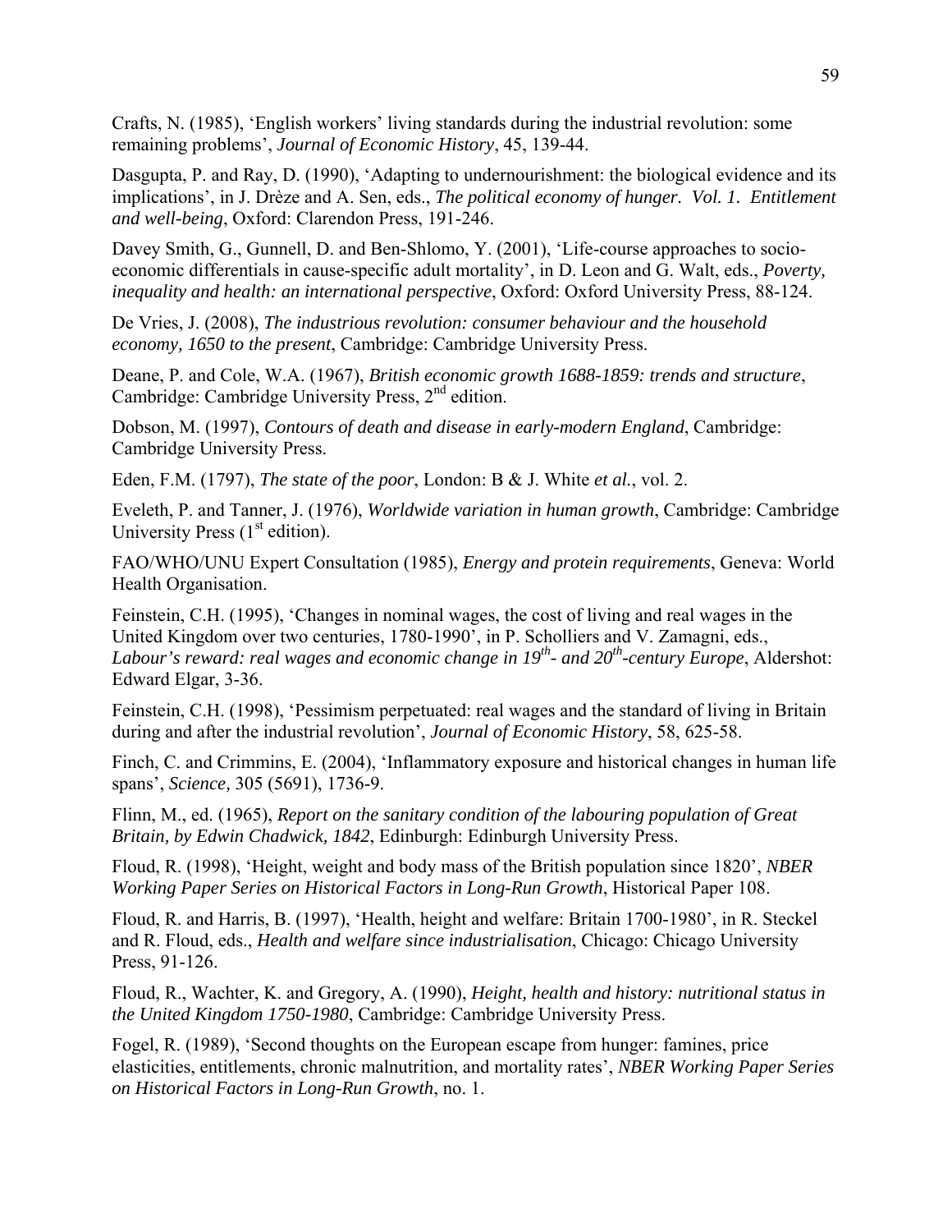Crafts, N. (1985), 'English workers' living standards during the industrial revolution: some remaining problems', *Journal of Economic History*, 45, 139-44.

Dasgupta, P. and Ray, D. (1990), 'Adapting to undernourishment: the biological evidence and its implications', in J. Drèze and A. Sen, eds., *The political economy of hunger. Vol. 1. Entitlement and well-being*, Oxford: Clarendon Press, 191-246.

Davey Smith, G., Gunnell, D. and Ben-Shlomo, Y. (2001), 'Life-course approaches to socio-economic differentials in cause-specific adult mortality', in D. Leon and G. Walt, eds., *Poverty, inequality and health: an international perspective*, Oxford: Oxford University Press, 88-124.

De Vries, J. (2008), *The industrious revolution: consumer behaviour and the household economy, 1650 to the present*, Cambridge: Cambridge University Press.

Deane, P. and Cole, W.A. (1967), *British economic growth 1688-1859: trends and structure*, Cambridge: Cambridge University Press, 2nd edition.

Dobson, M. (1997), *Contours of death and disease in early-modern England*, Cambridge: Cambridge University Press.

Eden, F.M. (1797), *The state of the poor*, London: B & J. White *et al.*, vol. 2.

Eveleth, P. and Tanner, J. (1976), *Worldwide variation in human growth*, Cambridge: Cambridge University Press (1st edition).

FAO/WHO/UNU Expert Consultation (1985), *Energy and protein requirements*, Geneva: World Health Organisation.

Feinstein, C.H. (1995), 'Changes in nominal wages, the cost of living and real wages in the United Kingdom over two centuries, 1780-1990', in P. Scholliers and V. Zamagni, eds., *Labour's reward: real wages and economic change in 19th- and 20th-century Europe*, Aldershot: Edward Elgar, 3-36.

Feinstein, C.H. (1998), 'Pessimism perpetuated: real wages and the standard of living in Britain during and after the industrial revolution', *Journal of Economic History*, 58, 625-58.

Finch, C. and Crimmins, E. (2004), 'Inflammatory exposure and historical changes in human life spans', *Science,* 305 (5691), 1736-9.

Flinn, M., ed. (1965), *Report on the sanitary condition of the labouring population of Great Britain, by Edwin Chadwick, 1842*, Edinburgh: Edinburgh University Press.

Floud, R. (1998), 'Height, weight and body mass of the British population since 1820', *NBER Working Paper Series on Historical Factors in Long-Run Growth*, Historical Paper 108.

Floud, R. and Harris, B. (1997), 'Health, height and welfare: Britain 1700-1980', in R. Steckel and R. Floud, eds., *Health and welfare since industrialisation*, Chicago: Chicago University Press, 91-126.

Floud, R., Wachter, K. and Gregory, A. (1990), *Height, health and history: nutritional status in the United Kingdom 1750-1980*, Cambridge: Cambridge University Press.

Fogel, R. (1989), 'Second thoughts on the European escape from hunger: famines, price elasticities, entitlements, chronic malnutrition, and mortality rates', *NBER Working Paper Series on Historical Factors in Long-Run Growth*, no. 1.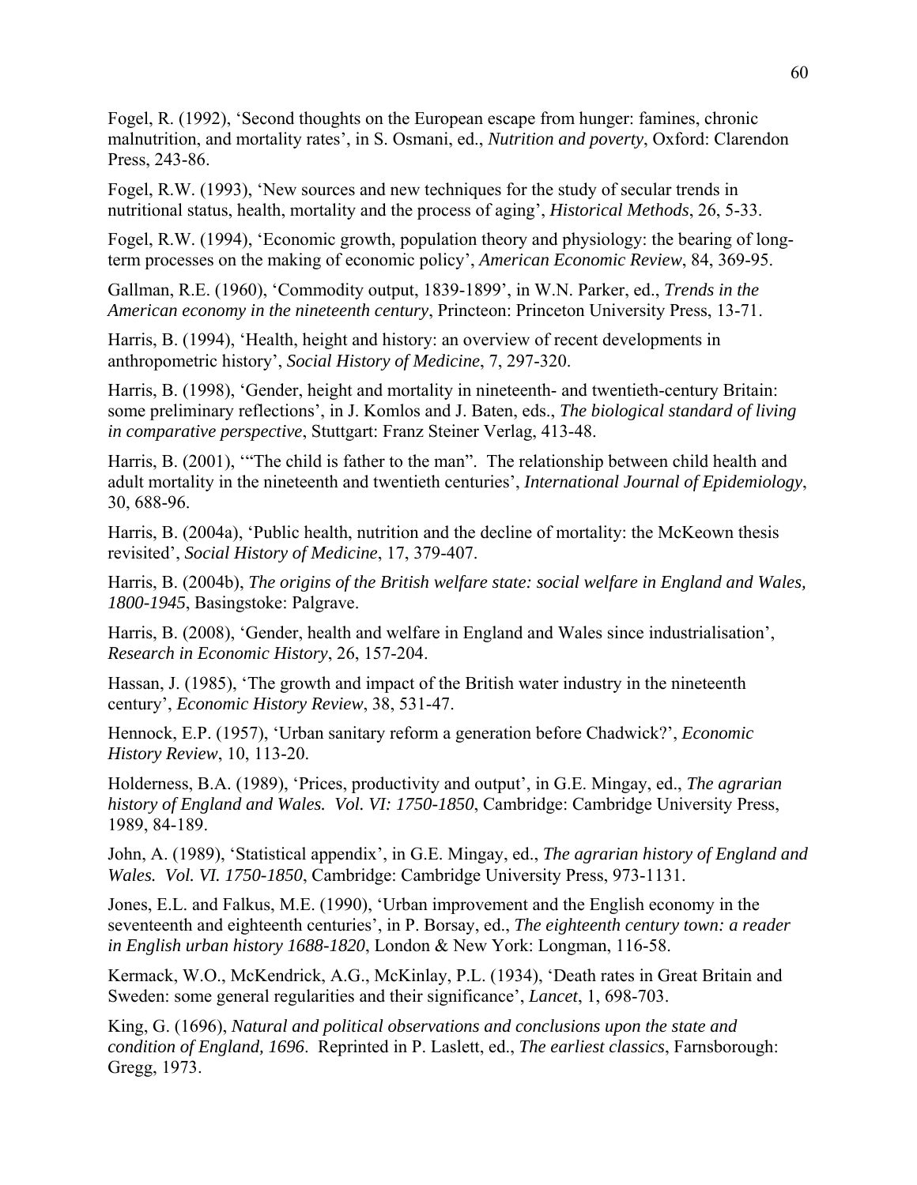Fogel, R. (1992), ‘Second thoughts on the European escape from hunger: famines, chronic malnutrition, and mortality rates’, in S. Osmani, ed., *Nutrition and poverty*, Oxford: Clarendon Press, 243-86.

Fogel, R.W. (1993), ‘New sources and new techniques for the study of secular trends in nutritional status, health, mortality and the process of aging’, *Historical Methods*, 26, 5-33.

Fogel, R.W. (1994), ‘Economic growth, population theory and physiology: the bearing of long-term processes on the making of economic policy’, *American Economic Review*, 84, 369-95.

Gallman, R.E. (1960), ‘Commodity output, 1839-1899’, in W.N. Parker, ed., *Trends in the American economy in the nineteenth century*, Princteon: Princeton University Press, 13-71.

Harris, B. (1994), ‘Health, height and history: an overview of recent developments in anthropometric history’, *Social History of Medicine*, 7, 297-320.

Harris, B. (1998), ‘Gender, height and mortality in nineteenth- and twentieth-century Britain: some preliminary reflections’, in J. Komlos and J. Baten, eds., *The biological standard of living in comparative perspective*, Stuttgart: Franz Steiner Verlag, 413-48.

Harris, B. (2001), ‘“The child is father to the man”. The relationship between child health and adult mortality in the nineteenth and twentieth centuries’, *International Journal of Epidemiology*, 30, 688-96.

Harris, B. (2004a), ‘Public health, nutrition and the decline of mortality: the McKeown thesis revisited’, *Social History of Medicine*, 17, 379-407.

Harris, B. (2004b), *The origins of the British welfare state: social welfare in England and Wales, 1800-1945*, Basingstoke: Palgrave.

Harris, B. (2008), ‘Gender, health and welfare in England and Wales since industrialisation’, *Research in Economic History*, 26, 157-204.

Hassan, J. (1985), ‘The growth and impact of the British water industry in the nineteenth century’, *Economic History Review*, 38, 531-47.

Hennock, E.P. (1957), ‘Urban sanitary reform a generation before Chadwick?’, *Economic History Review*, 10, 113-20.

Holderness, B.A. (1989), ‘Prices, productivity and output’, in G.E. Mingay, ed., *The agrarian history of England and Wales. Vol. VI: 1750-1850*, Cambridge: Cambridge University Press, 1989, 84-189.

John, A. (1989), ‘Statistical appendix’, in G.E. Mingay, ed., *The agrarian history of England and Wales. Vol. VI. 1750-1850*, Cambridge: Cambridge University Press, 973-1131.

Jones, E.L. and Falkus, M.E. (1990), ‘Urban improvement and the English economy in the seventeenth and eighteenth centuries’, in P. Borsay, ed., *The eighteenth century town: a reader in English urban history 1688-1820*, London & New York: Longman, 116-58.

Kermack, W.O., McKendrick, A.G., McKinlay, P.L. (1934), ‘Death rates in Great Britain and Sweden: some general regularities and their significance’, *Lancet*, 1, 698-703.

King, G. (1696), *Natural and political observations and conclusions upon the state and condition of England, 1696*. Reprinted in P. Laslett, ed., *The earliest classics*, Farnsborough: Gregg, 1973.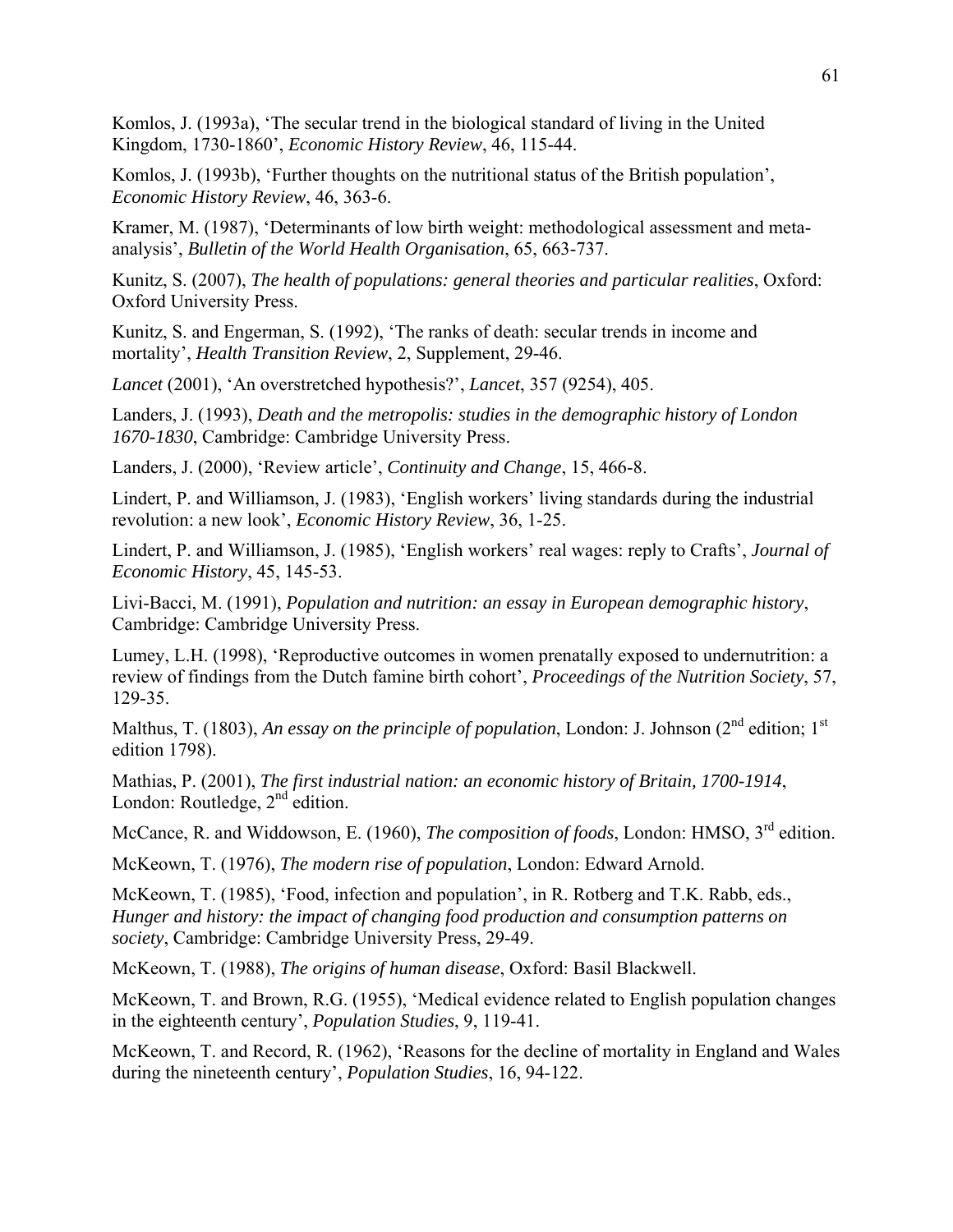Komlos, J. (1993a), 'The secular trend in the biological standard of living in the United Kingdom, 1730-1860', *Economic History Review*, 46, 115-44.

Komlos, J. (1993b), 'Further thoughts on the nutritional status of the British population', *Economic History Review*, 46, 363-6.

Kramer, M. (1987), 'Determinants of low birth weight: methodological assessment and meta-analysis', *Bulletin of the World Health Organisation*, 65, 663-737.

Kunitz, S. (2007), *The health of populations: general theories and particular realities*, Oxford: Oxford University Press.

Kunitz, S. and Engerman, S. (1992), 'The ranks of death: secular trends in income and mortality', *Health Transition Review*, 2, Supplement, 29-46.

*Lancet* (2001), 'An overstretched hypothesis?', *Lancet*, 357 (9254), 405.

Landers, J. (1993), *Death and the metropolis: studies in the demographic history of London 1670-1830*, Cambridge: Cambridge University Press.

Landers, J. (2000), 'Review article', *Continuity and Change*, 15, 466-8.

Lindert, P. and Williamson, J. (1983), 'English workers' living standards during the industrial revolution: a new look', *Economic History Review*, 36, 1-25.

Lindert, P. and Williamson, J. (1985), 'English workers' real wages: reply to Crafts', *Journal of Economic History*, 45, 145-53.

Livi-Bacci, M. (1991), *Population and nutrition: an essay in European demographic history*, Cambridge: Cambridge University Press.

Lumey, L.H. (1998), 'Reproductive outcomes in women prenatally exposed to undernutrition: a review of findings from the Dutch famine birth cohort', *Proceedings of the Nutrition Society*, 57, 129-35.

Malthus, T. (1803), *An essay on the principle of population*, London: J. Johnson (2nd edition; 1st edition 1798).

Mathias, P. (2001), *The first industrial nation: an economic history of Britain, 1700-1914*, London: Routledge, 2nd edition.

McCance, R. and Widdowson, E. (1960), *The composition of foods*, London: HMSO, 3rd edition.

McKeown, T. (1976), *The modern rise of population*, London: Edward Arnold.

McKeown, T. (1985), 'Food, infection and population', in R. Rotberg and T.K. Rabb, eds., *Hunger and history: the impact of changing food production and consumption patterns on society*, Cambridge: Cambridge University Press, 29-49.

McKeown, T. (1988), *The origins of human disease*, Oxford: Basil Blackwell.

McKeown, T. and Brown, R.G. (1955), 'Medical evidence related to English population changes in the eighteenth century', *Population Studies*, 9, 119-41.

McKeown, T. and Record, R. (1962), 'Reasons for the decline of mortality in England and Wales during the nineteenth century', *Population Studies*, 16, 94-122.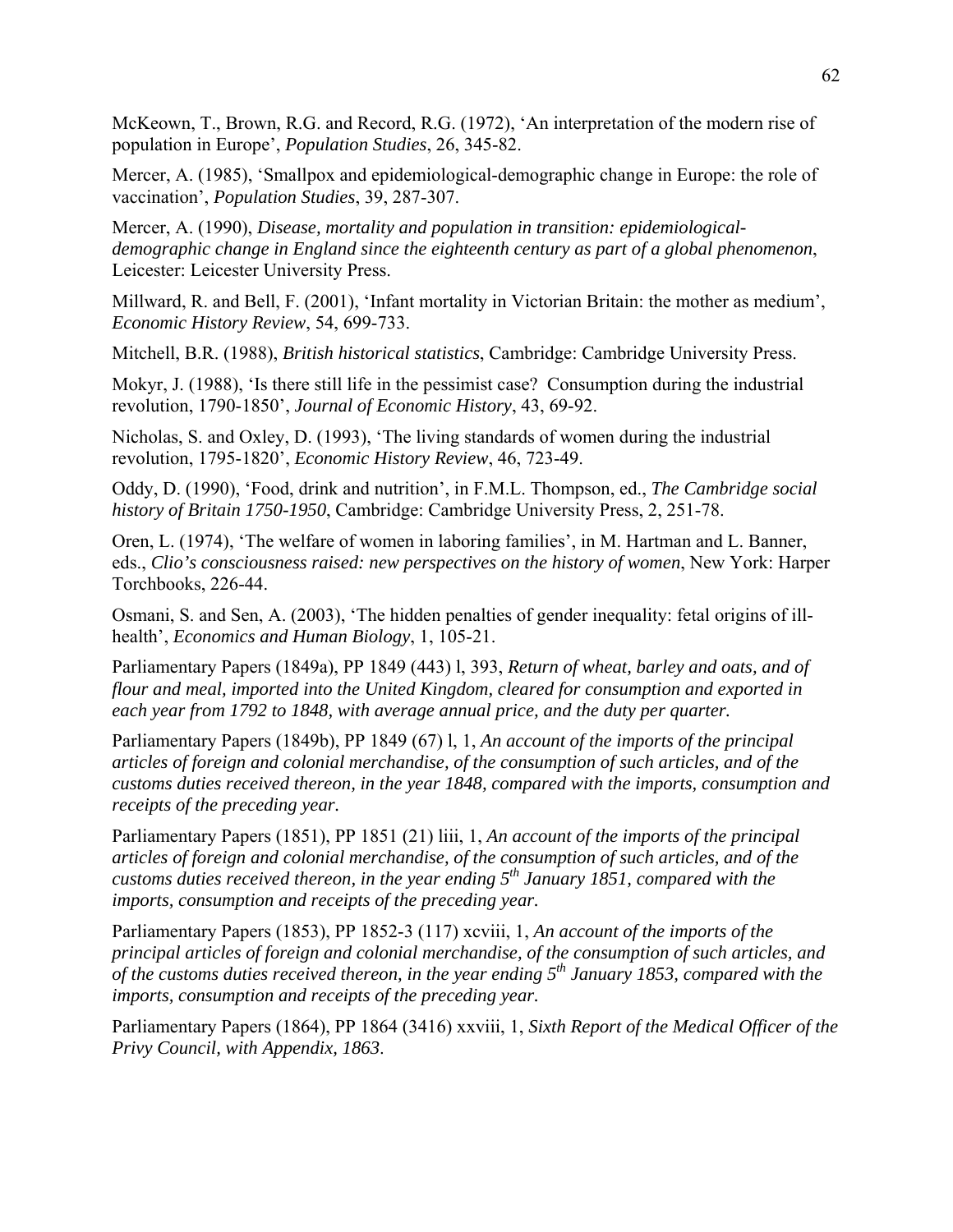McKeown, T., Brown, R.G. and Record, R.G. (1972), 'An interpretation of the modern rise of population in Europe', *Population Studies*, 26, 345-82.

Mercer, A. (1985), 'Smallpox and epidemiological-demographic change in Europe: the role of vaccination', *Population Studies*, 39, 287-307.

Mercer, A. (1990), *Disease, mortality and population in transition: epidemiological-demographic change in England since the eighteenth century as part of a global phenomenon*, Leicester: Leicester University Press.

Millward, R. and Bell, F. (2001), 'Infant mortality in Victorian Britain: the mother as medium', *Economic History Review*, 54, 699-733.

Mitchell, B.R. (1988), *British historical statistics*, Cambridge: Cambridge University Press.

Mokyr, J. (1988), 'Is there still life in the pessimist case? Consumption during the industrial revolution, 1790-1850', *Journal of Economic History*, 43, 69-92.

Nicholas, S. and Oxley, D. (1993), 'The living standards of women during the industrial revolution, 1795-1820', *Economic History Review*, 46, 723-49.

Oddy, D. (1990), 'Food, drink and nutrition', in F.M.L. Thompson, ed., *The Cambridge social history of Britain 1750-1950*, Cambridge: Cambridge University Press, 2, 251-78.

Oren, L. (1974), 'The welfare of women in laboring families', in M. Hartman and L. Banner, eds., *Clio's consciousness raised: new perspectives on the history of women*, New York: Harper Torchbooks, 226-44.

Osmani, S. and Sen, A. (2003), 'The hidden penalties of gender inequality: fetal origins of ill-health', *Economics and Human Biology*, 1, 105-21.

Parliamentary Papers (1849a), PP 1849 (443) l, 393, *Return of wheat, barley and oats, and of flour and meal, imported into the United Kingdom, cleared for consumption and exported in each year from 1792 to 1848, with average annual price, and the duty per quarter.*

Parliamentary Papers (1849b), PP 1849 (67) l, 1, *An account of the imports of the principal articles of foreign and colonial merchandise, of the consumption of such articles, and of the customs duties received thereon, in the year 1848, compared with the imports, consumption and receipts of the preceding year.*

Parliamentary Papers (1851), PP 1851 (21) liii, 1, *An account of the imports of the principal articles of foreign and colonial merchandise, of the consumption of such articles, and of the customs duties received thereon, in the year ending 5th January 1851, compared with the imports, consumption and receipts of the preceding year.*

Parliamentary Papers (1853), PP 1852-3 (117) xcviii, 1, *An account of the imports of the principal articles of foreign and colonial merchandise, of the consumption of such articles, and of the customs duties received thereon, in the year ending 5th January 1853, compared with the imports, consumption and receipts of the preceding year.*

Parliamentary Papers (1864), PP 1864 (3416) xxviii, 1, *Sixth Report of the Medical Officer of the Privy Council, with Appendix, 1863.*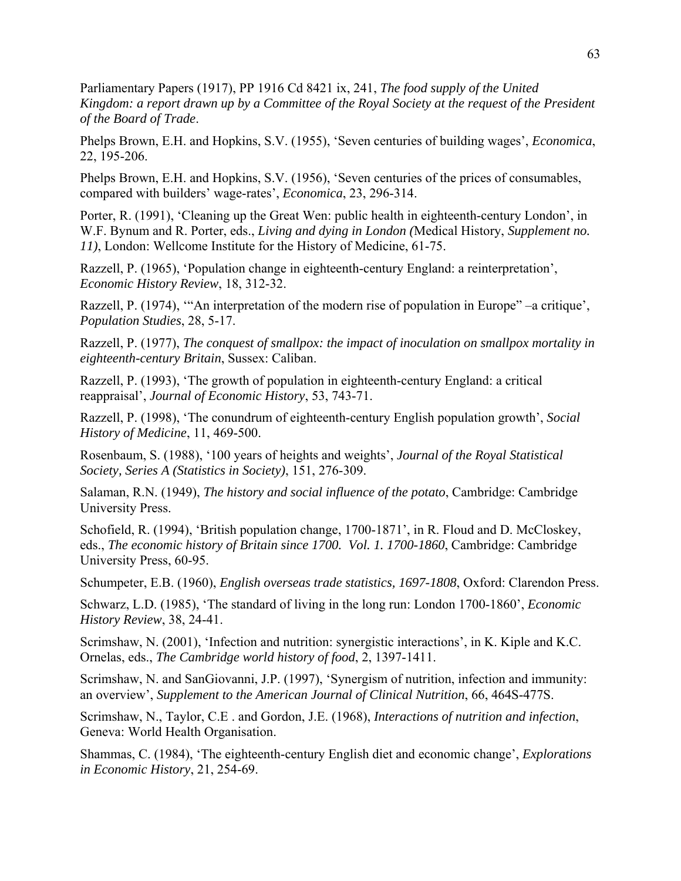Parliamentary Papers (1917), PP 1916 Cd 8421 ix, 241, *The food supply of the United Kingdom: a report drawn up by a Committee of the Royal Society at the request of the President of the Board of Trade*.

Phelps Brown, E.H. and Hopkins, S.V. (1955), 'Seven centuries of building wages', *Economica*, 22, 195-206.

Phelps Brown, E.H. and Hopkins, S.V. (1956), 'Seven centuries of the prices of consumables, compared with builders' wage-rates', *Economica*, 23, 296-314.

Porter, R. (1991), 'Cleaning up the Great Wen: public health in eighteenth-century London', in W.F. Bynum and R. Porter, eds., *Living and dying in London (*Medical History, *Supplement no. 11)*, London: Wellcome Institute for the History of Medicine, 61-75.

Razzell, P. (1965), 'Population change in eighteenth-century England: a reinterpretation', *Economic History Review*, 18, 312-32.

Razzell, P. (1974), '"An interpretation of the modern rise of population in Europe" –a critique', *Population Studies*, 28, 5-17.

Razzell, P. (1977), *The conquest of smallpox: the impact of inoculation on smallpox mortality in eighteenth-century Britain*, Sussex: Caliban.

Razzell, P. (1993), 'The growth of population in eighteenth-century England: a critical reappraisal', *Journal of Economic History*, 53, 743-71.

Razzell, P. (1998), 'The conundrum of eighteenth-century English population growth', *Social History of Medicine*, 11, 469-500.

Rosenbaum, S. (1988), '100 years of heights and weights', *Journal of the Royal Statistical Society, Series A (Statistics in Society)*, 151, 276-309.

Salaman, R.N. (1949), *The history and social influence of the potato*, Cambridge: Cambridge University Press.

Schofield, R. (1994), 'British population change, 1700-1871', in R. Floud and D. McCloskey, eds., *The economic history of Britain since 1700. Vol. 1. 1700-1860*, Cambridge: Cambridge University Press, 60-95.

Schumpeter, E.B. (1960), *English overseas trade statistics, 1697-1808*, Oxford: Clarendon Press.

Schwarz, L.D. (1985), 'The standard of living in the long run: London 1700-1860', *Economic History Review*, 38, 24-41.

Scrimshaw, N. (2001), 'Infection and nutrition: synergistic interactions', in K. Kiple and K.C. Ornelas, eds., *The Cambridge world history of food*, 2, 1397-1411.

Scrimshaw, N. and SanGiovanni, J.P. (1997), 'Synergism of nutrition, infection and immunity: an overview', *Supplement to the American Journal of Clinical Nutrition*, 66, 464S-477S.

Scrimshaw, N., Taylor, C.E . and Gordon, J.E. (1968), *Interactions of nutrition and infection*, Geneva: World Health Organisation.

Shammas, C. (1984), 'The eighteenth-century English diet and economic change', *Explorations in Economic History*, 21, 254-69.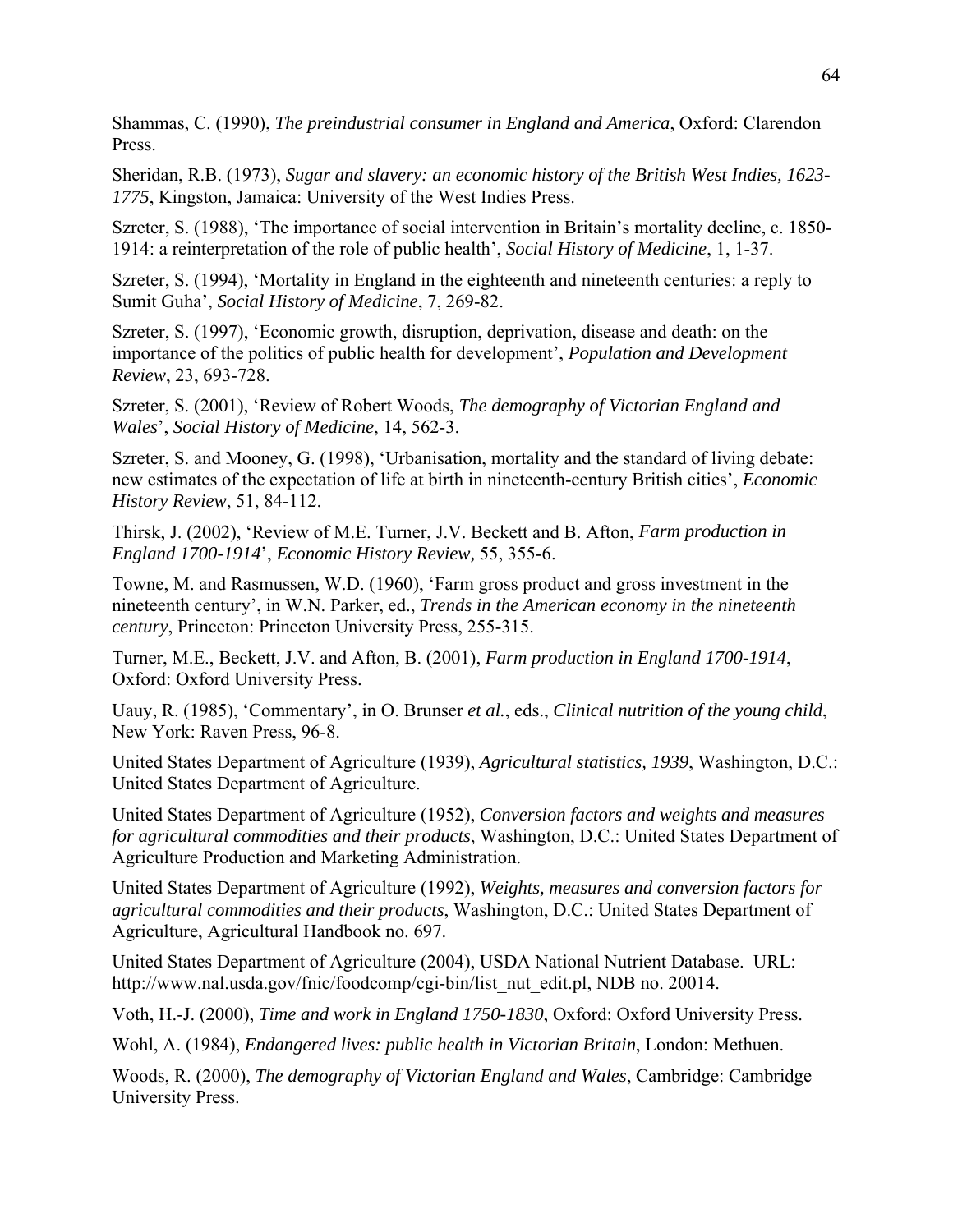Shammas, C. (1990), *The preindustrial consumer in England and America*, Oxford: Clarendon Press.

Sheridan, R.B. (1973), *Sugar and slavery: an economic history of the British West Indies, 1623-1775*, Kingston, Jamaica: University of the West Indies Press.

Szreter, S. (1988), 'The importance of social intervention in Britain's mortality decline, c. 1850-1914: a reinterpretation of the role of public health', *Social History of Medicine*, 1, 1-37.

Szreter, S. (1994), 'Mortality in England in the eighteenth and nineteenth centuries: a reply to Sumit Guha', *Social History of Medicine*, 7, 269-82.

Szreter, S. (1997), 'Economic growth, disruption, deprivation, disease and death: on the importance of the politics of public health for development', *Population and Development Review*, 23, 693-728.

Szreter, S. (2001), 'Review of Robert Woods, *The demography of Victorian England and Wales*', *Social History of Medicine*, 14, 562-3.

Szreter, S. and Mooney, G. (1998), 'Urbanisation, mortality and the standard of living debate: new estimates of the expectation of life at birth in nineteenth-century British cities', *Economic History Review*, 51, 84-112.

Thirsk, J. (2002), 'Review of M.E. Turner, J.V. Beckett and B. Afton, *Farm production in England 1700-1914*', *Economic History Review,* 55, 355-6.

Towne, M. and Rasmussen, W.D. (1960), 'Farm gross product and gross investment in the nineteenth century', in W.N. Parker, ed., *Trends in the American economy in the nineteenth century*, Princeton: Princeton University Press, 255-315.

Turner, M.E., Beckett, J.V. and Afton, B. (2001), *Farm production in England 1700-1914*, Oxford: Oxford University Press.

Uauy, R. (1985), 'Commentary', in O. Brunser *et al.*, eds., *Clinical nutrition of the young child*, New York: Raven Press, 96-8.

United States Department of Agriculture (1939), *Agricultural statistics, 1939*, Washington, D.C.: United States Department of Agriculture.

United States Department of Agriculture (1952), *Conversion factors and weights and measures for agricultural commodities and their products*, Washington, D.C.: United States Department of Agriculture Production and Marketing Administration.

United States Department of Agriculture (1992), *Weights, measures and conversion factors for agricultural commodities and their products*, Washington, D.C.: United States Department of Agriculture, Agricultural Handbook no. 697.

United States Department of Agriculture (2004), USDA National Nutrient Database. URL: http://www.nal.usda.gov/fnic/foodcomp/cgi-bin/list_nut_edit.pl, NDB no. 20014.

Voth, H.-J. (2000), *Time and work in England 1750-1830*, Oxford: Oxford University Press.

Wohl, A. (1984), *Endangered lives: public health in Victorian Britain*, London: Methuen.

Woods, R. (2000), *The demography of Victorian England and Wales*, Cambridge: Cambridge University Press.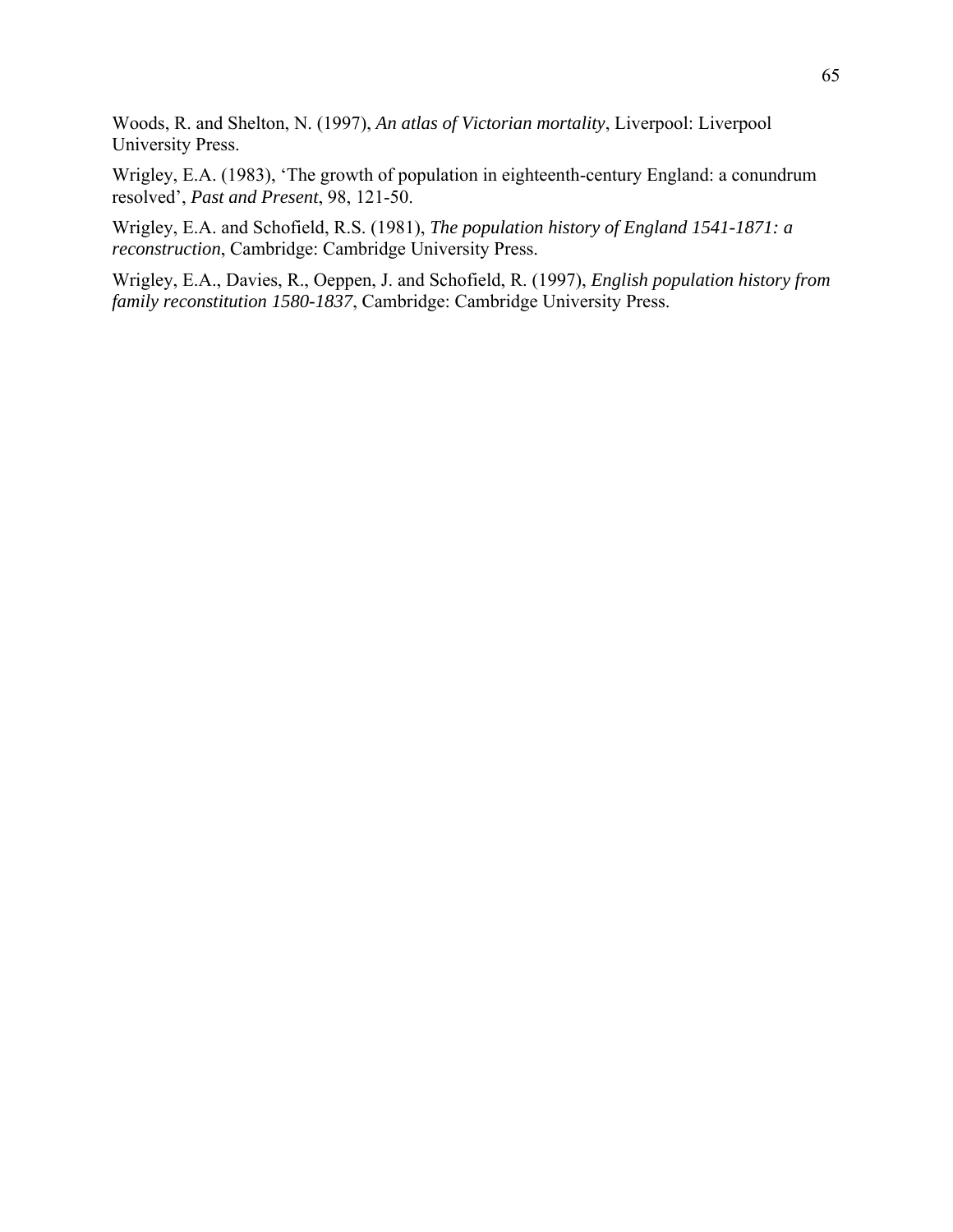Woods, R. and Shelton, N. (1997), *An atlas of Victorian mortality*, Liverpool: Liverpool University Press.

Wrigley, E.A. (1983), 'The growth of population in eighteenth-century England: a conundrum resolved', *Past and Present*, 98, 121-50.

Wrigley, E.A. and Schofield, R.S. (1981), *The population history of England 1541-1871: a reconstruction*, Cambridge: Cambridge University Press.

Wrigley, E.A., Davies, R., Oeppen, J. and Schofield, R. (1997), *English population history from family reconstitution 1580-1837*, Cambridge: Cambridge University Press.